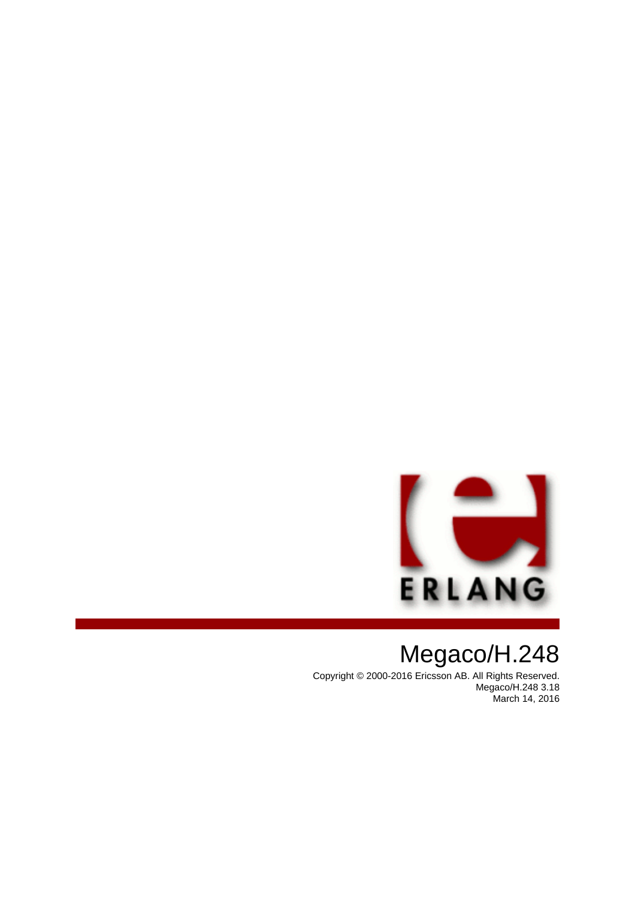# Megaco/H.248

Copyright © 2000-2016 Ericsson AB. All Rights Reserved.
Megaco/H.248 3.18
March 14, 2016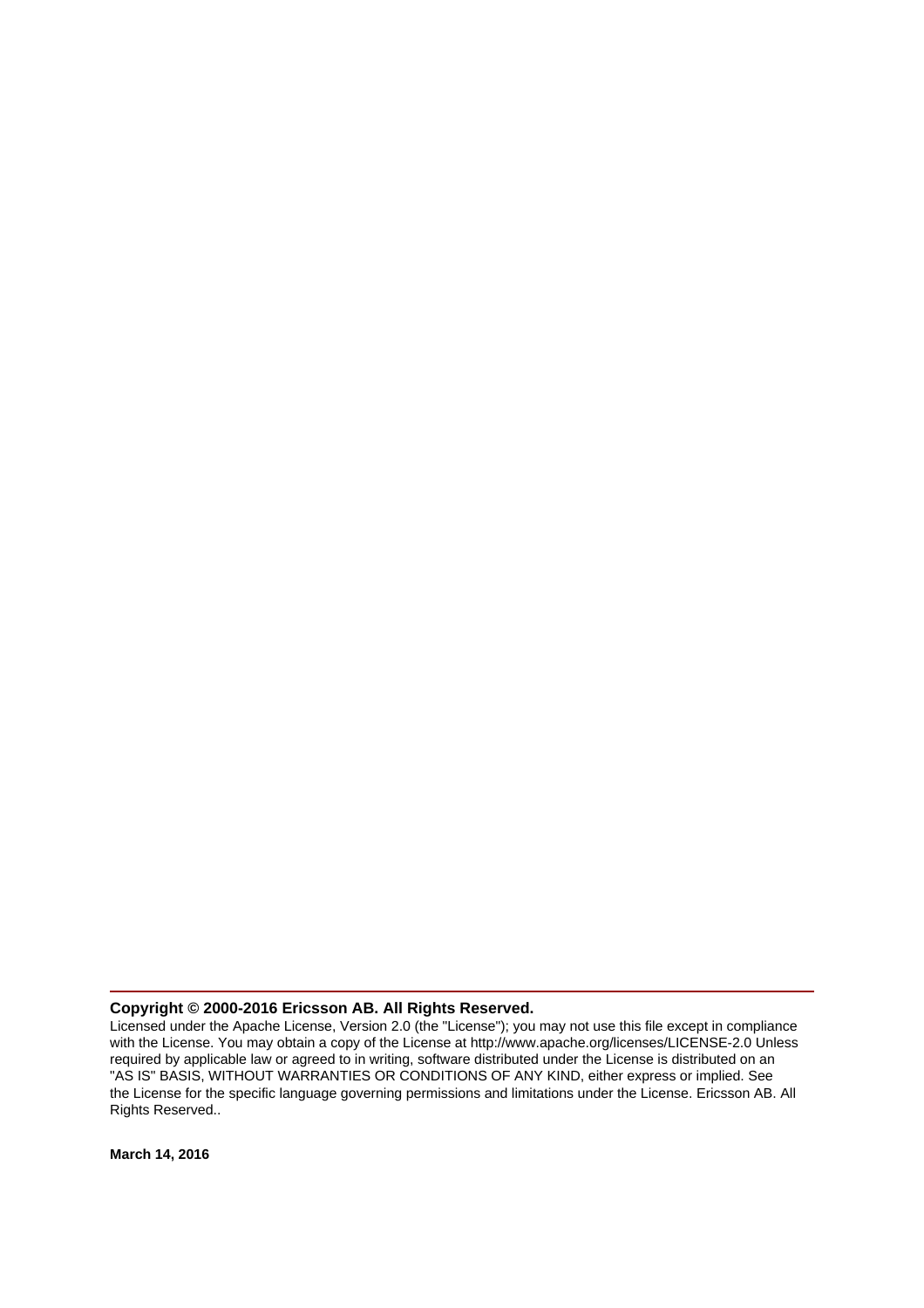**Copyright © 2000-2016 Ericsson AB. All Rights Reserved.**

Licensed under the Apache License, Version 2.0 (the "License"); you may not use this file except in compliance with the License. You may obtain a copy of the License at http://www.apache.org/licenses/LICENSE-2.0 Unless required by applicable law or agreed to in writing, software distributed under the License is distributed on an "AS IS" BASIS, WITHOUT WARRANTIES OR CONDITIONS OF ANY KIND, either express or implied. See the License for the specific language governing permissions and limitations under the License. Ericsson AB. All Rights Reserved..

**March 14, 2016**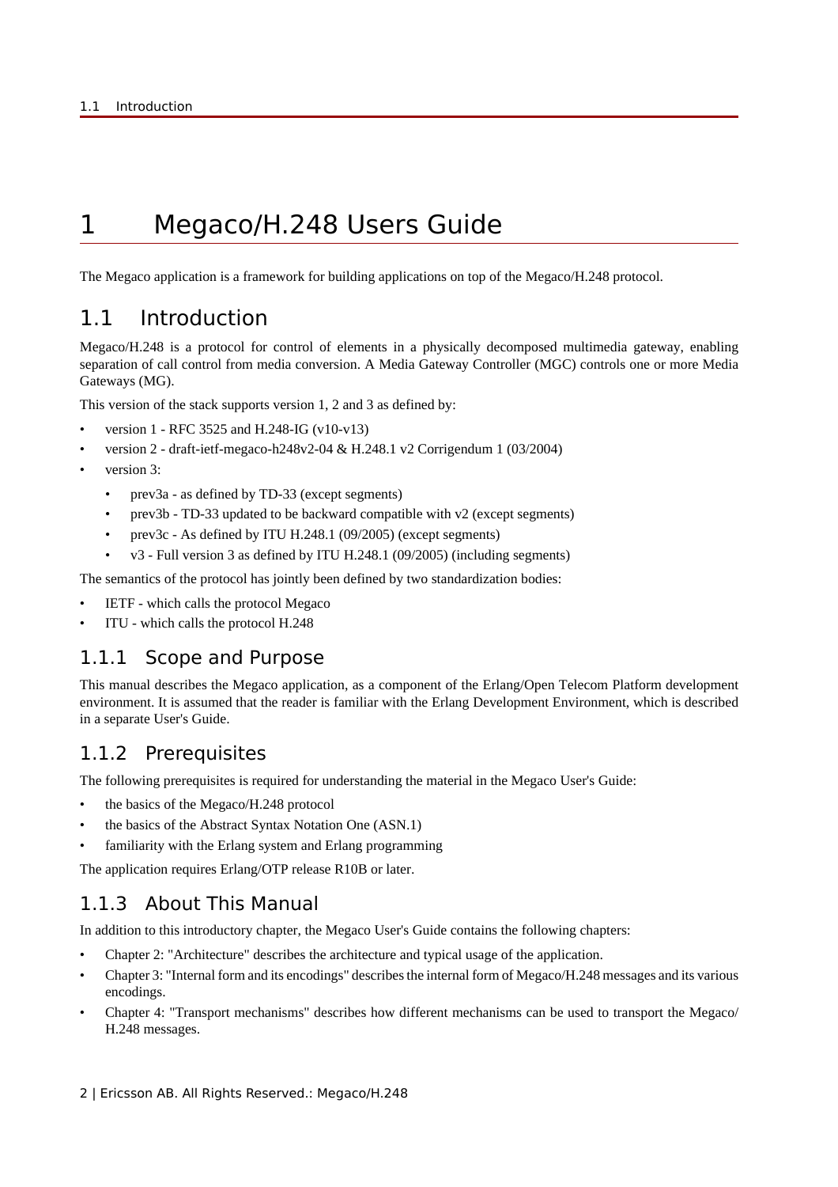# 1 Megaco/H.248 Users Guide

The Megaco application is a framework for building applications on top of the Megaco/H.248 protocol.

## 1.1 Introduction

Megaco/H.248 is a protocol for control of elements in a physically decomposed multimedia gateway, enabling separation of call control from media conversion. A Media Gateway Controller (MGC) controls one or more Media Gateways (MG).

This version of the stack supports version 1, 2 and 3 as defined by:

- version 1 - RFC 3525 and H.248-IG (v10-v13)
- version 2 - draft-ietf-megaco-h248v2-04 & H.248.1 v2 Corrigendum 1 (03/2004)
- version 3:
  - prev3a - as defined by TD-33 (except segments)
  - prev3b - TD-33 updated to be backward compatible with v2 (except segments)
  - prev3c - As defined by ITU H.248.1 (09/2005) (except segments)
  - v3 - Full version 3 as defined by ITU H.248.1 (09/2005) (including segments)

The semantics of the protocol has jointly been defined by two standardization bodies:

- IETF - which calls the protocol Megaco
- ITU - which calls the protocol H.248

### 1.1.1 Scope and Purpose

This manual describes the Megaco application, as a component of the Erlang/Open Telecom Platform development environment. It is assumed that the reader is familiar with the Erlang Development Environment, which is described in a separate User's Guide.

### 1.1.2 Prerequisites

The following prerequisites is required for understanding the material in the Megaco User's Guide:

- the basics of the Megaco/H.248 protocol
- the basics of the Abstract Syntax Notation One (ASN.1)
- familiarity with the Erlang system and Erlang programming

The application requires Erlang/OTP release R10B or later.

### 1.1.3 About This Manual

In addition to this introductory chapter, the Megaco User's Guide contains the following chapters:

- Chapter 2: "Architecture" describes the architecture and typical usage of the application.
- Chapter 3: "Internal form and its encodings" describes the internal form of Megaco/H.248 messages and its various encodings.
- Chapter 4: "Transport mechanisms" describes how different mechanisms can be used to transport the Megaco/H.248 messages.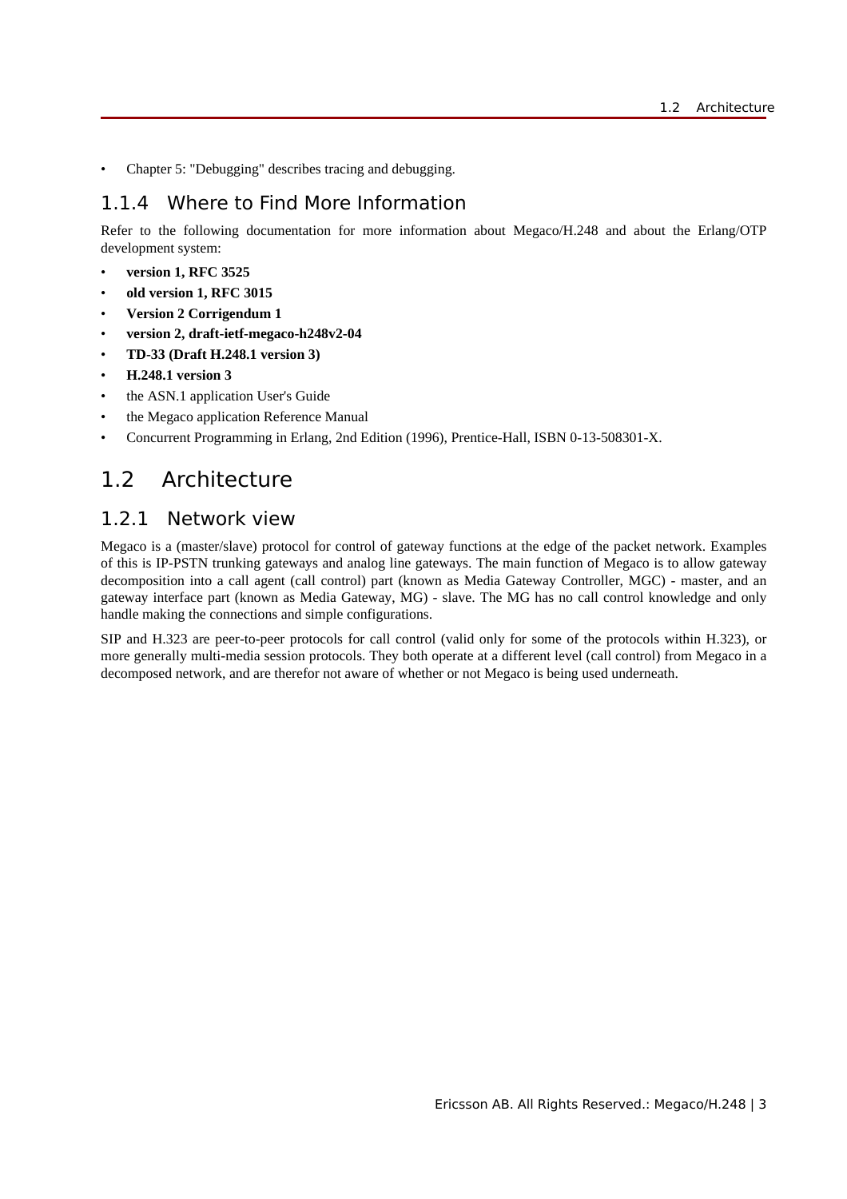- Chapter 5: "Debugging" describes tracing and debugging.

### 1.1.4 Where to Find More Information

Refer to the following documentation for more information about Megaco/H.248 and about the Erlang/OTP development system:

- **version 1, RFC 3525**
- **old version 1, RFC 3015**
- **Version 2 Corrigendum 1**
- **version 2, draft-ietf-megaco-h248v2-04**
- **TD-33 (Draft H.248.1 version 3)**
- **H.248.1 version 3**
- the ASN.1 application User's Guide
- the Megaco application Reference Manual
- Concurrent Programming in Erlang, 2nd Edition (1996), Prentice-Hall, ISBN 0-13-508301-X.

## 1.2 Architecture

### 1.2.1 Network view

Megaco is a (master/slave) protocol for control of gateway functions at the edge of the packet network. Examples of this is IP-PSTN trunking gateways and analog line gateways. The main function of Megaco is to allow gateway decomposition into a call agent (call control) part (known as Media Gateway Controller, MGC) - master, and an gateway interface part (known as Media Gateway, MG) - slave. The MG has no call control knowledge and only handle making the connections and simple configurations.

SIP and H.323 are peer-to-peer protocols for call control (valid only for some of the protocols within H.323), or more generally multi-media session protocols. They both operate at a different level (call control) from Megaco in a decomposed network, and are therefor not aware of whether or not Megaco is being used underneath.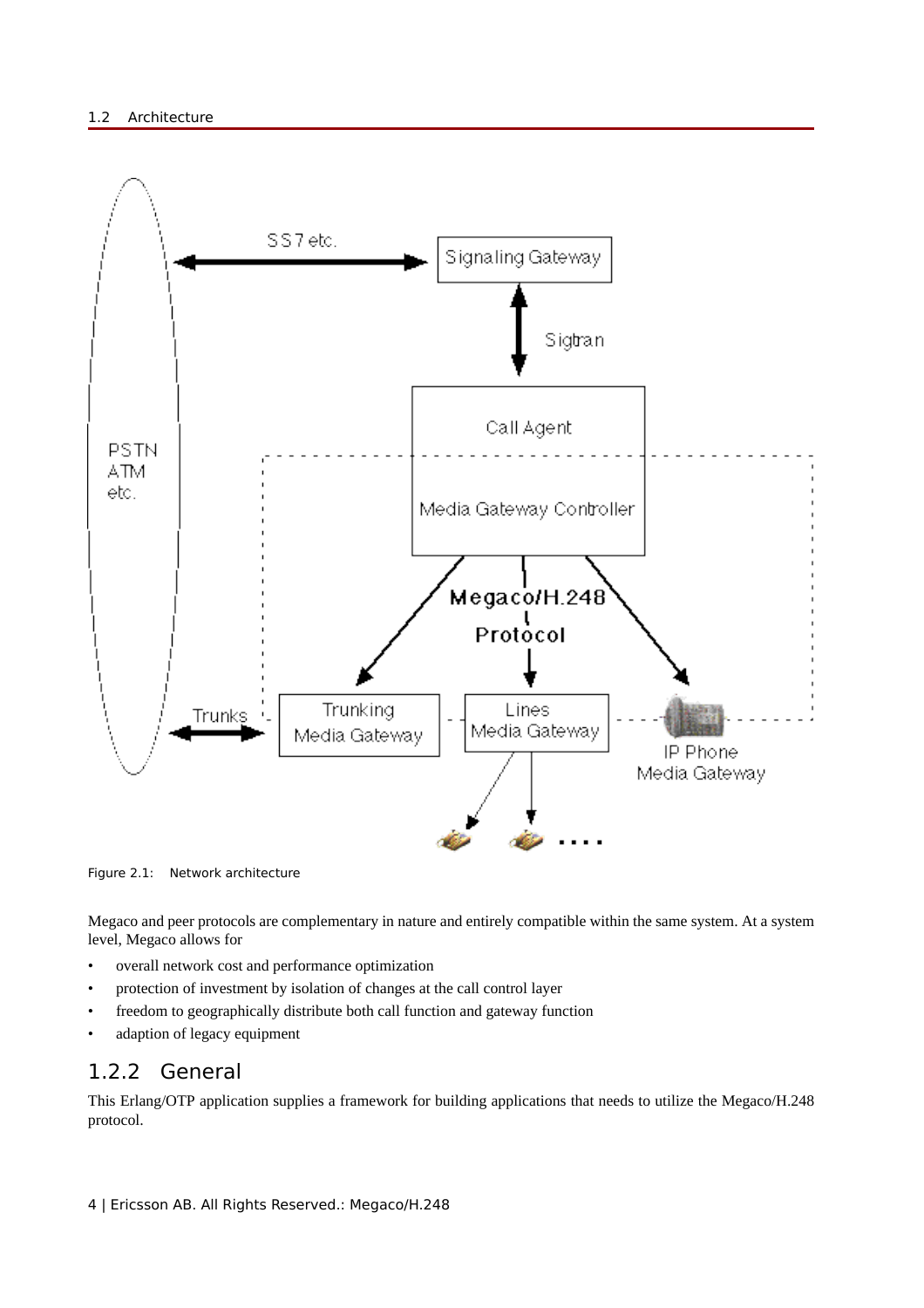Figure 2.1: Network architecture

Megaco and peer protocols are complementary in nature and entirely compatible within the same system. At a system level, Megaco allows for

- overall network cost and performance optimization
- protection of investment by isolation of changes at the call control layer
- freedom to geographically distribute both call function and gateway function
- adaption of legacy equipment

## 1.2.2 General

This Erlang/OTP application supplies a framework for building applications that needs to utilize the Megaco/H.248 protocol.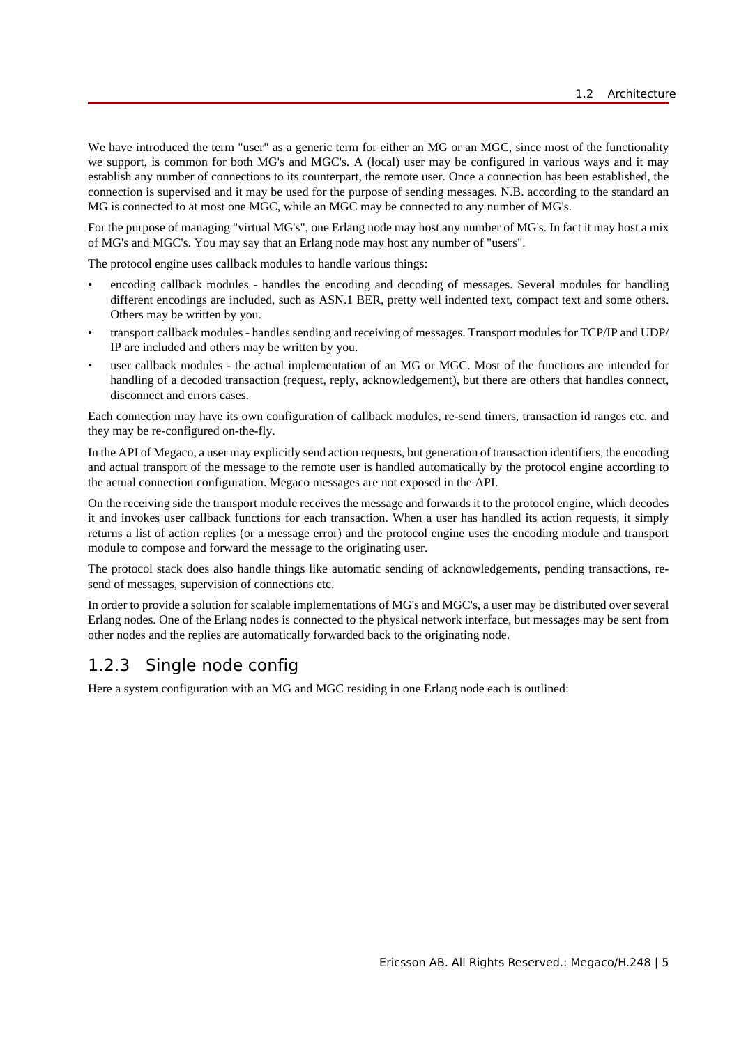We have introduced the term "user" as a generic term for either an MG or an MGC, since most of the functionality we support, is common for both MG's and MGC's. A (local) user may be configured in various ways and it may establish any number of connections to its counterpart, the remote user. Once a connection has been established, the connection is supervised and it may be used for the purpose of sending messages. N.B. according to the standard an MG is connected to at most one MGC, while an MGC may be connected to any number of MG's.

For the purpose of managing "virtual MG's", one Erlang node may host any number of MG's. In fact it may host a mix of MG's and MGC's. You may say that an Erlang node may host any number of "users".

The protocol engine uses callback modules to handle various things:

- encoding callback modules - handles the encoding and decoding of messages. Several modules for handling different encodings are included, such as ASN.1 BER, pretty well indented text, compact text and some others. Others may be written by you.
- transport callback modules - handles sending and receiving of messages. Transport modules for TCP/IP and UDP/IP are included and others may be written by you.
- user callback modules - the actual implementation of an MG or MGC. Most of the functions are intended for handling of a decoded transaction (request, reply, acknowledgement), but there are others that handles connect, disconnect and errors cases.

Each connection may have its own configuration of callback modules, re-send timers, transaction id ranges etc. and they may be re-configured on-the-fly.

In the API of Megaco, a user may explicitly send action requests, but generation of transaction identifiers, the encoding and actual transport of the message to the remote user is handled automatically by the protocol engine according to the actual connection configuration. Megaco messages are not exposed in the API.

On the receiving side the transport module receives the message and forwards it to the protocol engine, which decodes it and invokes user callback functions for each transaction. When a user has handled its action requests, it simply returns a list of action replies (or a message error) and the protocol engine uses the encoding module and transport module to compose and forward the message to the originating user.

The protocol stack does also handle things like automatic sending of acknowledgements, pending transactions, re-send of messages, supervision of connections etc.

In order to provide a solution for scalable implementations of MG's and MGC's, a user may be distributed over several Erlang nodes. One of the Erlang nodes is connected to the physical network interface, but messages may be sent from other nodes and the replies are automatically forwarded back to the originating node.

### 1.2.3 Single node config

Here a system configuration with an MG and MGC residing in one Erlang node each is outlined: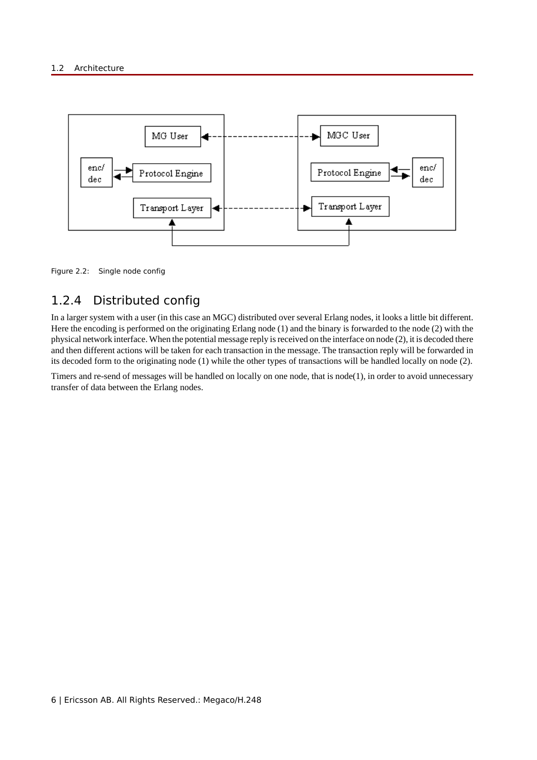Figure 2.2: Single node config

## 1.2.4 Distributed config

In a larger system with a user (in this case an MGC) distributed over several Erlang nodes, it looks a little bit different. Here the encoding is performed on the originating Erlang node (1) and the binary is forwarded to the node (2) with the physical network interface. When the potential message reply is received on the interface on node (2), it is decoded there and then different actions will be taken for each transaction in the message. The transaction reply will be forwarded in its decoded form to the originating node (1) while the other types of transactions will be handled locally on node (2).

Timers and re-send of messages will be handled on locally on one node, that is node(1), in order to avoid unnecessary transfer of data between the Erlang nodes.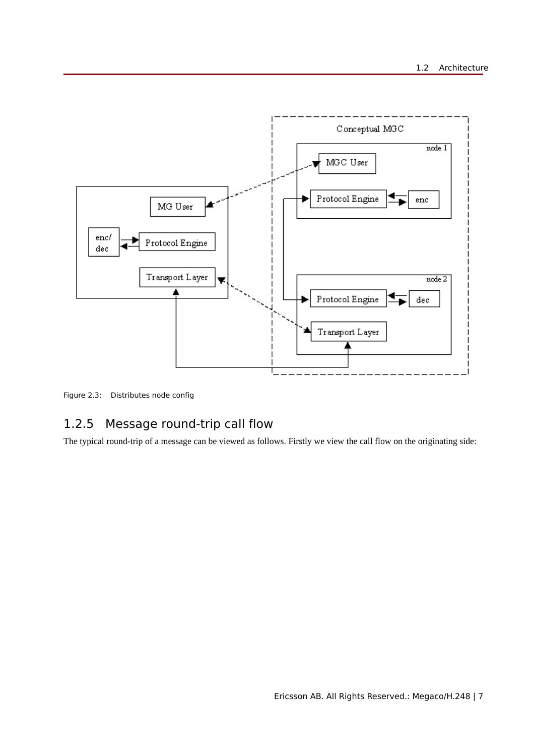Figure 2.3: Distributes node config

## 1.2.5 Message round-trip call flow

The typical round-trip of a message can be viewed as follows. Firstly we view the call flow on the originating side: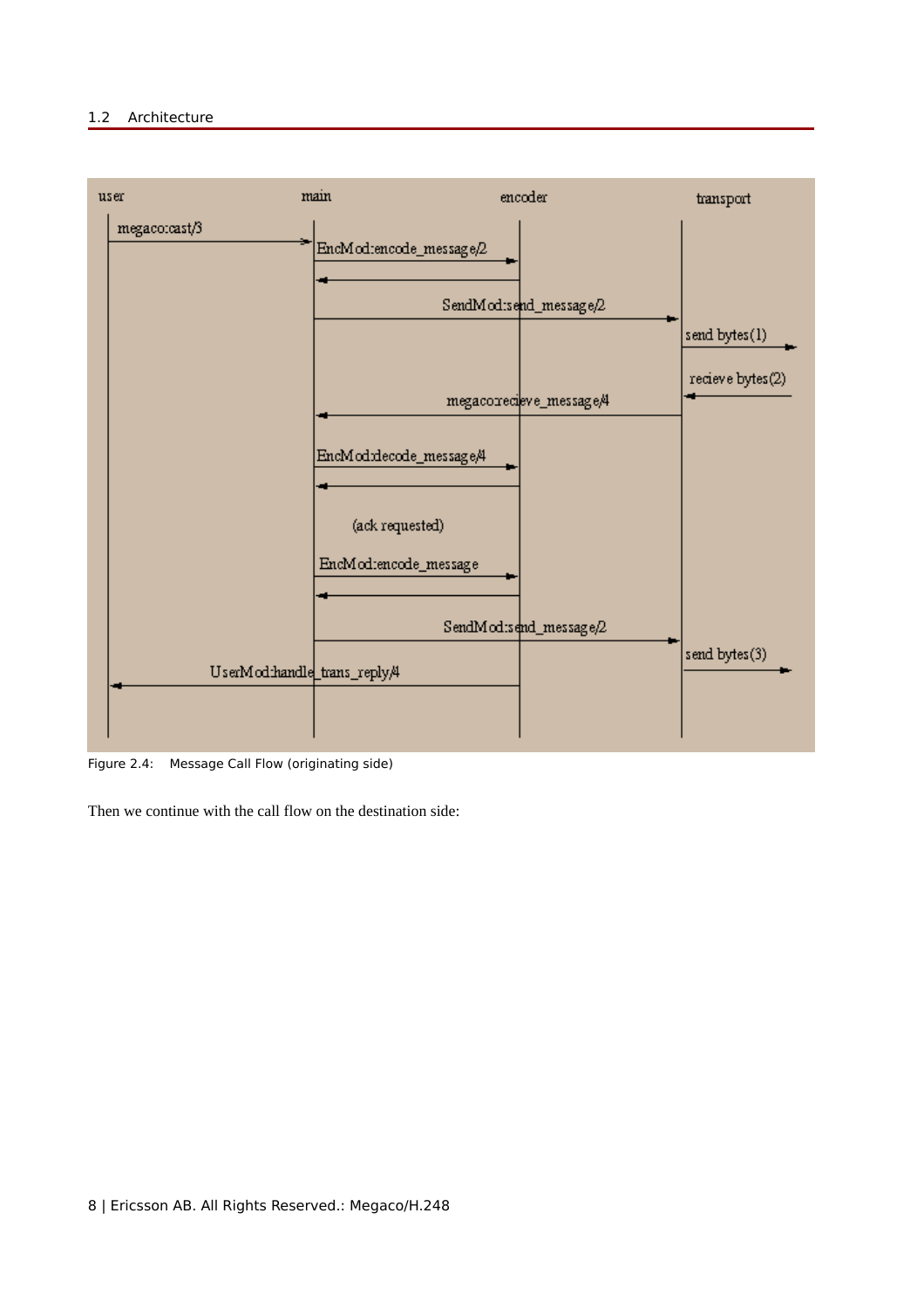Figure 2.4: Message Call Flow (originating side)

Then we continue with the call flow on the destination side: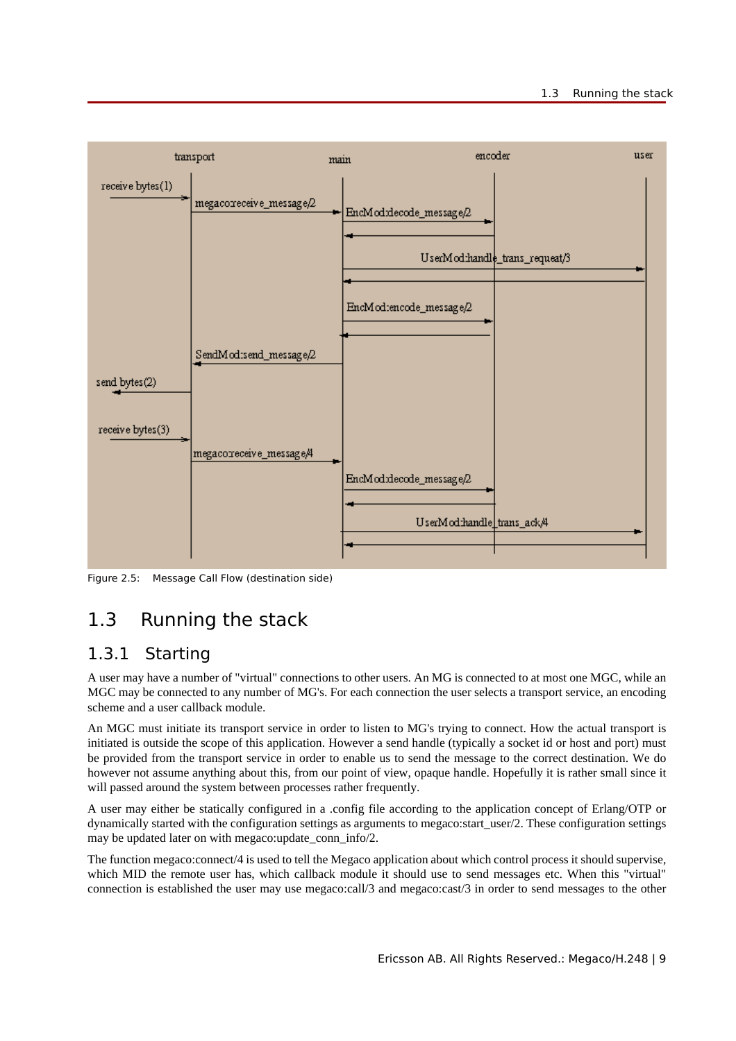Figure 2.5: Message Call Flow (destination side)

## 1.3 Running the stack

### 1.3.1 Starting

A user may have a number of "virtual" connections to other users. An MG is connected to at most one MGC, while an MGC may be connected to any number of MG's. For each connection the user selects a transport service, an encoding scheme and a user callback module.

An MGC must initiate its transport service in order to listen to MG's trying to connect. How the actual transport is initiated is outside the scope of this application. However a send handle (typically a socket id or host and port) must be provided from the transport service in order to enable us to send the message to the correct destination. We do however not assume anything about this, from our point of view, opaque handle. Hopefully it is rather small since it will passed around the system between processes rather frequently.

A user may either be statically configured in a .config file according to the application concept of Erlang/OTP or dynamically started with the configuration settings as arguments to megaco:start_user/2. These configuration settings may be updated later on with megaco:update_conn_info/2.

The function megaco:connect/4 is used to tell the Megaco application about which control process it should supervise, which MID the remote user has, which callback module it should use to send messages etc. When this "virtual" connection is established the user may use megaco:call/3 and megaco:cast/3 in order to send messages to the other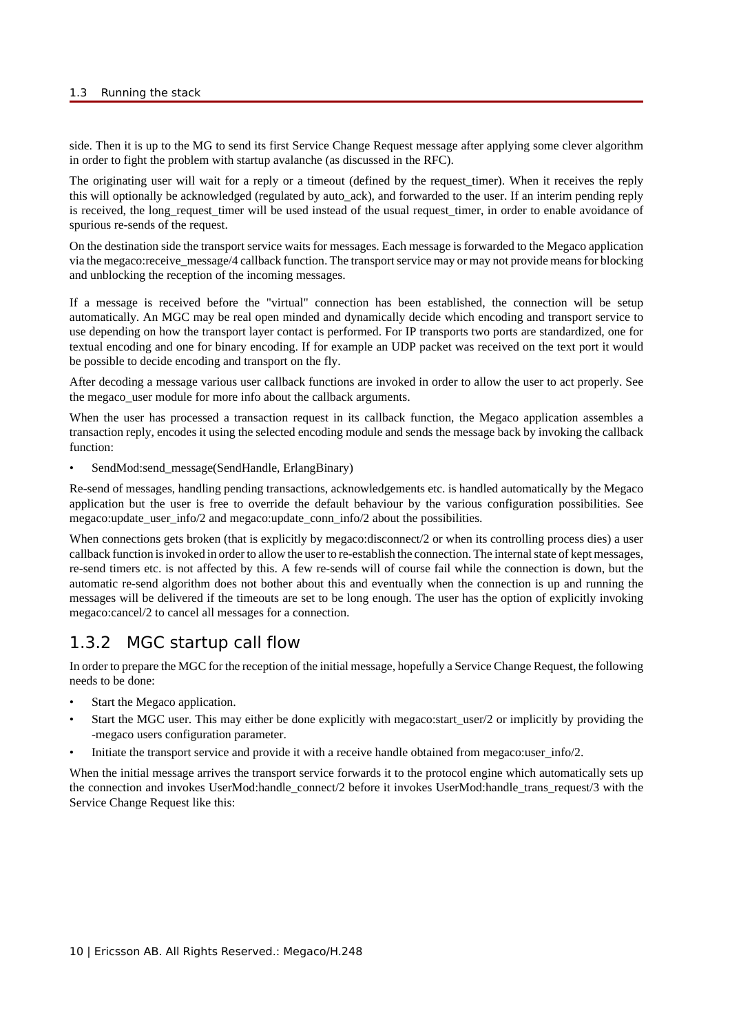side. Then it is up to the MG to send its first Service Change Request message after applying some clever algorithm in order to fight the problem with startup avalanche (as discussed in the RFC).

The originating user will wait for a reply or a timeout (defined by the request_timer). When it receives the reply this will optionally be acknowledged (regulated by auto_ack), and forwarded to the user. If an interim pending reply is received, the long_request_timer will be used instead of the usual request_timer, in order to enable avoidance of spurious re-sends of the request.

On the destination side the transport service waits for messages. Each message is forwarded to the Megaco application via the megaco:receive_message/4 callback function. The transport service may or may not provide means for blocking and unblocking the reception of the incoming messages.

If a message is received before the "virtual" connection has been established, the connection will be setup automatically. An MGC may be real open minded and dynamically decide which encoding and transport service to use depending on how the transport layer contact is performed. For IP transports two ports are standardized, one for textual encoding and one for binary encoding. If for example an UDP packet was received on the text port it would be possible to decide encoding and transport on the fly.

After decoding a message various user callback functions are invoked in order to allow the user to act properly. See the megaco_user module for more info about the callback arguments.

When the user has processed a transaction request in its callback function, the Megaco application assembles a transaction reply, encodes it using the selected encoding module and sends the message back by invoking the callback function:

- SendMod:send_message(SendHandle, ErlangBinary)

Re-send of messages, handling pending transactions, acknowledgements etc. is handled automatically by the Megaco application but the user is free to override the default behaviour by the various configuration possibilities. See megaco:update_user_info/2 and megaco:update_conn_info/2 about the possibilities.

When connections gets broken (that is explicitly by megaco:disconnect/2 or when its controlling process dies) a user callback function is invoked in order to allow the user to re-establish the connection. The internal state of kept messages, re-send timers etc. is not affected by this. A few re-sends will of course fail while the connection is down, but the automatic re-send algorithm does not bother about this and eventually when the connection is up and running the messages will be delivered if the timeouts are set to be long enough. The user has the option of explicitly invoking megaco:cancel/2 to cancel all messages for a connection.

## 1.3.2 MGC startup call flow

In order to prepare the MGC for the reception of the initial message, hopefully a Service Change Request, the following needs to be done:

- Start the Megaco application.
- Start the MGC user. This may either be done explicitly with megaco:start_user/2 or implicitly by providing the -megaco users configuration parameter.
- Initiate the transport service and provide it with a receive handle obtained from megaco:user_info/2.

When the initial message arrives the transport service forwards it to the protocol engine which automatically sets up the connection and invokes UserMod:handle_connect/2 before it invokes UserMod:handle_trans_request/3 with the Service Change Request like this: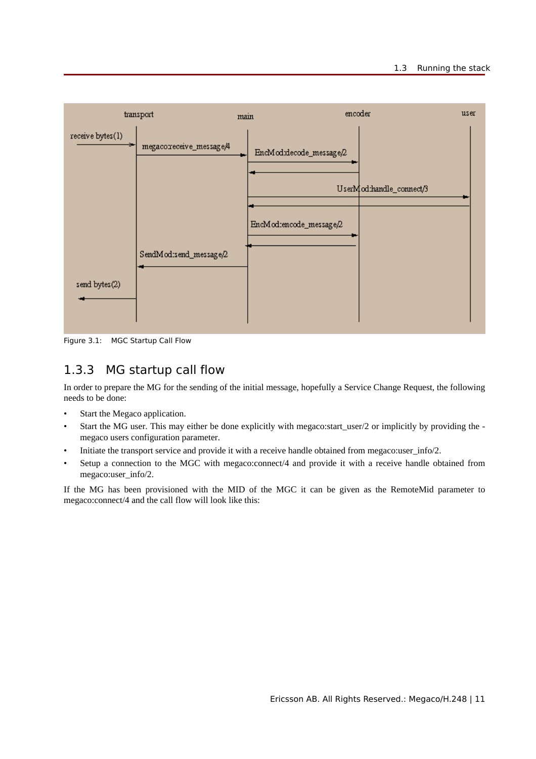Figure 3.1: MGC Startup Call Flow

## 1.3.3 MG startup call flow

In order to prepare the MG for the sending of the initial message, hopefully a Service Change Request, the following needs to be done:

- Start the Megaco application.
- Start the MG user. This may either be done explicitly with megaco:start_user/2 or implicitly by providing the -megaco users configuration parameter.
- Initiate the transport service and provide it with a receive handle obtained from megaco:user_info/2.
- Setup a connection to the MGC with megaco:connect/4 and provide it with a receive handle obtained from megaco:user_info/2.

If the MG has been provisioned with the MID of the MGC it can be given as the RemoteMid parameter to megaco:connect/4 and the call flow will look like this: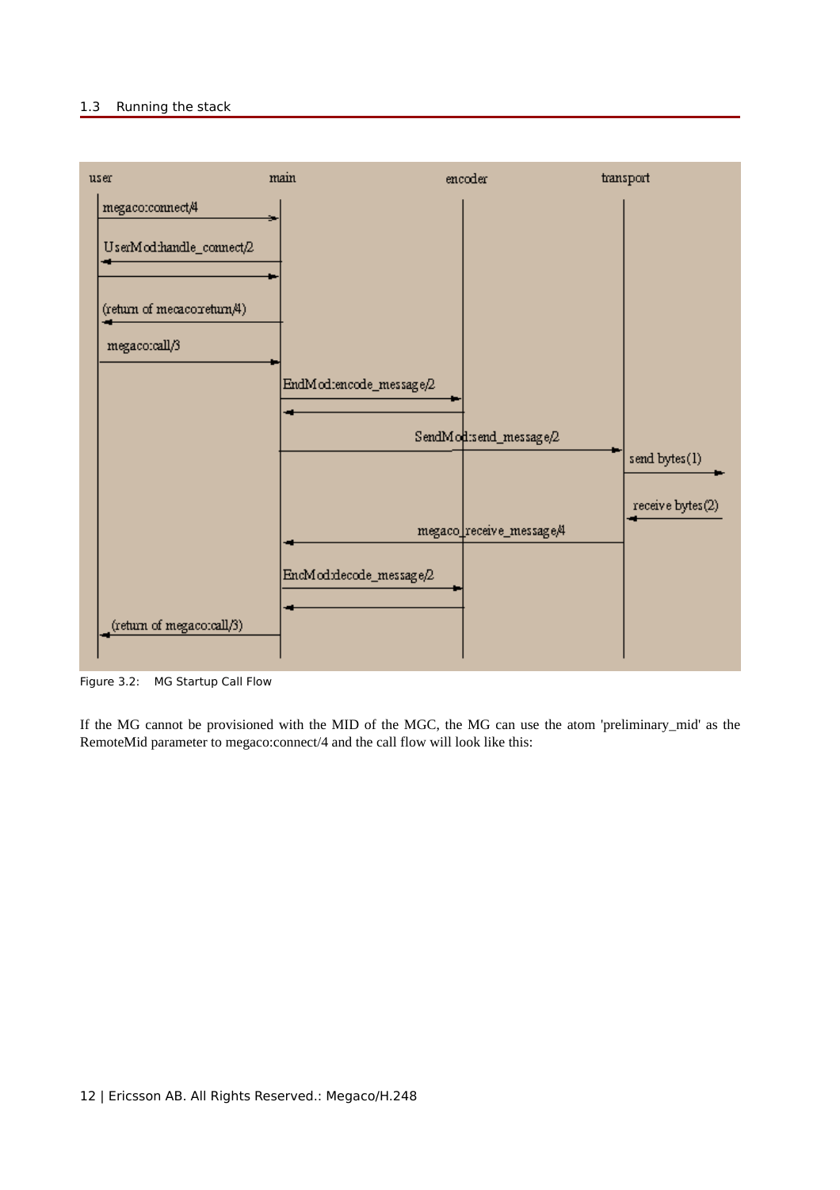Figure 3.2: MG Startup Call Flow

If the MG cannot be provisioned with the MID of the MGC, the MG can use the atom 'preliminary_mid' as the RemoteMid parameter to megaco:connect/4 and the call flow will look like this: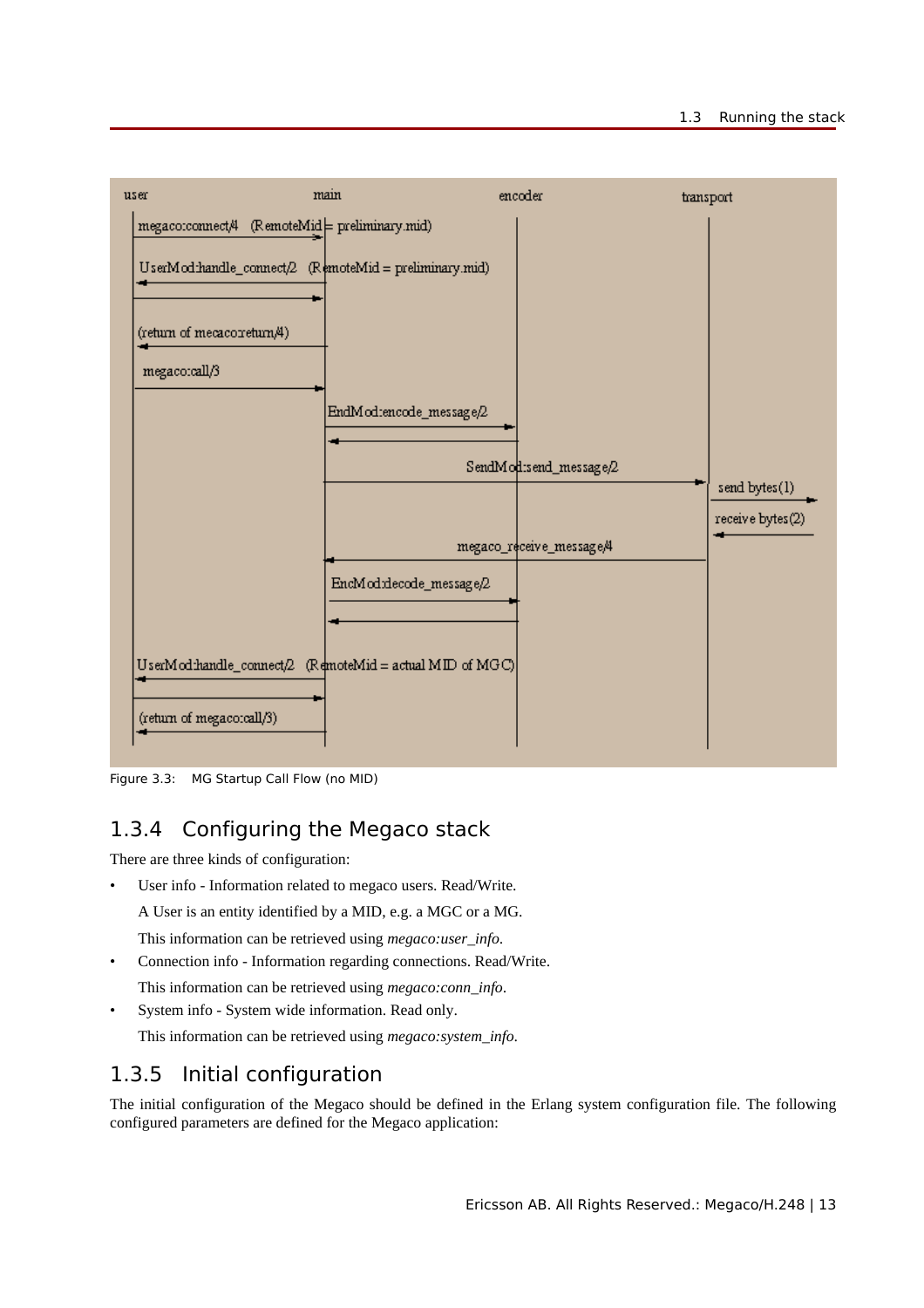Figure 3.3: MG Startup Call Flow (no MID)

### 1.3.4 Configuring the Megaco stack

There are three kinds of configuration:

- User info - Information related to megaco users. Read/Write.

  A User is an entity identified by a MID, e.g. a MGC or a MG.

  This information can be retrieved using *megaco:user_info*.
- Connection info - Information regarding connections. Read/Write.

  This information can be retrieved using *megaco:conn_info*.
- System info - System wide information. Read only.

  This information can be retrieved using *megaco:system_info*.

### 1.3.5 Initial configuration

The initial configuration of the Megaco should be defined in the Erlang system configuration file. The following configured parameters are defined for the Megaco application: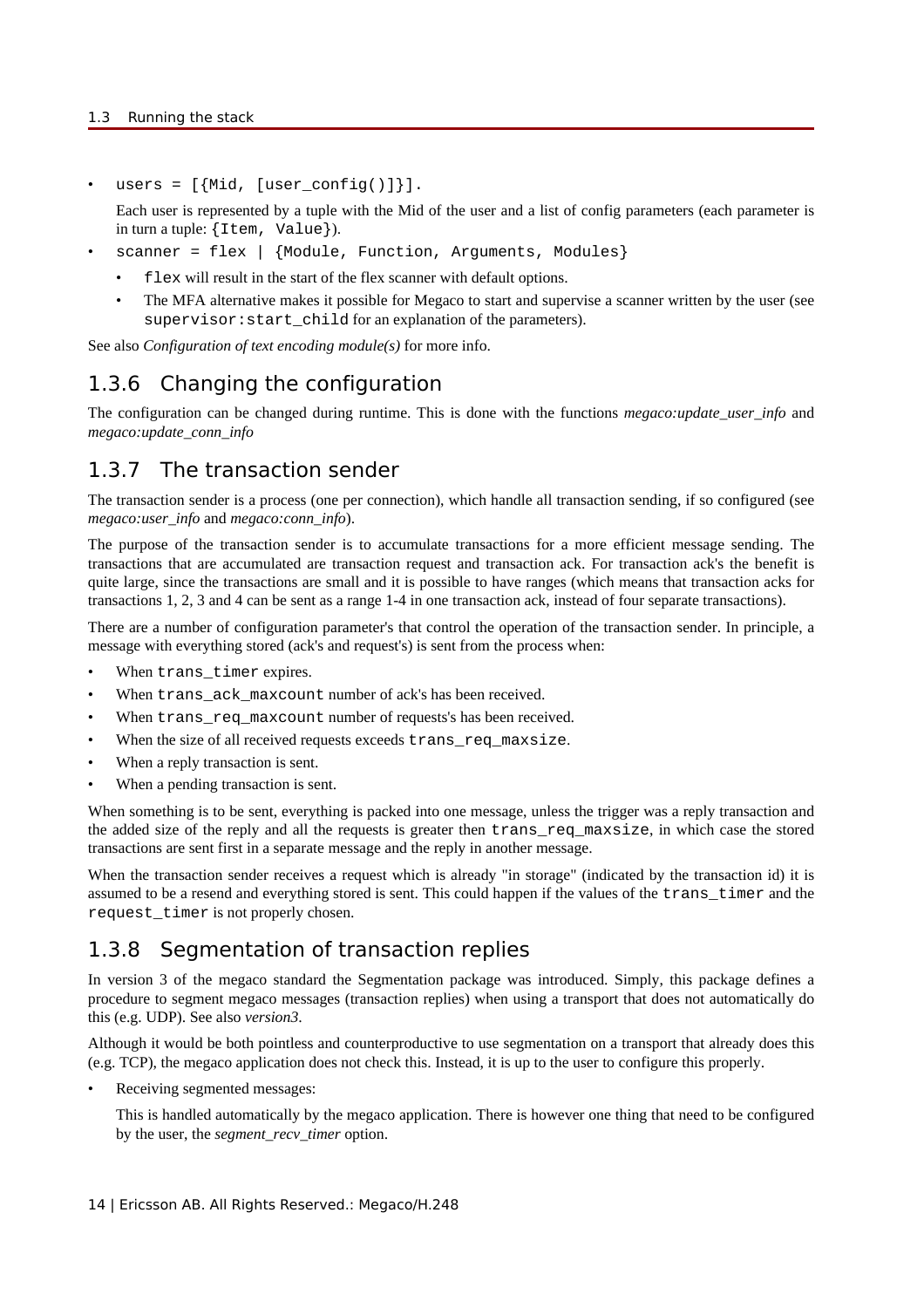- `users = [{Mid, [user_config()]}].`

  Each user is represented by a tuple with the Mid of the user and a list of config parameters (each parameter is in turn a tuple: `{Item, Value}`).

- `scanner = flex | {Module, Function, Arguments, Modules}`
  - `flex` will result in the start of the flex scanner with default options.
  - The MFA alternative makes it possible for Megaco to start and supervise a scanner written by the user (see `supervisor:start_child` for an explanation of the parameters).

See also *Configuration of text encoding module(s)* for more info.

## 1.3.6 Changing the configuration

The configuration can be changed during runtime. This is done with the functions *megaco:update_user_info* and *megaco:update_conn_info*

## 1.3.7 The transaction sender

The transaction sender is a process (one per connection), which handle all transaction sending, if so configured (see *megaco:user_info* and *megaco:conn_info*).

The purpose of the transaction sender is to accumulate transactions for a more efficient message sending. The transactions that are accumulated are transaction request and transaction ack. For transaction ack's the benefit is quite large, since the transactions are small and it is possible to have ranges (which means that transaction acks for transactions 1, 2, 3 and 4 can be sent as a range 1-4 in one transaction ack, instead of four separate transactions).

There are a number of configuration parameter's that control the operation of the transaction sender. In principle, a message with everything stored (ack's and request's) is sent from the process when:

- When `trans_timer` expires.
- When `trans_ack_maxcount` number of ack's has been received.
- When `trans_req_maxcount` number of requests's has been received.
- When the size of all received requests exceeds `trans_req_maxsize`.
- When a reply transaction is sent.
- When a pending transaction is sent.

When something is to be sent, everything is packed into one message, unless the trigger was a reply transaction and the added size of the reply and all the requests is greater then `trans_req_maxsize`, in which case the stored transactions are sent first in a separate message and the reply in another message.

When the transaction sender receives a request which is already "in storage" (indicated by the transaction id) it is assumed to be a resend and everything stored is sent. This could happen if the values of the `trans_timer` and the `request_timer` is not properly chosen.

## 1.3.8 Segmentation of transaction replies

In version 3 of the megaco standard the Segmentation package was introduced. Simply, this package defines a procedure to segment megaco messages (transaction replies) when using a transport that does not automatically do this (e.g. UDP). See also *version3*.

Although it would be both pointless and counterproductive to use segmentation on a transport that already does this (e.g. TCP), the megaco application does not check this. Instead, it is up to the user to configure this properly.

- Receiving segmented messages:

  This is handled automatically by the megaco application. There is however one thing that need to be configured by the user, the *segment_recv_timer* option.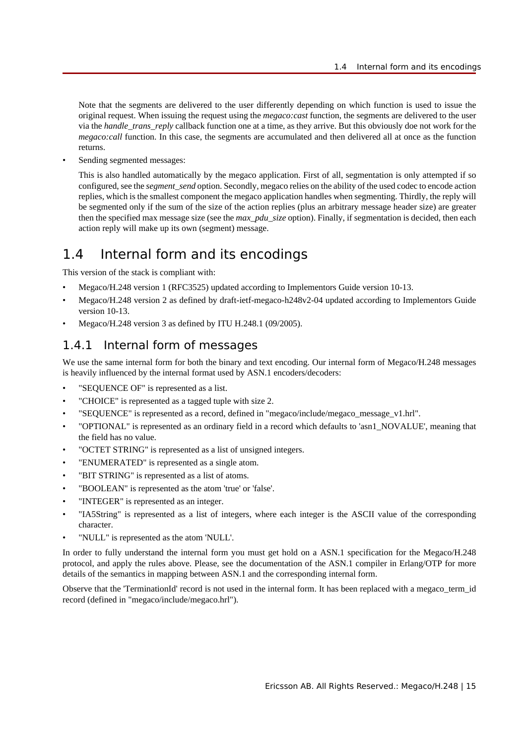Note that the segments are delivered to the user differently depending on which function is used to issue the original request. When issuing the request using the *megaco:cast* function, the segments are delivered to the user via the *handle_trans_reply* callback function one at a time, as they arrive. But this obviously doe not work for the *megaco:call* function. In this case, the segments are accumulated and then delivered all at once as the function returns.

- Sending segmented messages:

  This is also handled automatically by the megaco application. First of all, segmentation is only attempted if so configured, see the *segment_send* option. Secondly, megaco relies on the ability of the used codec to encode action replies, which is the smallest component the megaco application handles when segmenting. Thirdly, the reply will be segmented only if the sum of the size of the action replies (plus an arbitrary message header size) are greater then the specified max message size (see the *max_pdu_size* option). Finally, if segmentation is decided, then each action reply will make up its own (segment) message.

## 1.4 Internal form and its encodings

This version of the stack is compliant with:

- Megaco/H.248 version 1 (RFC3525) updated according to Implementors Guide version 10-13.
- Megaco/H.248 version 2 as defined by draft-ietf-megaco-h248v2-04 updated according to Implementors Guide version 10-13.
- Megaco/H.248 version 3 as defined by ITU H.248.1 (09/2005).

### 1.4.1 Internal form of messages

We use the same internal form for both the binary and text encoding. Our internal form of Megaco/H.248 messages is heavily influenced by the internal format used by ASN.1 encoders/decoders:

- "SEQUENCE OF" is represented as a list.
- "CHOICE" is represented as a tagged tuple with size 2.
- "SEQUENCE" is represented as a record, defined in "megaco/include/megaco_message_v1.hrl".
- "OPTIONAL" is represented as an ordinary field in a record which defaults to 'asn1_NOVALUE', meaning that the field has no value.
- "OCTET STRING" is represented as a list of unsigned integers.
- "ENUMERATED" is represented as a single atom.
- "BIT STRING" is represented as a list of atoms.
- "BOOLEAN" is represented as the atom 'true' or 'false'.
- "INTEGER" is represented as an integer.
- "IA5String" is represented as a list of integers, where each integer is the ASCII value of the corresponding character.
- "NULL" is represented as the atom 'NULL'.

In order to fully understand the internal form you must get hold on a ASN.1 specification for the Megaco/H.248 protocol, and apply the rules above. Please, see the documentation of the ASN.1 compiler in Erlang/OTP for more details of the semantics in mapping between ASN.1 and the corresponding internal form.

Observe that the 'TerminationId' record is not used in the internal form. It has been replaced with a megaco_term_id record (defined in "megaco/include/megaco.hrl").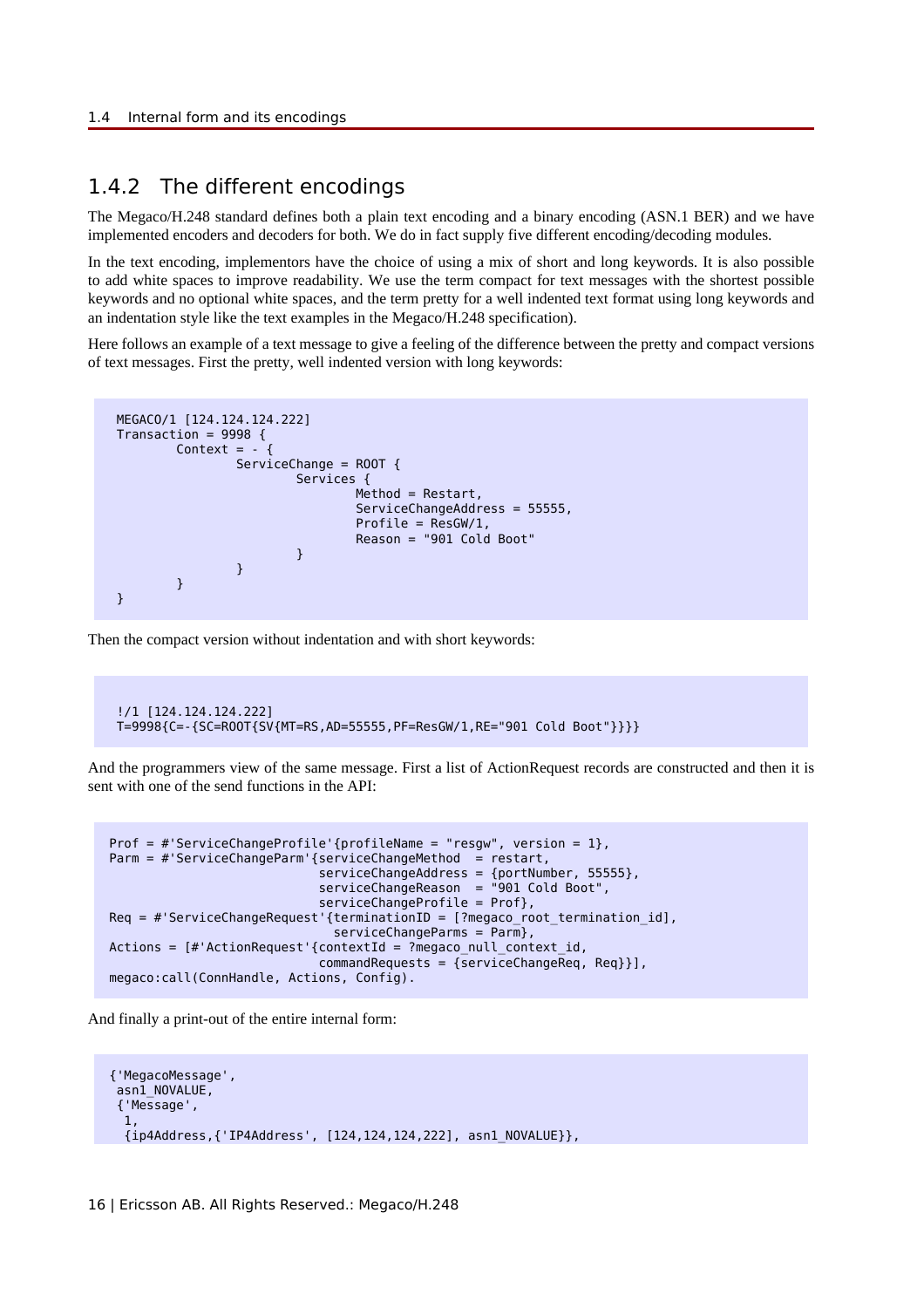### 1.4.2 The different encodings

The Megaco/H.248 standard defines both a plain text encoding and a binary encoding (ASN.1 BER) and we have implemented encoders and decoders for both. We do in fact supply five different encoding/decoding modules.

In the text encoding, implementors have the choice of using a mix of short and long keywords. It is also possible to add white spaces to improve readability. We use the term compact for text messages with the shortest possible keywords and no optional white spaces, and the term pretty for a well indented text format using long keywords and an indentation style like the text examples in the Megaco/H.248 specification).

Here follows an example of a text message to give a feeling of the difference between the pretty and compact versions of text messages. First the pretty, well indented version with long keywords:

```
MEGACO/1 [124.124.124.222]
Transaction = 9998 {
        Context = - {
                ServiceChange = ROOT {
                        Services {
                                Method = Restart,
                                ServiceChangeAddress = 55555,
                                Profile = ResGW/1,
                                Reason = "901 Cold Boot"
                        }
                }
        }
}
```

Then the compact version without indentation and with short keywords:

```
!/1 [124.124.124.222]
T=9998{C=-{SC=ROOT{SV{MT=RS,AD=55555,PF=ResGW/1,RE="901 Cold Boot"}}}}
```

And the programmers view of the same message. First a list of ActionRequest records are constructed and then it is sent with one of the send functions in the API:

```
Prof = #'ServiceChangeProfile'{profileName = "resgw", version = 1},
Parm = #'ServiceChangeParm'{serviceChangeMethod  = restart,
                            serviceChangeAddress = {portNumber, 55555},
                            serviceChangeReason  = "901 Cold Boot",
                            serviceChangeProfile = Prof},
Req = #'ServiceChangeRequest'{terminationID = [?megaco_root_termination_id],
                              serviceChangeParms = Parm},
Actions = [#'ActionRequest'{contextId = ?megaco_null_context_id,
                            commandRequests = {serviceChangeReq, Req}}],
megaco:call(ConnHandle, Actions, Config).
```

And finally a print-out of the entire internal form:

```
{'MegacoMessage',
 asn1_NOVALUE,
 {'Message',
  1,
  {ip4Address,{'IP4Address', [124,124,124,222], asn1_NOVALUE}},
```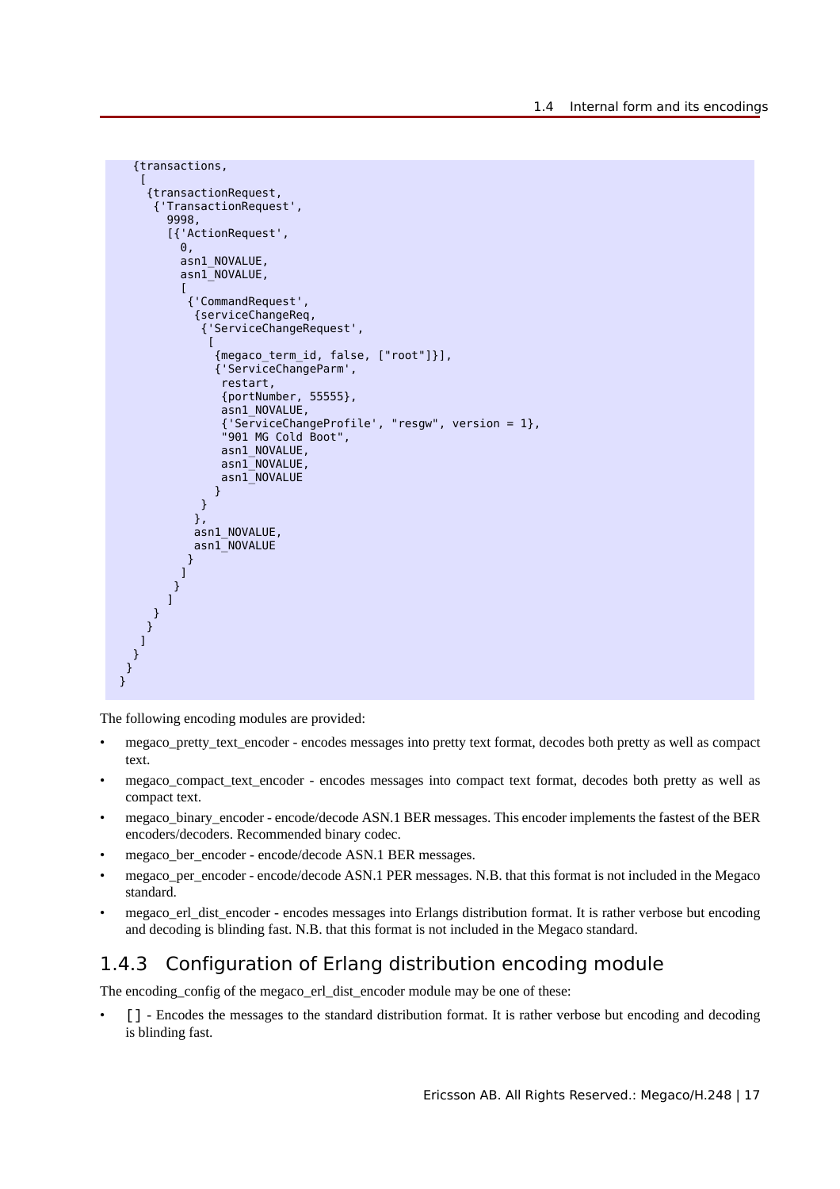```
   {transactions,
    [
     {transactionRequest,
      {'TransactionRequest',
        9998,
        [{'ActionRequest',
          0,
          asn1_NOVALUE,
          asn1_NOVALUE,
          [
           {'CommandRequest',
            {serviceChangeReq,
             {'ServiceChangeRequest',
              [
               {megaco_term_id, false, ["root"]}],
               {'ServiceChangeParm',
                restart,
                {portNumber, 55555},
                asn1_NOVALUE,
                {'ServiceChangeProfile', "resgw", version = 1},
                "901 MG Cold Boot",
                asn1_NOVALUE,
                asn1_NOVALUE,
                asn1_NOVALUE
               }
             }
            },
            asn1_NOVALUE,
            asn1_NOVALUE
           }
          ]
         }
        ]
      }
     }
    ]
   }
  }
 }
```

The following encoding modules are provided:

- megaco_pretty_text_encoder - encodes messages into pretty text format, decodes both pretty as well as compact text.
- megaco_compact_text_encoder - encodes messages into compact text format, decodes both pretty as well as compact text.
- megaco_binary_encoder - encode/decode ASN.1 BER messages. This encoder implements the fastest of the BER encoders/decoders. Recommended binary codec.
- megaco_ber_encoder - encode/decode ASN.1 BER messages.
- megaco_per_encoder - encode/decode ASN.1 PER messages. N.B. that this format is not included in the Megaco standard.
- megaco_erl_dist_encoder - encodes messages into Erlangs distribution format. It is rather verbose but encoding and decoding is blinding fast. N.B. that this format is not included in the Megaco standard.

### 1.4.3 Configuration of Erlang distribution encoding module

The encoding_config of the megaco_erl_dist_encoder module may be one of these:

- `[]` - Encodes the messages to the standard distribution format. It is rather verbose but encoding and decoding is blinding fast.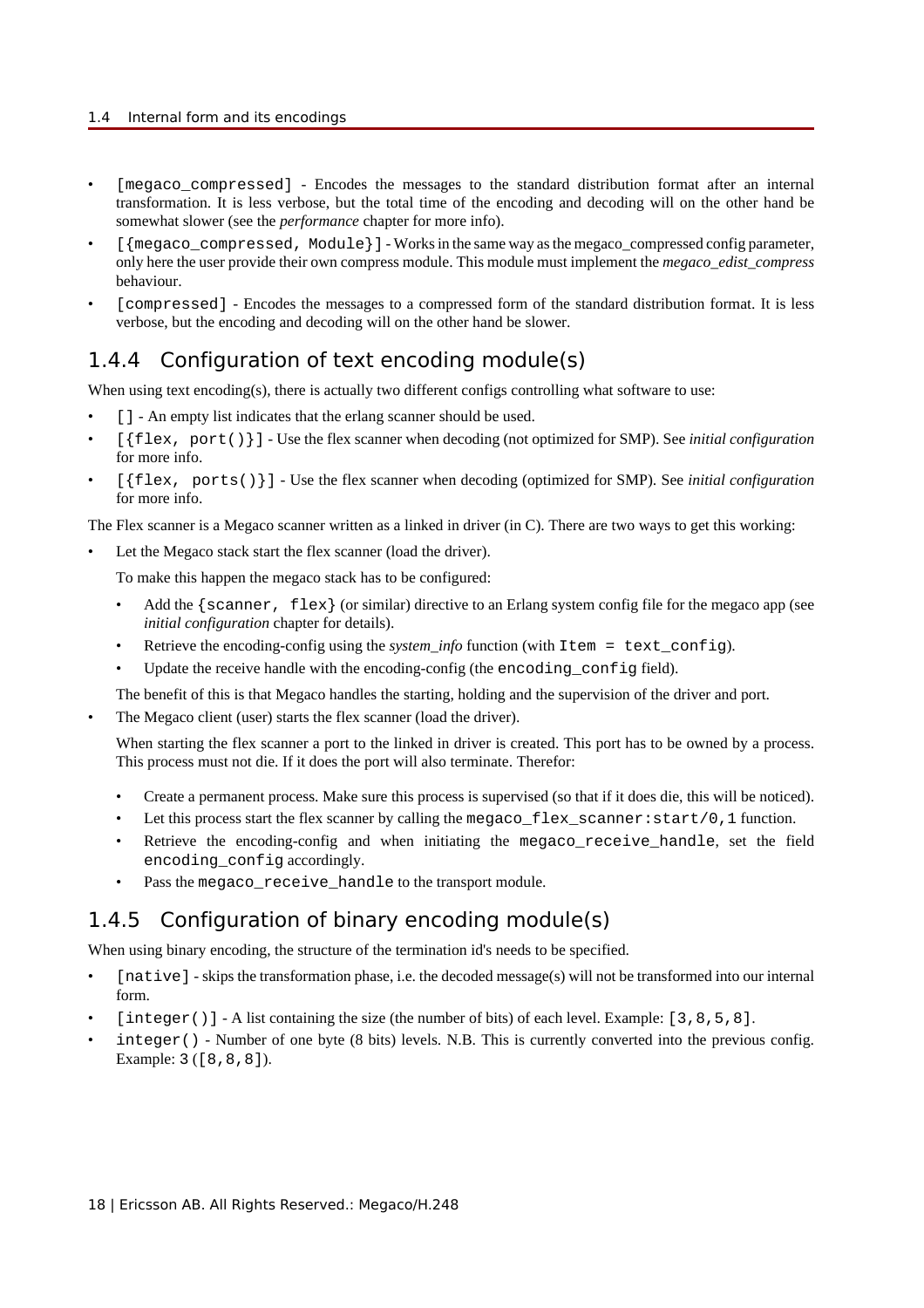- `[megaco_compressed]` - Encodes the messages to the standard distribution format after an internal transformation. It is less verbose, but the total time of the encoding and decoding will on the other hand be somewhat slower (see the *performance* chapter for more info).
- `[{megaco_compressed, Module}]` - Works in the same way as the megaco_compressed config parameter, only here the user provide their own compress module. This module must implement the *megaco_edist_compress* behaviour.
- `[compressed]` - Encodes the messages to a compressed form of the standard distribution format. It is less verbose, but the encoding and decoding will on the other hand be slower.

## 1.4.4 Configuration of text encoding module(s)

When using text encoding(s), there is actually two different configs controlling what software to use:

- `[]` - An empty list indicates that the erlang scanner should be used.
- `[{flex, port()}]` - Use the flex scanner when decoding (not optimized for SMP). See *initial configuration* for more info.
- `[{flex, ports()}]` - Use the flex scanner when decoding (optimized for SMP). See *initial configuration* for more info.

The Flex scanner is a Megaco scanner written as a linked in driver (in C). There are two ways to get this working:

- Let the Megaco stack start the flex scanner (load the driver).

  To make this happen the megaco stack has to be configured:

  - Add the `{scanner, flex}` (or similar) directive to an Erlang system config file for the megaco app (see *initial configuration* chapter for details).
  - Retrieve the encoding-config using the *system_info* function (with `Item = text_config`).
  - Update the receive handle with the encoding-config (the `encoding_config` field).

  The benefit of this is that Megaco handles the starting, holding and the supervision of the driver and port.

- The Megaco client (user) starts the flex scanner (load the driver).

  When starting the flex scanner a port to the linked in driver is created. This port has to be owned by a process. This process must not die. If it does the port will also terminate. Therefor:

  - Create a permanent process. Make sure this process is supervised (so that if it does die, this will be noticed).
  - Let this process start the flex scanner by calling the `megaco_flex_scanner:start/0,1` function.
  - Retrieve the encoding-config and when initiating the `megaco_receive_handle`, set the field `encoding_config` accordingly.
  - Pass the `megaco_receive_handle` to the transport module.

## 1.4.5 Configuration of binary encoding module(s)

When using binary encoding, the structure of the termination id's needs to be specified.

- `[native]` - skips the transformation phase, i.e. the decoded message(s) will not be transformed into our internal form.
- `[integer()]` - A list containing the size (the number of bits) of each level. Example: `[3,8,5,8]`.
- `integer()` - Number of one byte (8 bits) levels. N.B. This is currently converted into the previous config. Example: `3` (`[8,8,8]`).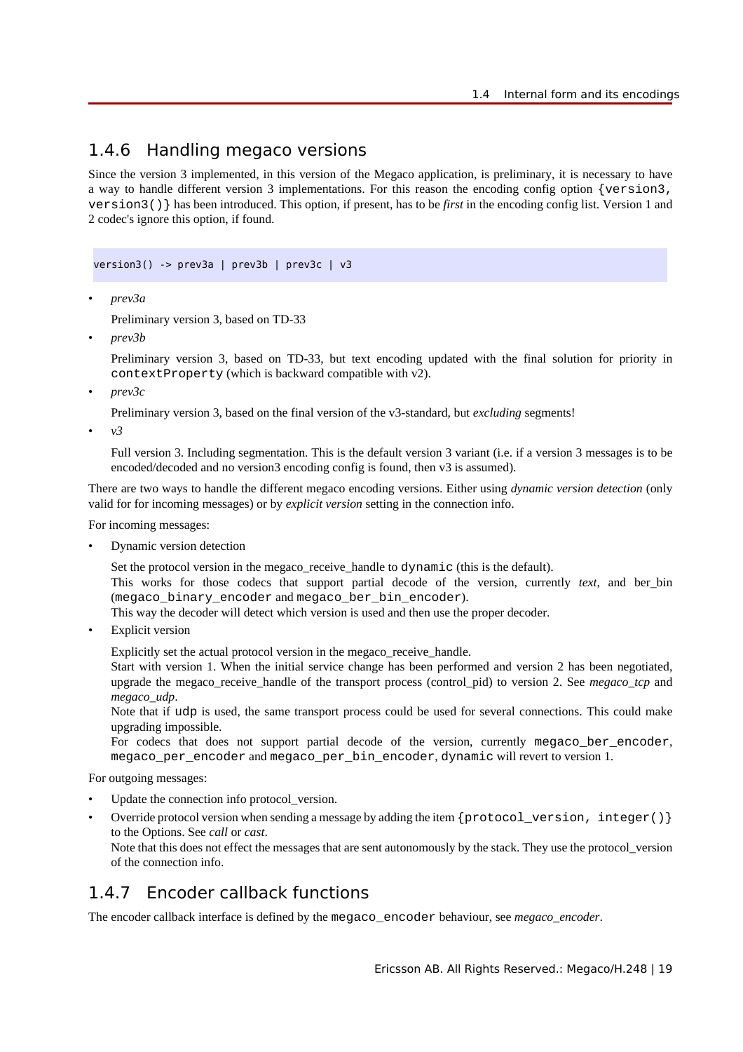## 1.4.6 Handling megaco versions

Since the version 3 implemented, in this version of the Megaco application, is preliminary, it is necessary to have a way to handle different version 3 implementations. For this reason the encoding config option `{version3, version3()}` has been introduced. This option, if present, has to be *first* in the encoding config list. Version 1 and 2 codec's ignore this option, if found.

```
version3() -> prev3a | prev3b | prev3c | v3
```

- *prev3a*

  Preliminary version 3, based on TD-33

- *prev3b*

  Preliminary version 3, based on TD-33, but text encoding updated with the final solution for priority in `contextProperty` (which is backward compatible with v2).

- *prev3c*

  Preliminary version 3, based on the final version of the v3-standard, but *excluding* segments!

- *v3*

  Full version 3. Including segmentation. This is the default version 3 variant (i.e. if a version 3 messages is to be encoded/decoded and no version3 encoding config is found, then v3 is assumed).

There are two ways to handle the different megaco encoding versions. Either using *dynamic version detection* (only valid for for incoming messages) or by *explicit version* setting in the connection info.

For incoming messages:

- Dynamic version detection

  Set the protocol version in the megaco_receive_handle to `dynamic` (this is the default).
  This works for those codecs that support partial decode of the version, currently *text*, and ber_bin (`megaco_binary_encoder` and `megaco_ber_bin_encoder`).
  This way the decoder will detect which version is used and then use the proper decoder.

- Explicit version

  Explicitly set the actual protocol version in the megaco_receive_handle.
  Start with version 1. When the initial service change has been performed and version 2 has been negotiated, upgrade the megaco_receive_handle of the transport process (control_pid) to version 2. See *megaco_tcp* and *megaco_udp*.
  Note that if `udp` is used, the same transport process could be used for several connections. This could make upgrading impossible.
  For codecs that does not support partial decode of the version, currently `megaco_ber_encoder`, `megaco_per_encoder` and `megaco_per_bin_encoder`, `dynamic` will revert to version 1.

For outgoing messages:

- Update the connection info protocol_version.
- Override protocol version when sending a message by adding the item `{protocol_version, integer()}` to the Options. See *call* or *cast*.
  Note that this does not effect the messages that are sent autonomously by the stack. They use the protocol_version of the connection info.

## 1.4.7 Encoder callback functions

The encoder callback interface is defined by the `megaco_encoder` behaviour, see *megaco_encoder*.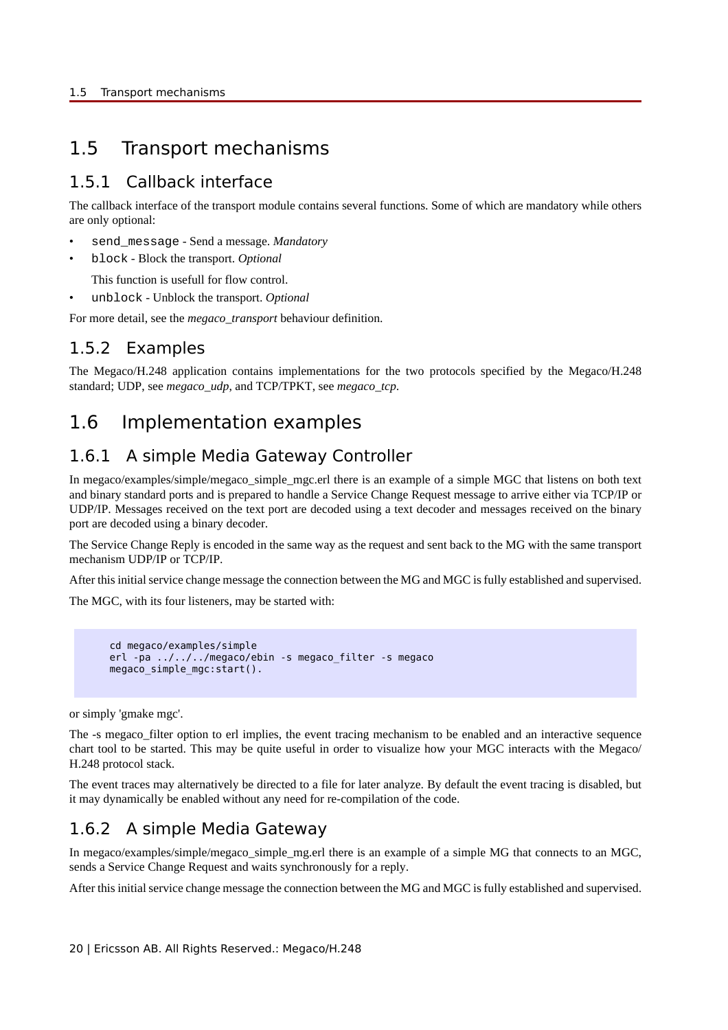# 1.5 Transport mechanisms

## 1.5.1 Callback interface

The callback interface of the transport module contains several functions. Some of which are mandatory while others are only optional:

- `send_message` - Send a message. *Mandatory*
- `block` - Block the transport. *Optional*

  This function is usefull for flow control.
- `unblock` - Unblock the transport. *Optional*

For more detail, see the *megaco_transport* behaviour definition.

## 1.5.2 Examples

The Megaco/H.248 application contains implementations for the two protocols specified by the Megaco/H.248 standard; UDP, see *megaco_udp*, and TCP/TPKT, see *megaco_tcp*.

# 1.6 Implementation examples

## 1.6.1 A simple Media Gateway Controller

In megaco/examples/simple/megaco_simple_mgc.erl there is an example of a simple MGC that listens on both text and binary standard ports and is prepared to handle a Service Change Request message to arrive either via TCP/IP or UDP/IP. Messages received on the text port are decoded using a text decoder and messages received on the binary port are decoded using a binary decoder.

The Service Change Reply is encoded in the same way as the request and sent back to the MG with the same transport mechanism UDP/IP or TCP/IP.

After this initial service change message the connection between the MG and MGC is fully established and supervised.

The MGC, with its four listeners, may be started with:

```
cd megaco/examples/simple
erl -pa ../../../megaco/ebin -s megaco_filter -s megaco
megaco_simple_mgc:start().
```

or simply 'gmake mgc'.

The -s megaco_filter option to erl implies, the event tracing mechanism to be enabled and an interactive sequence chart tool to be started. This may be quite useful in order to visualize how your MGC interacts with the Megaco/H.248 protocol stack.

The event traces may alternatively be directed to a file for later analyze. By default the event tracing is disabled, but it may dynamically be enabled without any need for re-compilation of the code.

## 1.6.2 A simple Media Gateway

In megaco/examples/simple/megaco_simple_mg.erl there is an example of a simple MG that connects to an MGC, sends a Service Change Request and waits synchronously for a reply.

After this initial service change message the connection between the MG and MGC is fully established and supervised.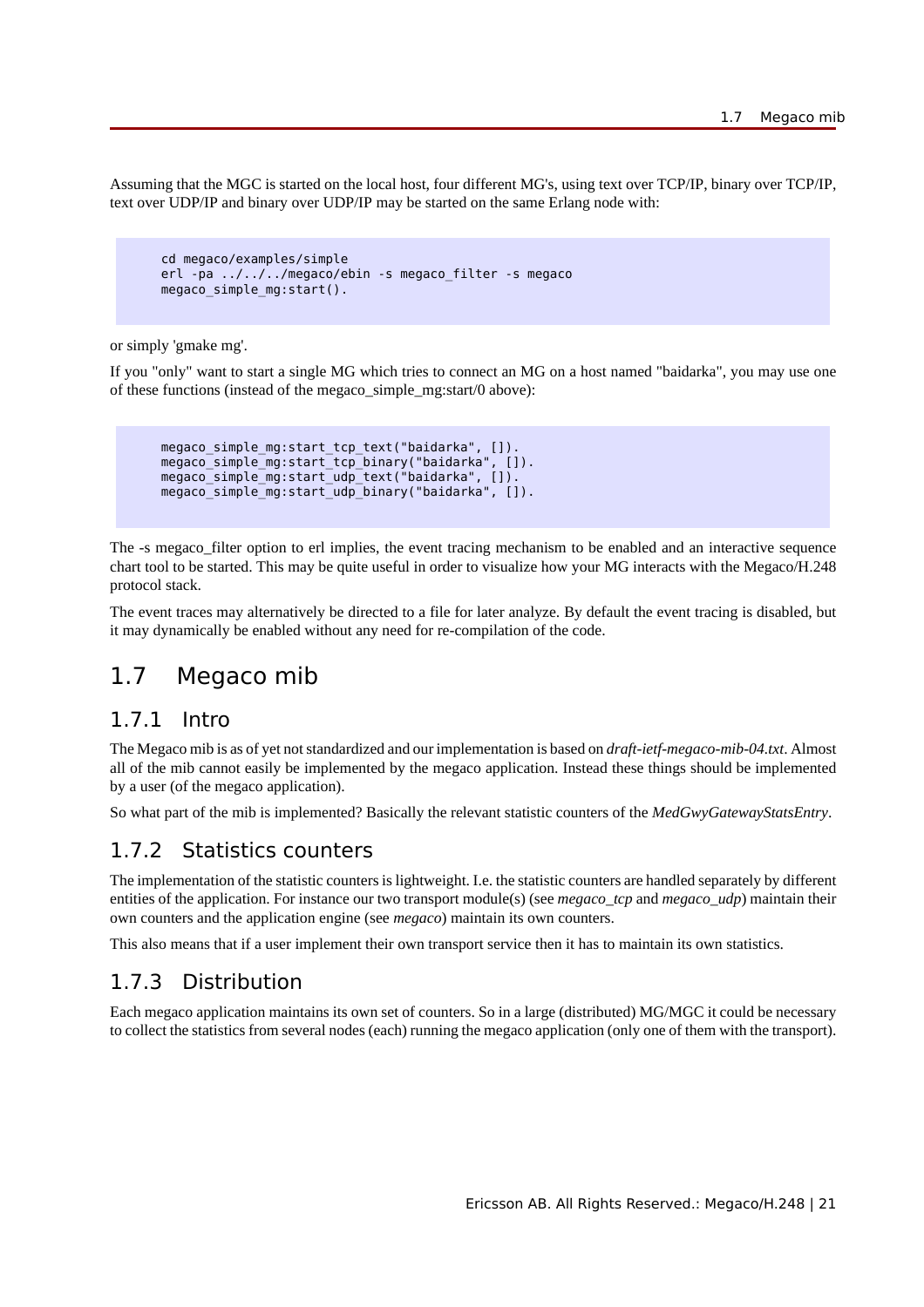Assuming that the MGC is started on the local host, four different MG's, using text over TCP/IP, binary over TCP/IP, text over UDP/IP and binary over UDP/IP may be started on the same Erlang node with:

```
cd megaco/examples/simple
erl -pa ../../../megaco/ebin -s megaco_filter -s megaco
megaco_simple_mg:start().
```

or simply 'gmake mg'.

If you "only" want to start a single MG which tries to connect an MG on a host named "baidarka", you may use one of these functions (instead of the megaco_simple_mg:start/0 above):

```
megaco_simple_mg:start_tcp_text("baidarka", []).
megaco_simple_mg:start_tcp_binary("baidarka", []).
megaco_simple_mg:start_udp_text("baidarka", []).
megaco_simple_mg:start_udp_binary("baidarka", []).
```

The -s megaco_filter option to erl implies, the event tracing mechanism to be enabled and an interactive sequence chart tool to be started. This may be quite useful in order to visualize how your MG interacts with the Megaco/H.248 protocol stack.

The event traces may alternatively be directed to a file for later analyze. By default the event tracing is disabled, but it may dynamically be enabled without any need for re-compilation of the code.

## 1.7 Megaco mib

### 1.7.1 Intro

The Megaco mib is as of yet not standardized and our implementation is based on *draft-ietf-megaco-mib-04.txt*. Almost all of the mib cannot easily be implemented by the megaco application. Instead these things should be implemented by a user (of the megaco application).

So what part of the mib is implemented? Basically the relevant statistic counters of the *MedGwyGatewayStatsEntry*.

### 1.7.2 Statistics counters

The implementation of the statistic counters is lightweight. I.e. the statistic counters are handled separately by different entities of the application. For instance our two transport module(s) (see *megaco_tcp* and *megaco_udp*) maintain their own counters and the application engine (see *megaco*) maintain its own counters.

This also means that if a user implement their own transport service then it has to maintain its own statistics.

### 1.7.3 Distribution

Each megaco application maintains its own set of counters. So in a large (distributed) MG/MGC it could be necessary to collect the statistics from several nodes (each) running the megaco application (only one of them with the transport).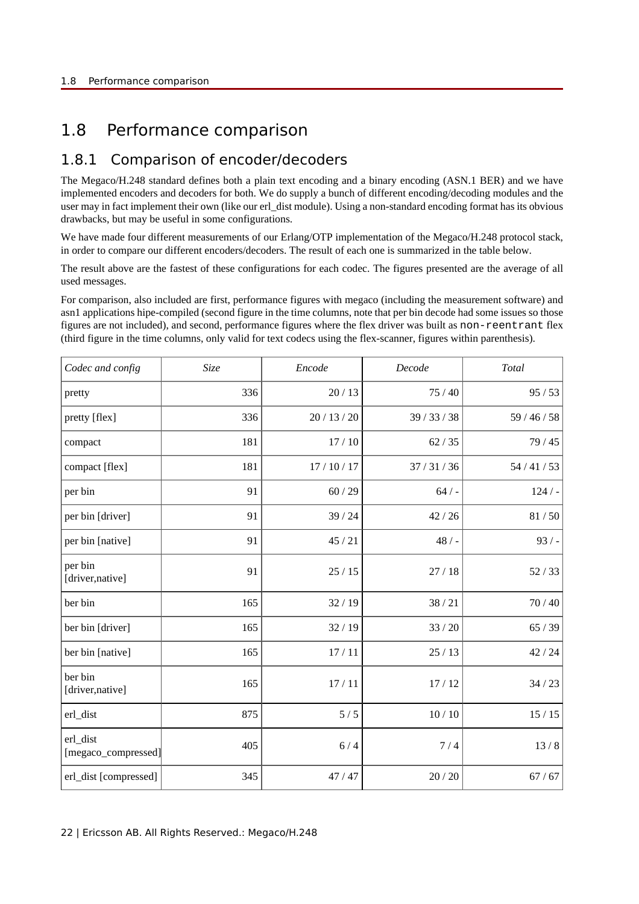# 1.8 Performance comparison

## 1.8.1 Comparison of encoder/decoders

The Megaco/H.248 standard defines both a plain text encoding and a binary encoding (ASN.1 BER) and we have implemented encoders and decoders for both. We do supply a bunch of different encoding/decoding modules and the user may in fact implement their own (like our erl_dist module). Using a non-standard encoding format has its obvious drawbacks, but may be useful in some configurations.

We have made four different measurements of our Erlang/OTP implementation of the Megaco/H.248 protocol stack, in order to compare our different encoders/decoders. The result of each one is summarized in the table below.

The result above are the fastest of these configurations for each codec. The figures presented are the average of all used messages.

For comparison, also included are first, performance figures with megaco (including the measurement software) and asn1 applications hipe-compiled (second figure in the time columns, note that per bin decode had some issues so those figures are not included), and second, performance figures where the flex driver was built as `non-reentrant` flex (third figure in the time columns, only valid for text codecs using the flex-scanner, figures within parenthesis).

| *Codec and config* | *Size* | *Encode* | *Decode* | *Total* |
|---|---|---|---|---|
| pretty | 336 | 20 / 13 | 75 / 40 | 95 / 53 |
| pretty [flex] | 336 | 20 / 13 / 20 | 39 / 33 / 38 | 59 / 46 / 58 |
| compact | 181 | 17 / 10 | 62 / 35 | 79 / 45 |
| compact [flex] | 181 | 17 / 10 / 17 | 37 / 31 / 36 | 54 / 41 / 53 |
| per bin | 91 | 60 / 29 | 64 / - | 124 / - |
| per bin [driver] | 91 | 39 / 24 | 42 / 26 | 81 / 50 |
| per bin [native] | 91 | 45 / 21 | 48 / - | 93 / - |
| per bin [driver,native] | 91 | 25 / 15 | 27 / 18 | 52 / 33 |
| ber bin | 165 | 32 / 19 | 38 / 21 | 70 / 40 |
| ber bin [driver] | 165 | 32 / 19 | 33 / 20 | 65 / 39 |
| ber bin [native] | 165 | 17 / 11 | 25 / 13 | 42 / 24 |
| ber bin [driver,native] | 165 | 17 / 11 | 17 / 12 | 34 / 23 |
| erl_dist | 875 | 5 / 5 | 10 / 10 | 15 / 15 |
| erl_dist [megaco_compressed] | 405 | 6 / 4 | 7 / 4 | 13 / 8 |
| erl_dist [compressed] | 345 | 47 / 47 | 20 / 20 | 67 / 67 |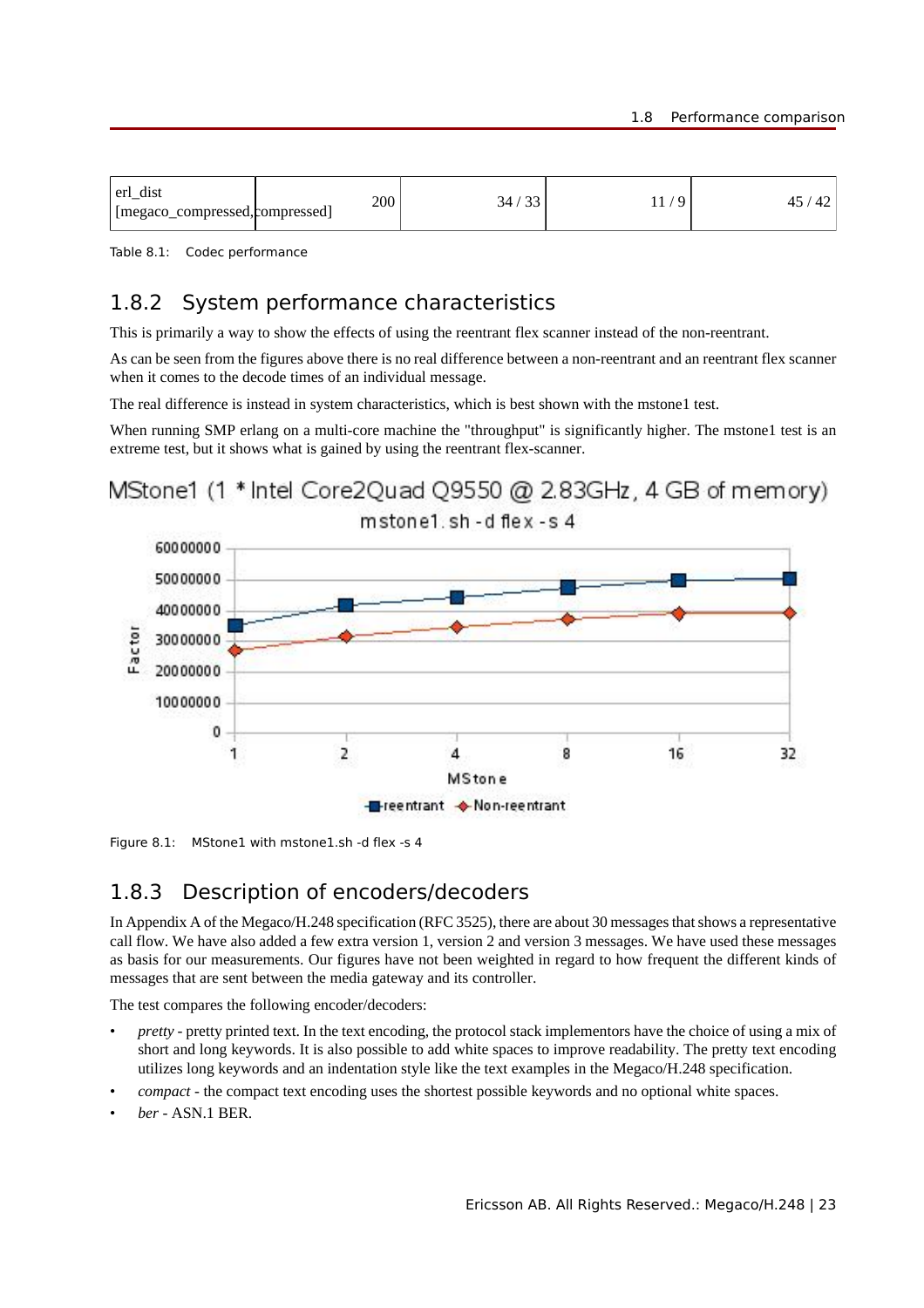| erl_dist [megaco_compressed,compressed] | 200 | 34 / 33 | 11 / 9 | 45 / 42 |
|---|---|---|---|---|

Table 8.1: Codec performance

### 1.8.2 System performance characteristics

This is primarily a way to show the effects of using the reentrant flex scanner instead of the non-reentrant.

As can be seen from the figures above there is no real difference between a non-reentrant and an reentrant flex scanner when it comes to the decode times of an individual message.

The real difference is instead in system characteristics, which is best shown with the mstone1 test.

When running SMP erlang on a multi-core machine the "throughput" is significantly higher. The mstone1 test is an extreme test, but it shows what is gained by using the reentrant flex-scanner.

Figure 8.1: MStone1 with mstone1.sh -d flex -s 4

### 1.8.3 Description of encoders/decoders

In Appendix A of the Megaco/H.248 specification (RFC 3525), there are about 30 messages that shows a representative call flow. We have also added a few extra version 1, version 2 and version 3 messages. We have used these messages as basis for our measurements. Our figures have not been weighted in regard to how frequent the different kinds of messages that are sent between the media gateway and its controller.

The test compares the following encoder/decoders:

- *pretty* - pretty printed text. In the text encoding, the protocol stack implementors have the choice of using a mix of short and long keywords. It is also possible to add white spaces to improve readability. The pretty text encoding utilizes long keywords and an indentation style like the text examples in the Megaco/H.248 specification.
- *compact* - the compact text encoding uses the shortest possible keywords and no optional white spaces.
- *ber* - ASN.1 BER.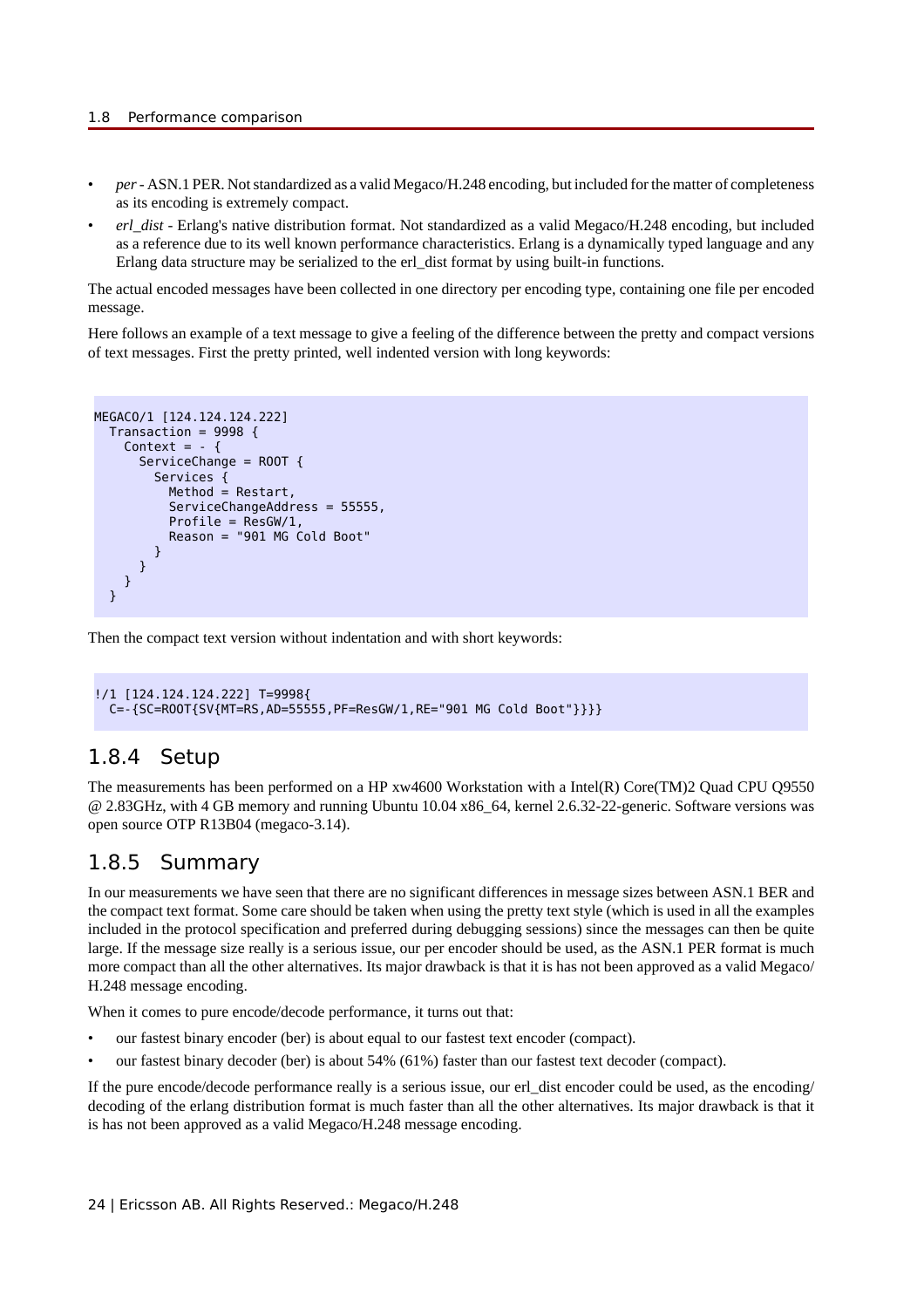- *per* - ASN.1 PER. Not standardized as a valid Megaco/H.248 encoding, but included for the matter of completeness as its encoding is extremely compact.
- *erl_dist* - Erlang's native distribution format. Not standardized as a valid Megaco/H.248 encoding, but included as a reference due to its well known performance characteristics. Erlang is a dynamically typed language and any Erlang data structure may be serialized to the erl_dist format by using built-in functions.

The actual encoded messages have been collected in one directory per encoding type, containing one file per encoded message.

Here follows an example of a text message to give a feeling of the difference between the pretty and compact versions of text messages. First the pretty printed, well indented version with long keywords:

```
MEGACO/1 [124.124.124.222]
  Transaction = 9998 {
    Context = - {
      ServiceChange = ROOT {
        Services {
          Method = Restart,
          ServiceChangeAddress = 55555,
          Profile = ResGW/1,
          Reason = "901 MG Cold Boot"
        }
      }
    }
  }
```

Then the compact text version without indentation and with short keywords:

```
!/1 [124.124.124.222] T=9998{
  C=-{SC=ROOT{SV{MT=RS,AD=55555,PF=ResGW/1,RE="901 MG Cold Boot"}}}}
```

### 1.8.4 Setup

The measurements has been performed on a HP xw4600 Workstation with a Intel(R) Core(TM)2 Quad CPU Q9550 @ 2.83GHz, with 4 GB memory and running Ubuntu 10.04 x86_64, kernel 2.6.32-22-generic. Software versions was open source OTP R13B04 (megaco-3.14).

### 1.8.5 Summary

In our measurements we have seen that there are no significant differences in message sizes between ASN.1 BER and the compact text format. Some care should be taken when using the pretty text style (which is used in all the examples included in the protocol specification and preferred during debugging sessions) since the messages can then be quite large. If the message size really is a serious issue, our per encoder should be used, as the ASN.1 PER format is much more compact than all the other alternatives. Its major drawback is that it is has not been approved as a valid Megaco/H.248 message encoding.

When it comes to pure encode/decode performance, it turns out that:

- our fastest binary encoder (ber) is about equal to our fastest text encoder (compact).
- our fastest binary decoder (ber) is about 54% (61%) faster than our fastest text decoder (compact).

If the pure encode/decode performance really is a serious issue, our erl_dist encoder could be used, as the encoding/decoding of the erlang distribution format is much faster than all the other alternatives. Its major drawback is that it is has not been approved as a valid Megaco/H.248 message encoding.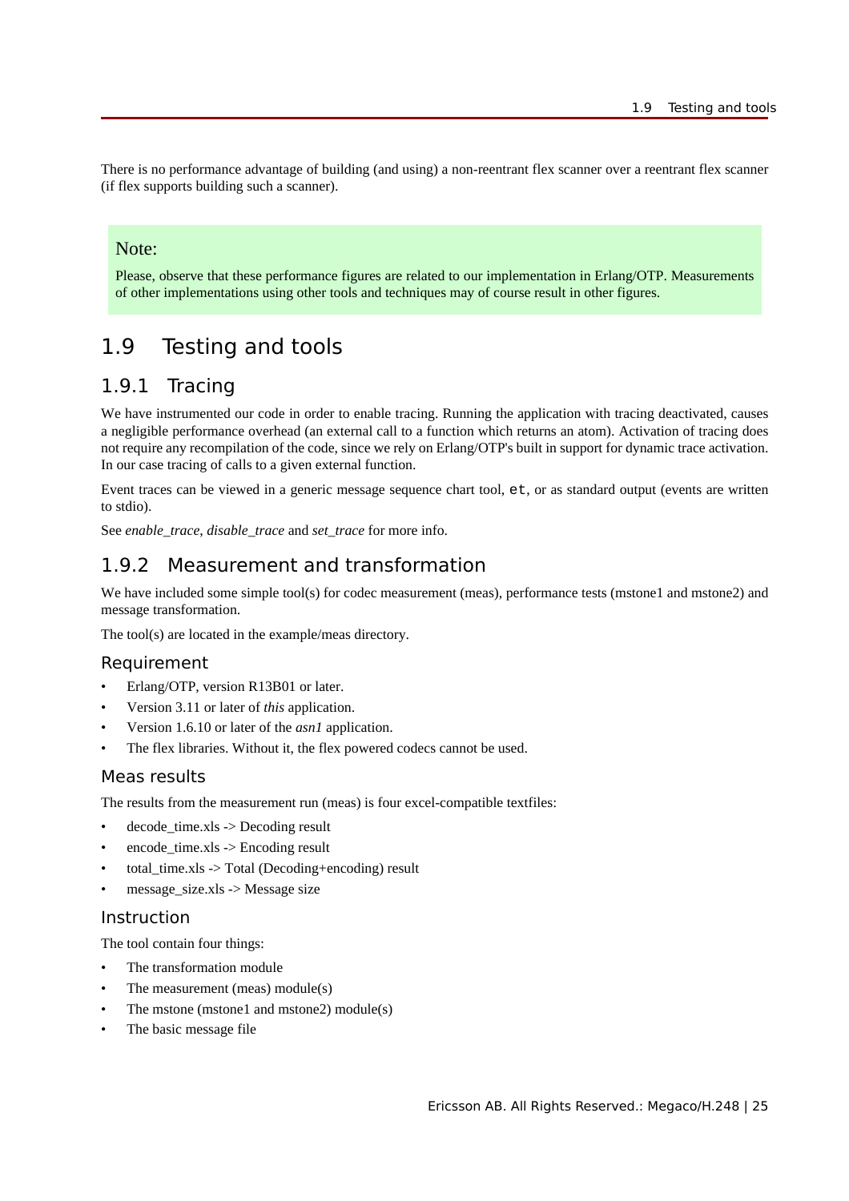There is no performance advantage of building (and using) a non-reentrant flex scanner over a reentrant flex scanner (if flex supports building such a scanner).

> Note:
>
> Please, observe that these performance figures are related to our implementation in Erlang/OTP. Measurements of other implementations using other tools and techniques may of course result in other figures.

## 1.9 Testing and tools

### 1.9.1 Tracing

We have instrumented our code in order to enable tracing. Running the application with tracing deactivated, causes a negligible performance overhead (an external call to a function which returns an atom). Activation of tracing does not require any recompilation of the code, since we rely on Erlang/OTP's built in support for dynamic trace activation. In our case tracing of calls to a given external function.

Event traces can be viewed in a generic message sequence chart tool, `et`, or as standard output (events are written to stdio).

See *enable_trace*, *disable_trace* and *set_trace* for more info.

### 1.9.2 Measurement and transformation

We have included some simple tool(s) for codec measurement (meas), performance tests (mstone1 and mstone2) and message transformation.

The tool(s) are located in the example/meas directory.

#### Requirement

- Erlang/OTP, version R13B01 or later.
- Version 3.11 or later of *this* application.
- Version 1.6.10 or later of the *asn1* application.
- The flex libraries. Without it, the flex powered codecs cannot be used.

#### Meas results

The results from the measurement run (meas) is four excel-compatible textfiles:

- decode_time.xls -> Decoding result
- encode_time.xls -> Encoding result
- total_time.xls -> Total (Decoding+encoding) result
- message_size.xls -> Message size

#### Instruction

The tool contain four things:

- The transformation module
- The measurement (meas) module(s)
- The mstone (mstone1 and mstone2) module(s)
- The basic message file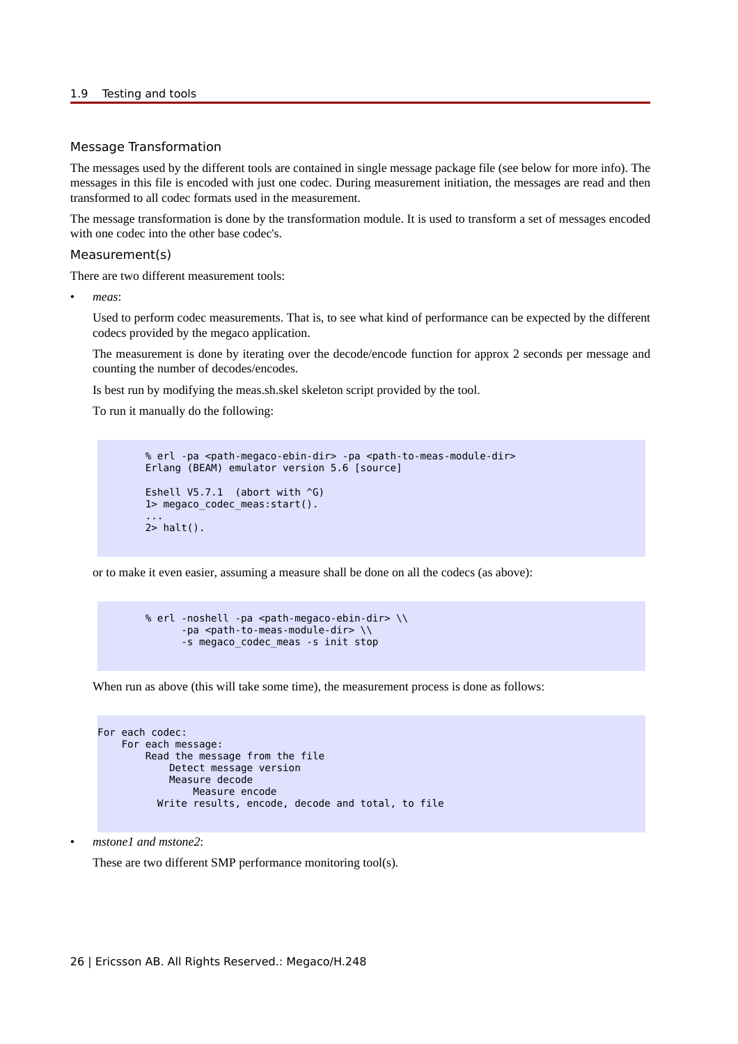### Message Transformation

The messages used by the different tools are contained in single message package file (see below for more info). The messages in this file is encoded with just one codec. During measurement initiation, the messages are read and then transformed to all codec formats used in the measurement.

The message transformation is done by the transformation module. It is used to transform a set of messages encoded with one codec into the other base codec's.

### Measurement(s)

There are two different measurement tools:

- *meas*:

  Used to perform codec measurements. That is, to see what kind of performance can be expected by the different codecs provided by the megaco application.

  The measurement is done by iterating over the decode/encode function for approx 2 seconds per message and counting the number of decodes/encodes.

  Is best run by modifying the meas.sh.skel skeleton script provided by the tool.

  To run it manually do the following:

```
        % erl -pa <path-megaco-ebin-dir> -pa <path-to-meas-module-dir>
        Erlang (BEAM) emulator version 5.6 [source]

        Eshell V5.7.1  (abort with ^G)
        1> megaco_codec_meas:start().
        ...
        2> halt().
```

  or to make it even easier, assuming a measure shall be done on all the codecs (as above):

```
        % erl -noshell -pa <path-megaco-ebin-dir> \\
              -pa <path-to-meas-module-dir> \\
              -s megaco_codec_meas -s init stop
```

  When run as above (this will take some time), the measurement process is done as follows:

```
For each codec:
    For each message:
        Read the message from the file
            Detect message version
            Measure decode
                Measure encode
          Write results, encode, decode and total, to file
```

- *mstone1 and mstone2*:

  These are two different SMP performance monitoring tool(s).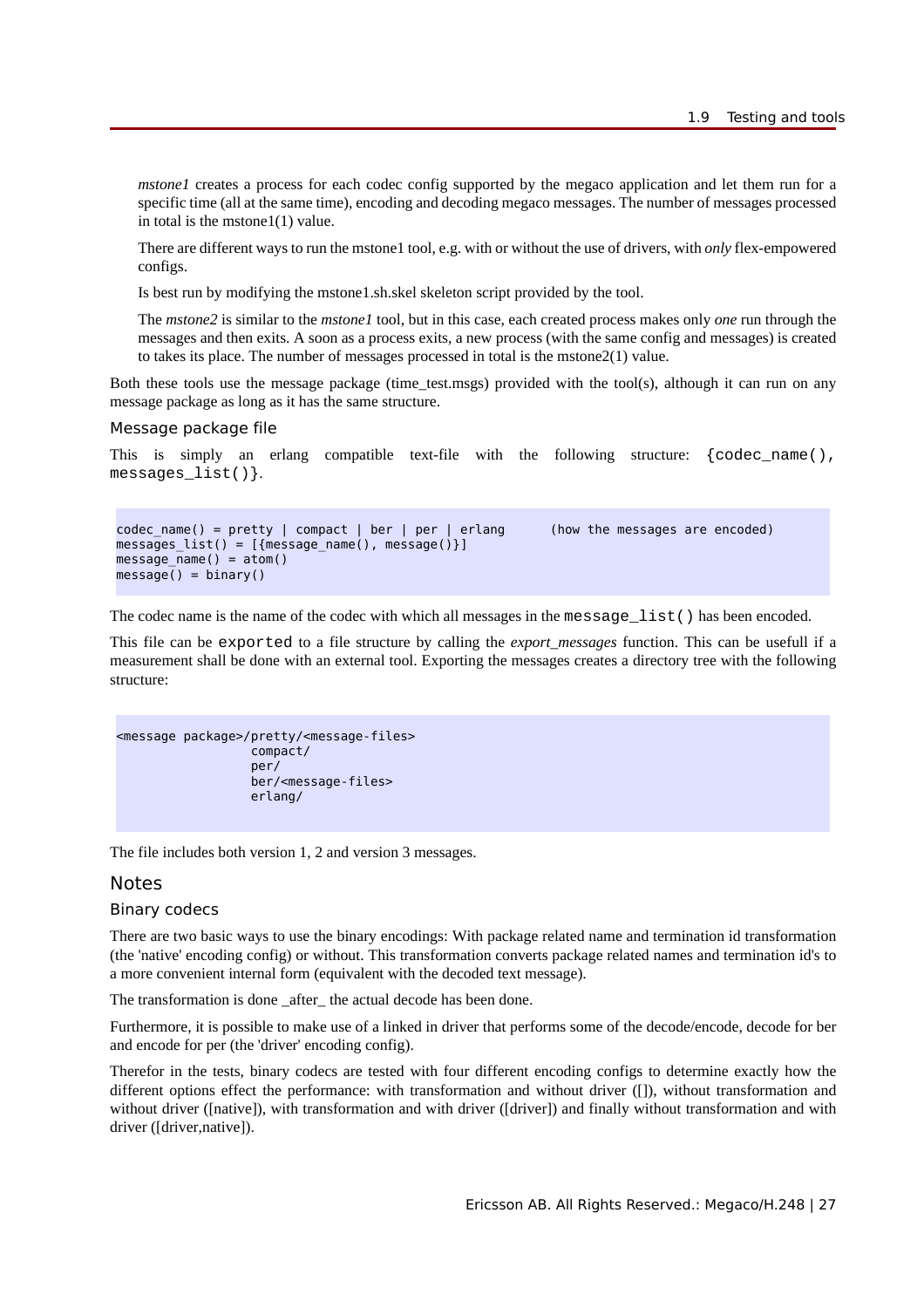*mstone1* creates a process for each codec config supported by the megaco application and let them run for a specific time (all at the same time), encoding and decoding megaco messages. The number of messages processed in total is the mstone1(1) value.

There are different ways to run the mstone1 tool, e.g. with or without the use of drivers, with *only* flex-empowered configs.

Is best run by modifying the mstone1.sh.skel skeleton script provided by the tool.

The *mstone2* is similar to the *mstone1* tool, but in this case, each created process makes only *one* run through the messages and then exits. A soon as a process exits, a new process (with the same config and messages) is created to takes its place. The number of messages processed in total is the mstone2(1) value.

Both these tools use the message package (time_test.msgs) provided with the tool(s), although it can run on any message package as long as it has the same structure.

### Message package file

This is simply an erlang compatible text-file with the following structure: `{codec_name(), messages_list()}`.

```
codec_name() = pretty | compact | ber | per | erlang      (how the messages are encoded)
messages_list() = [{message_name(), message()}]
message_name() = atom()
message() = binary()
```

The codec name is the name of the codec with which all messages in the `message_list()` has been encoded.

This file can be `exported` to a file structure by calling the *export_messages* function. This can be usefull if a measurement shall be done with an external tool. Exporting the messages creates a directory tree with the following structure:

```
<message package>/pretty/<message-files>
                 compact/
                 per/
                 ber/<message-files>
                 erlang/
```

The file includes both version 1, 2 and version 3 messages.

## Notes

### Binary codecs

There are two basic ways to use the binary encodings: With package related name and termination id transformation (the 'native' encoding config) or without. This transformation converts package related names and termination id's to a more convenient internal form (equivalent with the decoded text message).

The transformation is done _after_ the actual decode has been done.

Furthermore, it is possible to make use of a linked in driver that performs some of the decode/encode, decode for ber and encode for per (the 'driver' encoding config).

Therefor in the tests, binary codecs are tested with four different encoding configs to determine exactly how the different options effect the performance: with transformation and without driver ([]), without transformation and without driver ([native]), with transformation and with driver ([driver]) and finally without transformation and with driver ([driver,native]).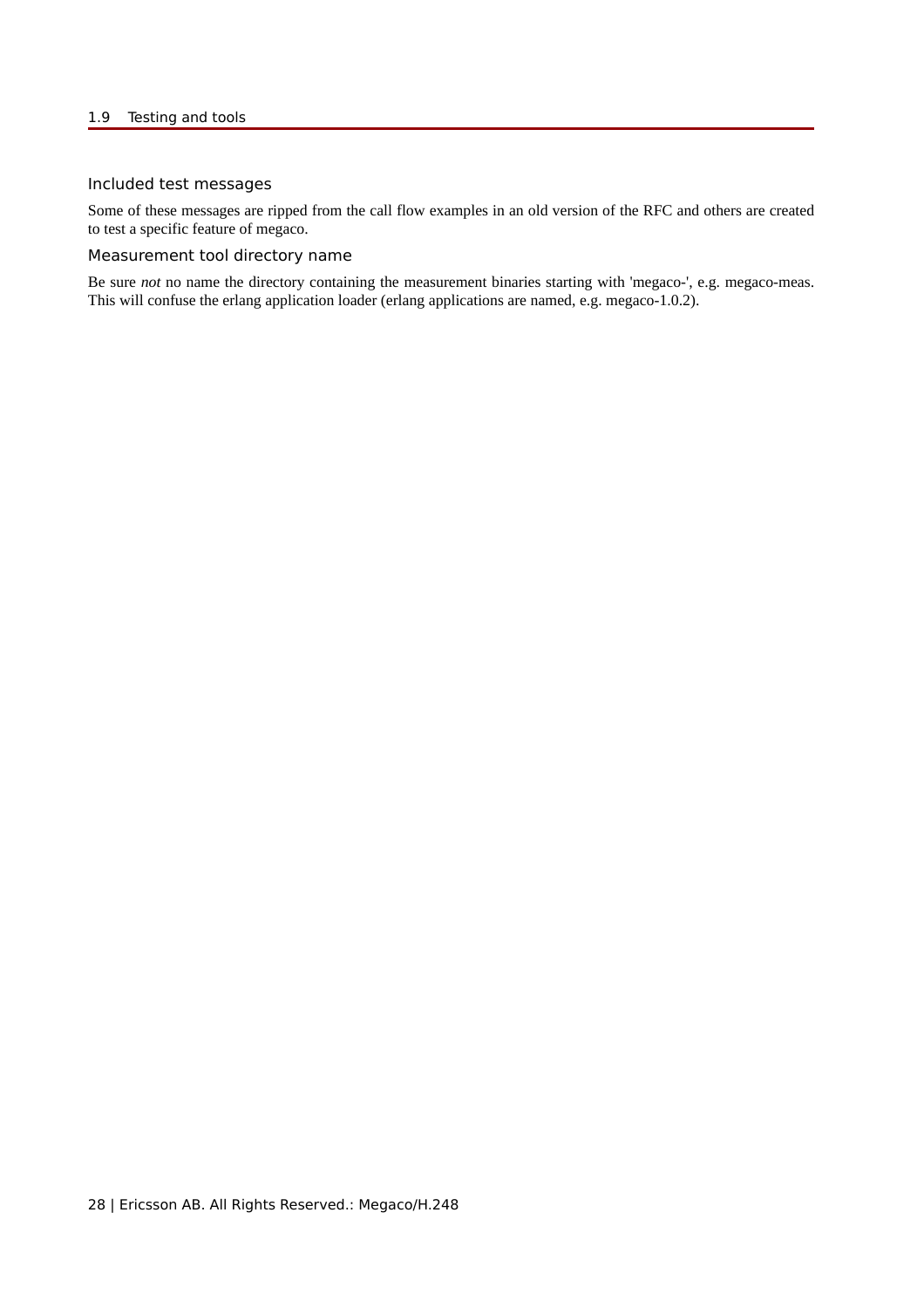### Included test messages

Some of these messages are ripped from the call flow examples in an old version of the RFC and others are created to test a specific feature of megaco.

### Measurement tool directory name

Be sure *not* no name the directory containing the measurement binaries starting with 'megaco-', e.g. megaco-meas. This will confuse the erlang application loader (erlang applications are named, e.g. megaco-1.0.2).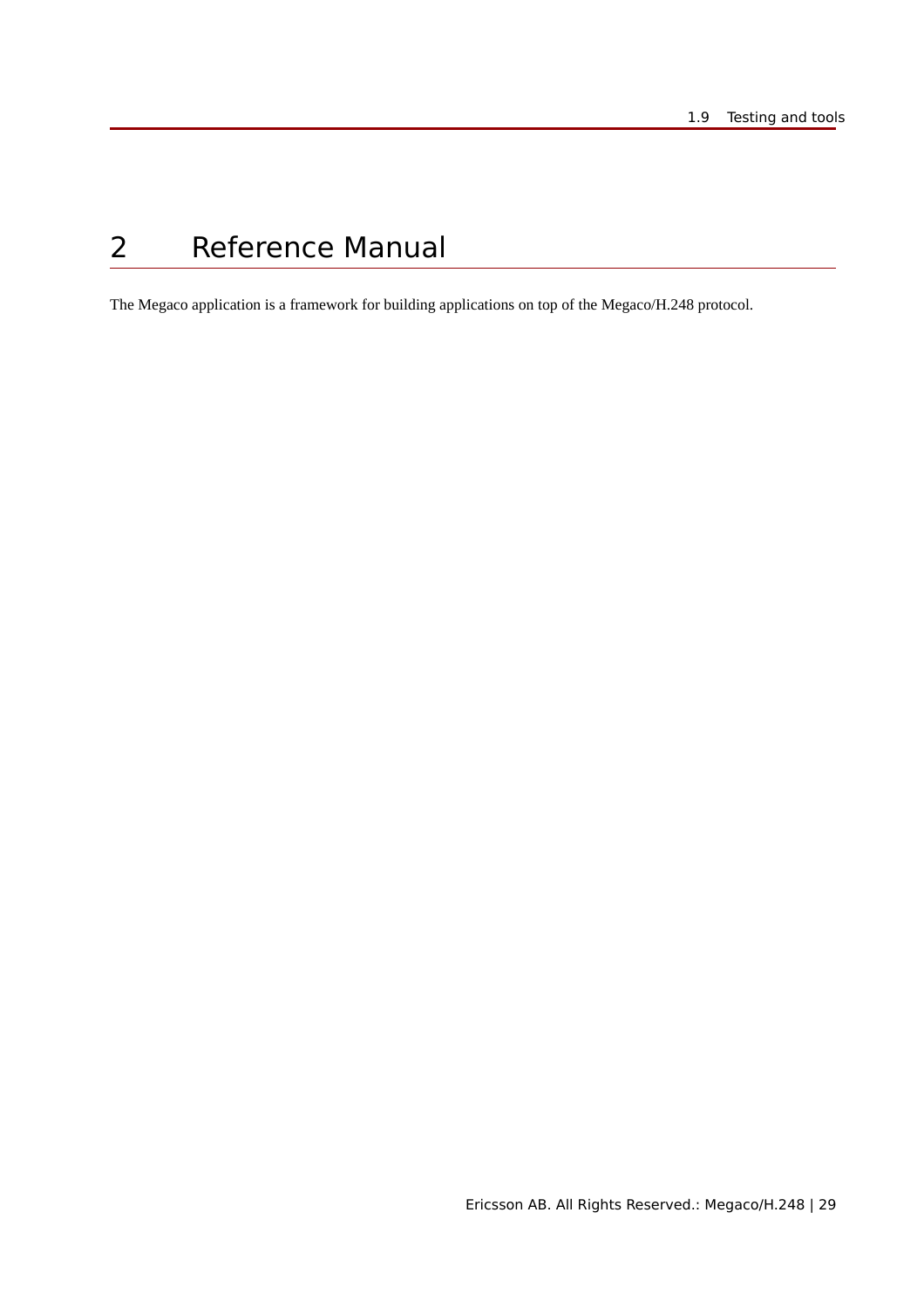# 2 Reference Manual

The Megaco application is a framework for building applications on top of the Megaco/H.248 protocol.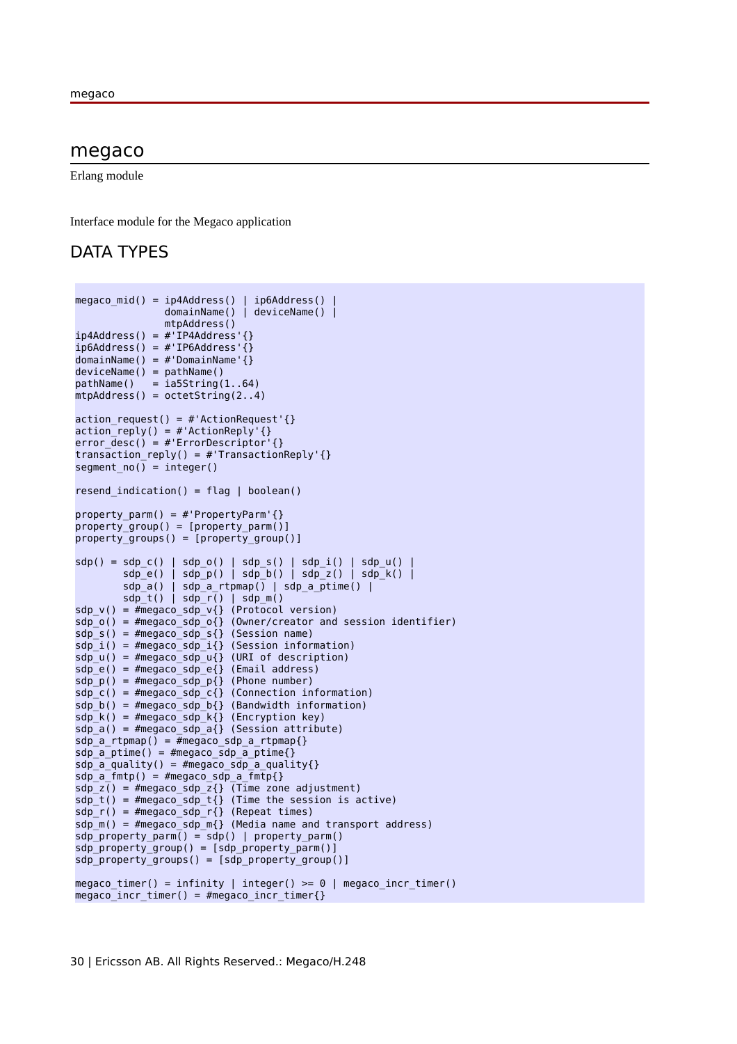# megaco

Erlang module

Interface module for the Megaco application

## DATA TYPES

```
megaco_mid() = ip4Address() | ip6Address() |
               domainName() | deviceName() |
               mtpAddress()
ip4Address() = #'IP4Address'{}
ip6Address() = #'IP6Address'{}
domainName() = #'DomainName'{}
deviceName() = pathName()
pathName()   = ia5String(1..64)
mtpAddress() = octetString(2..4)

action_request() = #'ActionRequest'{}
action_reply() = #'ActionReply'{}
error_desc() = #'ErrorDescriptor'{}
transaction_reply() = #'TransactionReply'{}
segment_no() = integer()

resend_indication() = flag | boolean()

property_parm() = #'PropertyParm'{}
property_group() = [property_parm()]
property_groups() = [property_group()]

sdp() = sdp_c() | sdp_o() | sdp_s() | sdp_i() | sdp_u() |
        sdp_e() | sdp_p() | sdp_b() | sdp_z() | sdp_k() |
        sdp_a() | sdp_a_rtpmap() | sdp_a_ptime() |
        sdp_t() | sdp_r() | sdp_m()
sdp_v() = #megaco_sdp_v{} (Protocol version)
sdp_o() = #megaco_sdp_o{} (Owner/creator and session identifier)
sdp_s() = #megaco_sdp_s{} (Session name)
sdp_i() = #megaco_sdp_i{} (Session information)
sdp_u() = #megaco_sdp_u{} (URI of description)
sdp_e() = #megaco_sdp_e{} (Email address)
sdp_p() = #megaco_sdp_p{} (Phone number)
sdp_c() = #megaco_sdp_c{} (Connection information)
sdp_b() = #megaco_sdp_b{} (Bandwidth information)
sdp_k() = #megaco_sdp_k{} (Encryption key)
sdp_a() = #megaco_sdp_a{} (Session attribute)
sdp_a_rtpmap() = #megaco_sdp_a_rtpmap{}
sdp_a_ptime() = #megaco_sdp_a_ptime{}
sdp_a_quality() = #megaco_sdp_a_quality{}
sdp_a_fmtp() = #megaco_sdp_a_fmtp{}
sdp_z() = #megaco_sdp_z{} (Time zone adjustment)
sdp_t() = #megaco_sdp_t{} (Time the session is active)
sdp_r() = #megaco_sdp_r{} (Repeat times)
sdp_m() = #megaco_sdp_m{} (Media name and transport address)
sdp_property_parm() = sdp() | property_parm()
sdp_property_group() = [sdp_property_parm()]
sdp_property_groups() = [sdp_property_group()]

megaco_timer() = infinity | integer() >= 0 | megaco_incr_timer()
megaco_incr_timer() = #megaco_incr_timer{}
```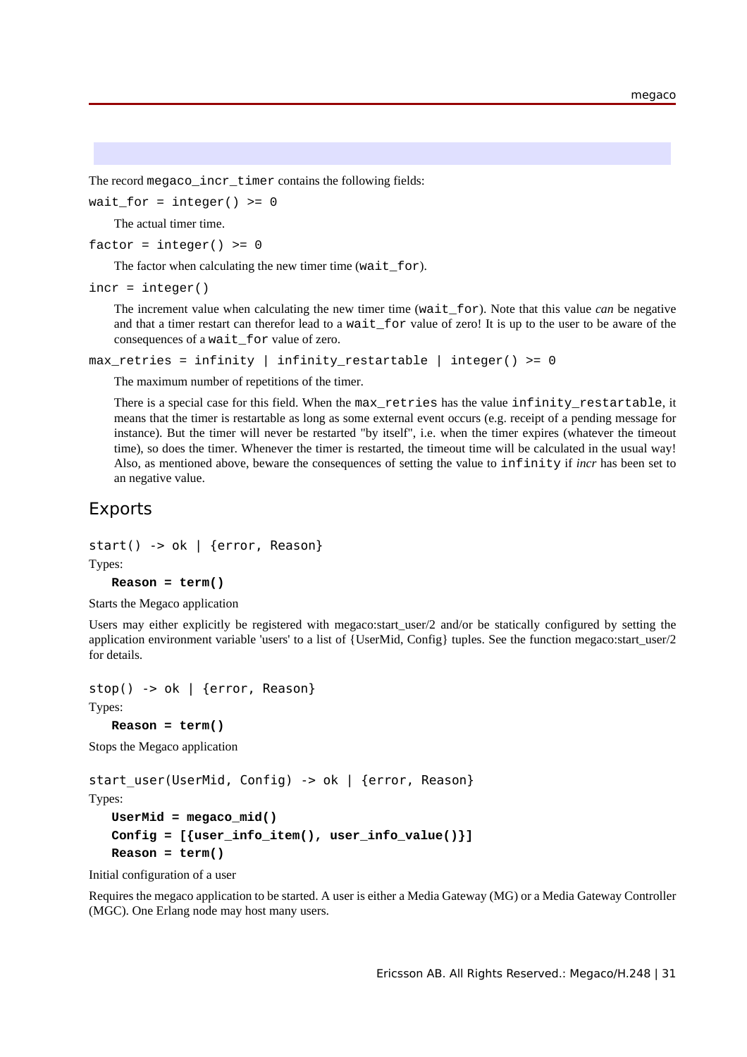The record `megaco_incr_timer` contains the following fields:

`wait_for = integer() >= 0`

The actual timer time.

`factor = integer() >= 0`

The factor when calculating the new timer time (`wait_for`).

`incr = integer()`

The increment value when calculating the new timer time (`wait_for`). Note that this value *can* be negative and that a timer restart can therefor lead to a `wait_for` value of zero! It is up to the user to be aware of the consequences of a `wait_for` value of zero.

`max_retries = infinity | infinity_restartable | integer() >= 0`

The maximum number of repetitions of the timer.

There is a special case for this field. When the `max_retries` has the value `infinity_restartable`, it means that the timer is restartable as long as some external event occurs (e.g. receipt of a pending message for instance). But the timer will never be restarted "by itself", i.e. when the timer expires (whatever the timeout time), so does the timer. Whenever the timer is restarted, the timeout time will be calculated in the usual way! Also, as mentioned above, beware the consequences of setting the value to `infinity` if *incr* has been set to an negative value.

## Exports

```
start() -> ok | {error, Reason}
```

Types:

**`Reason = term()`**

Starts the Megaco application

Users may either explicitly be registered with megaco:start_user/2 and/or be statically configured by setting the application environment variable 'users' to a list of {UserMid, Config} tuples. See the function megaco:start_user/2 for details.

```
stop() -> ok | {error, Reason}
```

Types:

**`Reason = term()`**

Stops the Megaco application

```
start_user(UserMid, Config) -> ok | {error, Reason}
```

Types:

**`UserMid = megaco_mid()`**
**`Config = [{user_info_item(), user_info_value()}]`**
**`Reason = term()`**

Initial configuration of a user

Requires the megaco application to be started. A user is either a Media Gateway (MG) or a Media Gateway Controller (MGC). One Erlang node may host many users.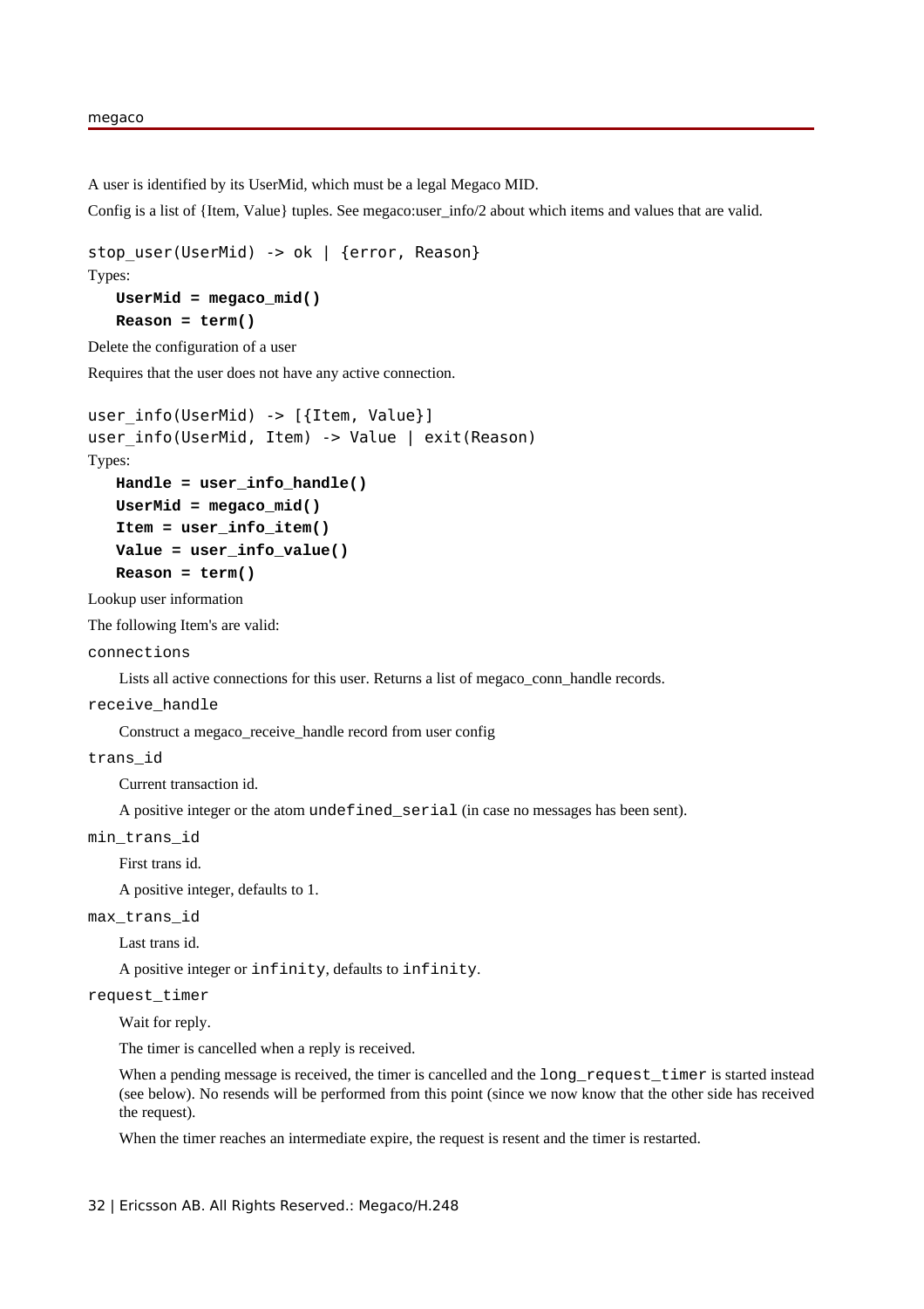A user is identified by its UserMid, which must be a legal Megaco MID.

Config is a list of {Item, Value} tuples. See megaco:user_info/2 about which items and values that are valid.

```
stop_user(UserMid) -> ok | {error, Reason}
```

Types:

**UserMid = megaco_mid()**

**Reason = term()**

Delete the configuration of a user

Requires that the user does not have any active connection.

```
user_info(UserMid) -> [{Item, Value}]
user_info(UserMid, Item) -> Value | exit(Reason)
```

Types:

**Handle = user_info_handle()**

**UserMid = megaco_mid()**

**Item = user_info_item()**

**Value = user_info_value()**

**Reason = term()**

Lookup user information

The following Item's are valid:

`connections`

Lists all active connections for this user. Returns a list of megaco_conn_handle records.

`receive_handle`

Construct a megaco_receive_handle record from user config

`trans_id`

Current transaction id.

A positive integer or the atom `undefined_serial` (in case no messages has been sent).

`min_trans_id`

First trans id.

A positive integer, defaults to 1.

`max_trans_id`

Last trans id.

A positive integer or `infinity`, defaults to `infinity`.

`request_timer`

Wait for reply.

The timer is cancelled when a reply is received.

When a pending message is received, the timer is cancelled and the `long_request_timer` is started instead (see below). No resends will be performed from this point (since we now know that the other side has received the request).

When the timer reaches an intermediate expire, the request is resent and the timer is restarted.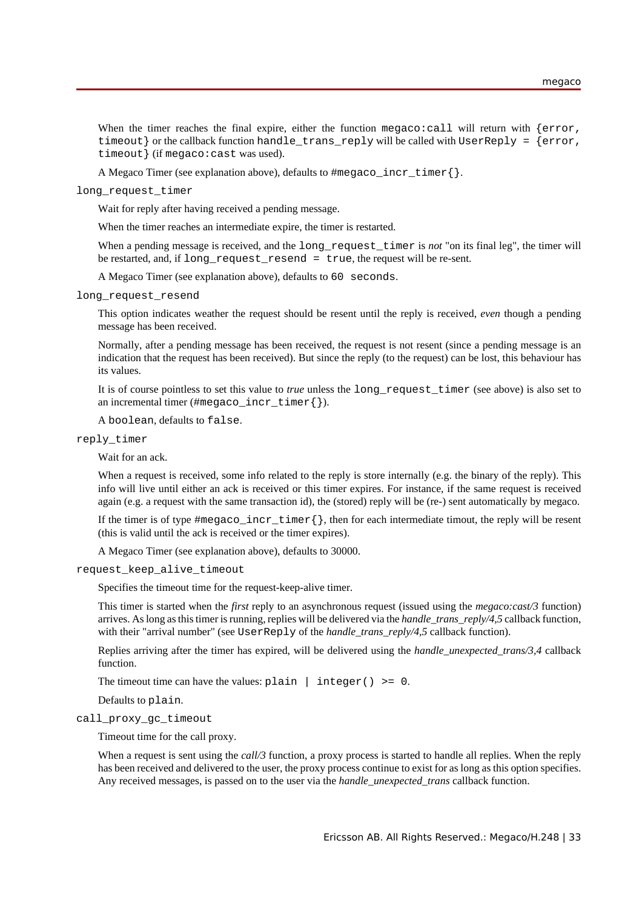When the timer reaches the final expire, either the function `megaco:call` will return with `{error, timeout}` or the callback function `handle_trans_reply` will be called with `UserReply = {error, timeout}` (if `megaco:cast` was used).

A Megaco Timer (see explanation above), defaults to `#megaco_incr_timer{}`.

`long_request_timer`

Wait for reply after having received a pending message.

When the timer reaches an intermediate expire, the timer is restarted.

When a pending message is received, and the `long_request_timer` is *not* "on its final leg", the timer will be restarted, and, if `long_request_resend = true`, the request will be re-sent.

A Megaco Timer (see explanation above), defaults to `60 seconds`.

`long_request_resend`

This option indicates weather the request should be resent until the reply is received, *even* though a pending message has been received.

Normally, after a pending message has been received, the request is not resent (since a pending message is an indication that the request has been received). But since the reply (to the request) can be lost, this behaviour has its values.

It is of course pointless to set this value to *true* unless the `long_request_timer` (see above) is also set to an incremental timer (`#megaco_incr_timer{}`).

A `boolean`, defaults to `false`.

`reply_timer`

Wait for an ack.

When a request is received, some info related to the reply is store internally (e.g. the binary of the reply). This info will live until either an ack is received or this timer expires. For instance, if the same request is received again (e.g. a request with the same transaction id), the (stored) reply will be (re-) sent automatically by megaco.

If the timer is of type `#megaco_incr_timer{}`, then for each intermediate timout, the reply will be resent (this is valid until the ack is received or the timer expires).

A Megaco Timer (see explanation above), defaults to 30000.

`request_keep_alive_timeout`

Specifies the timeout time for the request-keep-alive timer.

This timer is started when the *first* reply to an asynchronous request (issued using the *megaco:cast/3* function) arrives. As long as this timer is running, replies will be delivered via the *handle_trans_reply/4,5* callback function, with their "arrival number" (see `UserReply` of the *handle_trans_reply/4,5* callback function).

Replies arriving after the timer has expired, will be delivered using the *handle_unexpected_trans/3,4* callback function.

The timeout time can have the values: `plain | integer() >= 0`.

Defaults to `plain`.

`call_proxy_gc_timeout`

Timeout time for the call proxy.

When a request is sent using the *call/3* function, a proxy process is started to handle all replies. When the reply has been received and delivered to the user, the proxy process continue to exist for as long as this option specifies. Any received messages, is passed on to the user via the *handle_unexpected_trans* callback function.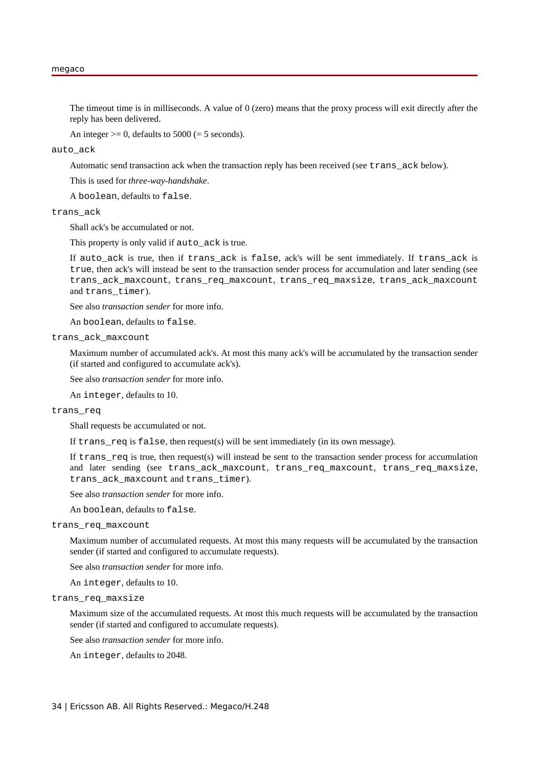The timeout time is in milliseconds. A value of 0 (zero) means that the proxy process will exit directly after the reply has been delivered.

An integer >= 0, defaults to 5000 (= 5 seconds).

`auto_ack`

Automatic send transaction ack when the transaction reply has been received (see `trans_ack` below).

This is used for *three-way-handshake*.

A `boolean`, defaults to `false`.

`trans_ack`

Shall ack's be accumulated or not.

This property is only valid if `auto_ack` is true.

If `auto_ack` is true, then if `trans_ack` is `false`, ack's will be sent immediately. If `trans_ack` is `true`, then ack's will instead be sent to the transaction sender process for accumulation and later sending (see `trans_ack_maxcount`, `trans_req_maxcount`, `trans_req_maxsize`, `trans_ack_maxcount` and `trans_timer`).

See also *transaction sender* for more info.

An `boolean`, defaults to `false`.

`trans_ack_maxcount`

Maximum number of accumulated ack's. At most this many ack's will be accumulated by the transaction sender (if started and configured to accumulate ack's).

See also *transaction sender* for more info.

An `integer`, defaults to 10.

`trans_req`

Shall requests be accumulated or not.

If `trans_req` is `false`, then request(s) will be sent immediately (in its own message).

If `trans_req` is true, then request(s) will instead be sent to the transaction sender process for accumulation and later sending (see `trans_ack_maxcount`, `trans_req_maxcount`, `trans_req_maxsize`, `trans_ack_maxcount` and `trans_timer`).

See also *transaction sender* for more info.

An `boolean`, defaults to `false`.

`trans_req_maxcount`

Maximum number of accumulated requests. At most this many requests will be accumulated by the transaction sender (if started and configured to accumulate requests).

See also *transaction sender* for more info.

An `integer`, defaults to 10.

`trans_req_maxsize`

Maximum size of the accumulated requests. At most this much requests will be accumulated by the transaction sender (if started and configured to accumulate requests).

See also *transaction sender* for more info.

An `integer`, defaults to 2048.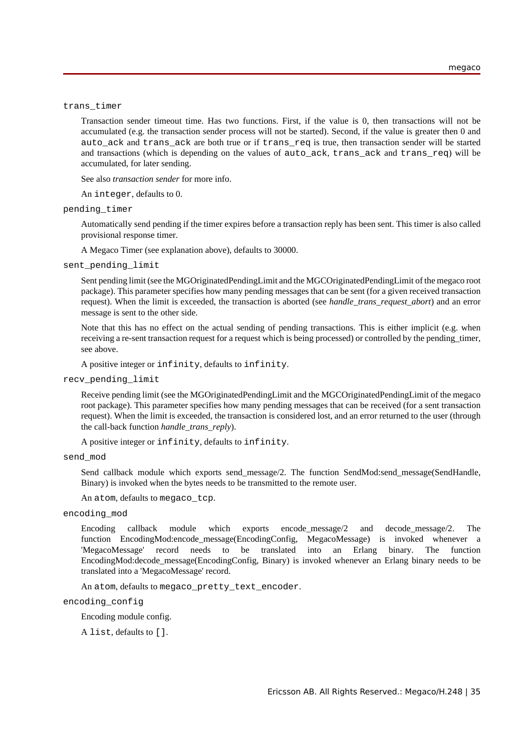`trans_timer`

Transaction sender timeout time. Has two functions. First, if the value is 0, then transactions will not be accumulated (e.g. the transaction sender process will not be started). Second, if the value is greater then 0 and `auto_ack` and `trans_ack` are both true or if `trans_req` is true, then transaction sender will be started and transactions (which is depending on the values of `auto_ack`, `trans_ack` and `trans_req`) will be accumulated, for later sending.

See also *transaction sender* for more info.

An `integer`, defaults to 0.

`pending_timer`

Automatically send pending if the timer expires before a transaction reply has been sent. This timer is also called provisional response timer.

A Megaco Timer (see explanation above), defaults to 30000.

`sent_pending_limit`

Sent pending limit (see the MGOriginatedPendingLimit and the MGCOriginatedPendingLimit of the megaco root package). This parameter specifies how many pending messages that can be sent (for a given received transaction request). When the limit is exceeded, the transaction is aborted (see *handle_trans_request_abort*) and an error message is sent to the other side.

Note that this has no effect on the actual sending of pending transactions. This is either implicit (e.g. when receiving a re-sent transaction request for a request which is being processed) or controlled by the pending_timer, see above.

A positive integer or `infinity`, defaults to `infinity`.

`recv_pending_limit`

Receive pending limit (see the MGOriginatedPendingLimit and the MGCOriginatedPendingLimit of the megaco root package). This parameter specifies how many pending messages that can be received (for a sent transaction request). When the limit is exceeded, the transaction is considered lost, and an error returned to the user (through the call-back function *handle_trans_reply*).

A positive integer or `infinity`, defaults to `infinity`.

`send_mod`

Send callback module which exports send_message/2. The function SendMod:send_message(SendHandle, Binary) is invoked when the bytes needs to be transmitted to the remote user.

An `atom`, defaults to `megaco_tcp`.

`encoding_mod`

Encoding callback module which exports encode_message/2 and decode_message/2. The function EncodingMod:encode_message(EncodingConfig, MegacoMessage) is invoked whenever a 'MegacoMessage' record needs to be translated into an Erlang binary. The function EncodingMod:decode_message(EncodingConfig, Binary) is invoked whenever an Erlang binary needs to be translated into a 'MegacoMessage' record.

An `atom`, defaults to `megaco_pretty_text_encoder`.

`encoding_config`

Encoding module config.

A `list`, defaults to `[]`.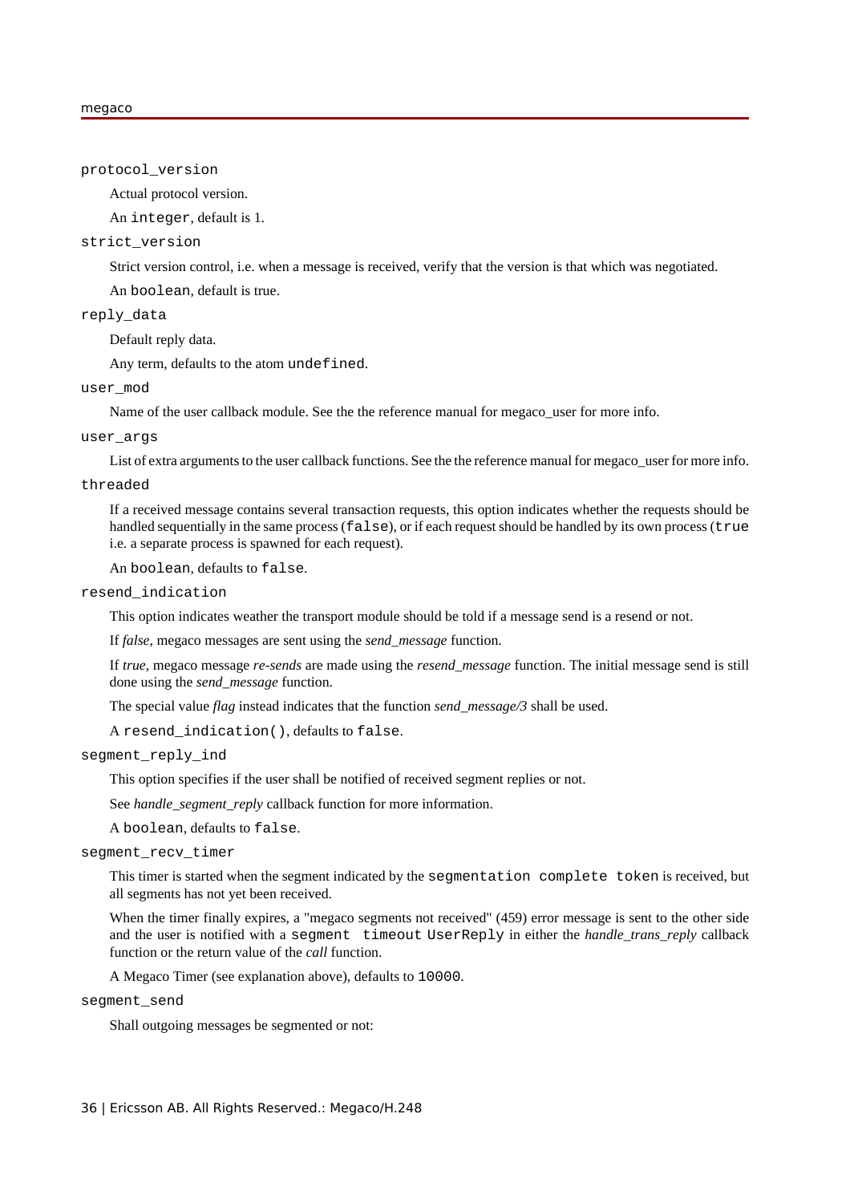`protocol_version`

Actual protocol version.

An `integer`, default is 1.

`strict_version`

Strict version control, i.e. when a message is received, verify that the version is that which was negotiated.

An `boolean`, default is true.

`reply_data`

Default reply data.

Any term, defaults to the atom `undefined`.

`user_mod`

Name of the user callback module. See the the reference manual for megaco_user for more info.

`user_args`

List of extra arguments to the user callback functions. See the the reference manual for megaco_user for more info.

`threaded`

If a received message contains several transaction requests, this option indicates whether the requests should be handled sequentially in the same process (`false`), or if each request should be handled by its own process (`true` i.e. a separate process is spawned for each request).

An `boolean`, defaults to `false`.

`resend_indication`

This option indicates weather the transport module should be told if a message send is a resend or not.

If *false*, megaco messages are sent using the *send_message* function.

If *true*, megaco message *re-sends* are made using the *resend_message* function. The initial message send is still done using the *send_message* function.

The special value *flag* instead indicates that the function *send_message/3* shall be used.

A `resend_indication()`, defaults to `false`.

`segment_reply_ind`

This option specifies if the user shall be notified of received segment replies or not.

See *handle_segment_reply* callback function for more information.

A `boolean`, defaults to `false`.

`segment_recv_timer`

This timer is started when the segment indicated by the `segmentation complete token` is received, but all segments has not yet been received.

When the timer finally expires, a "megaco segments not received" (459) error message is sent to the other side and the user is notified with a `segment timeout` `UserReply` in either the *handle_trans_reply* callback function or the return value of the *call* function.

A Megaco Timer (see explanation above), defaults to `10000`.

`segment_send`

Shall outgoing messages be segmented or not: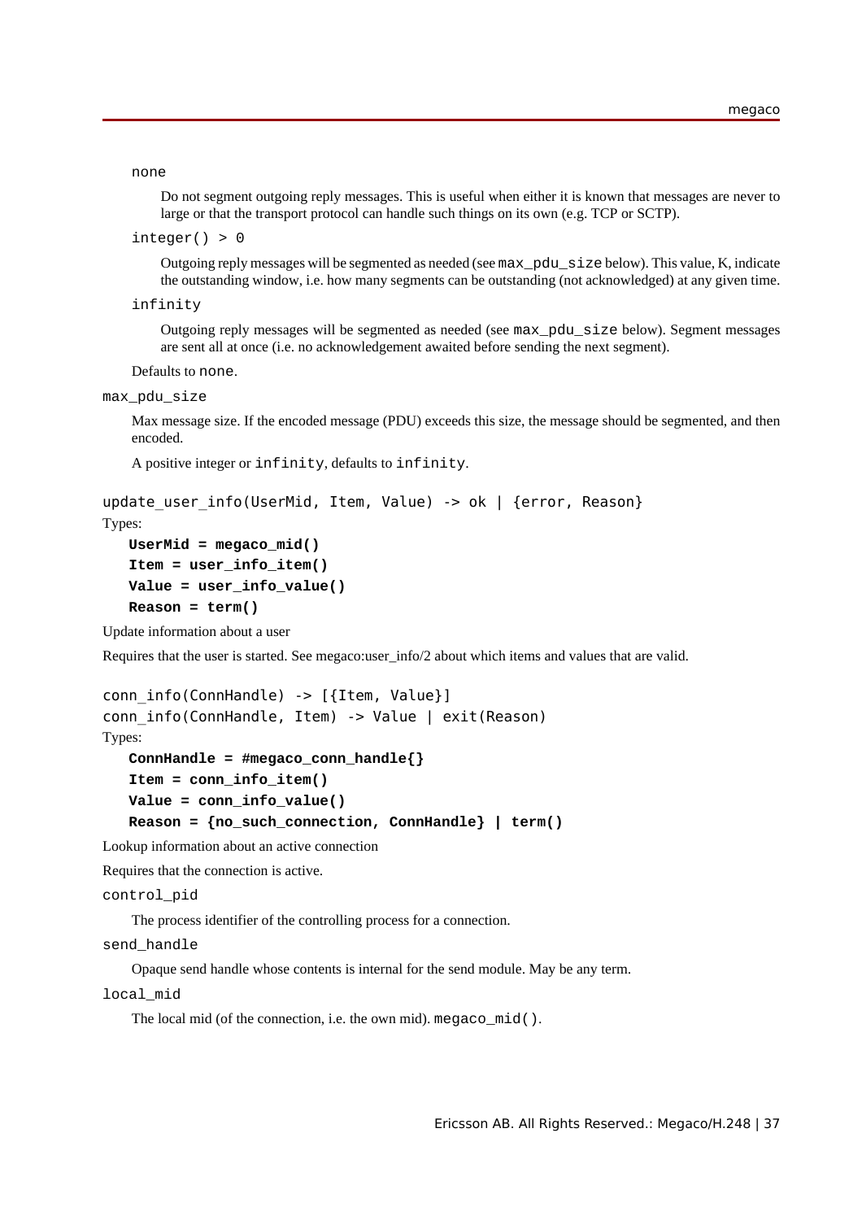none

Do not segment outgoing reply messages. This is useful when either it is known that messages are never to large or that the transport protocol can handle such things on its own (e.g. TCP or SCTP).

integer() > 0

Outgoing reply messages will be segmented as needed (see max_pdu_size below). This value, K, indicate the outstanding window, i.e. how many segments can be outstanding (not acknowledged) at any given time.

infinity

Outgoing reply messages will be segmented as needed (see max_pdu_size below). Segment messages are sent all at once (i.e. no acknowledgement awaited before sending the next segment).

Defaults to none.

max_pdu_size

Max message size. If the encoded message (PDU) exceeds this size, the message should be segmented, and then encoded.

A positive integer or infinity, defaults to infinity.

```
update_user_info(UserMid, Item, Value) -> ok | {error, Reason}
```

Types:

**UserMid = megaco_mid()**
**Item = user_info_item()**
**Value = user_info_value()**
**Reason = term()**

Update information about a user

Requires that the user is started. See megaco:user_info/2 about which items and values that are valid.

```
conn_info(ConnHandle) -> [{Item, Value}]
conn_info(ConnHandle, Item) -> Value | exit(Reason)
```

Types:

**ConnHandle = #megaco_conn_handle{}**
**Item = conn_info_item()**
**Value = conn_info_value()**
**Reason = {no_such_connection, ConnHandle} | term()**

Lookup information about an active connection

Requires that the connection is active.

control_pid

The process identifier of the controlling process for a connection.

send_handle

Opaque send handle whose contents is internal for the send module. May be any term.

local_mid

The local mid (of the connection, i.e. the own mid). megaco_mid().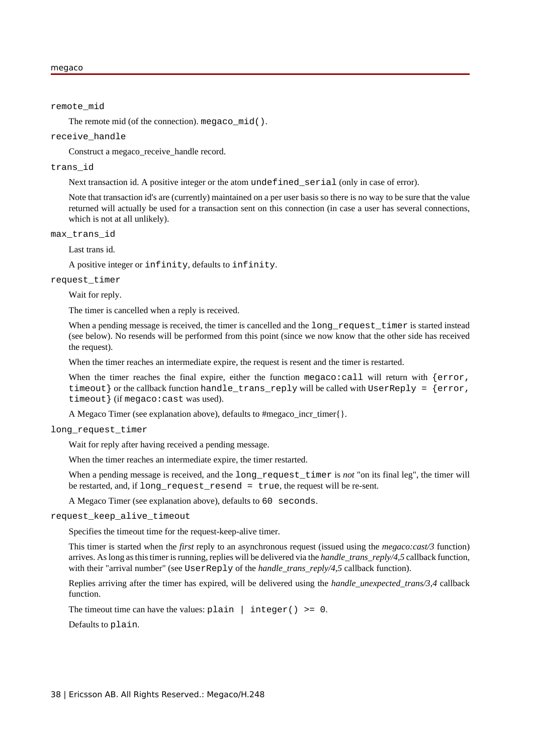`remote_mid`

The remote mid (of the connection). `megaco_mid()`.

`receive_handle`

Construct a megaco_receive_handle record.

`trans_id`

Next transaction id. A positive integer or the atom `undefined_serial` (only in case of error).

Note that transaction id's are (currently) maintained on a per user basis so there is no way to be sure that the value returned will actually be used for a transaction sent on this connection (in case a user has several connections, which is not at all unlikely).

`max_trans_id`

Last trans id.

A positive integer or `infinity`, defaults to `infinity`.

`request_timer`

Wait for reply.

The timer is cancelled when a reply is received.

When a pending message is received, the timer is cancelled and the `long_request_timer` is started instead (see below). No resends will be performed from this point (since we now know that the other side has received the request).

When the timer reaches an intermediate expire, the request is resent and the timer is restarted.

When the timer reaches the final expire, either the function `megaco:call` will return with `{error, timeout}` or the callback function `handle_trans_reply` will be called with `UserReply = {error, timeout}` (if `megaco:cast` was used).

A Megaco Timer (see explanation above), defaults to #megaco_incr_timer{}.

`long_request_timer`

Wait for reply after having received a pending message.

When the timer reaches an intermediate expire, the timer restarted.

When a pending message is received, and the `long_request_timer` is *not* "on its final leg", the timer will be restarted, and, if `long_request_resend = true`, the request will be re-sent.

A Megaco Timer (see explanation above), defaults to `60 seconds`.

`request_keep_alive_timeout`

Specifies the timeout time for the request-keep-alive timer.

This timer is started when the *first* reply to an asynchronous request (issued using the *megaco:cast/3* function) arrives. As long as this timer is running, replies will be delivered via the *handle_trans_reply/4,5* callback function, with their "arrival number" (see `UserReply` of the *handle_trans_reply/4,5* callback function).

Replies arriving after the timer has expired, will be delivered using the *handle_unexpected_trans/3,4* callback function.

The timeout time can have the values: `plain | integer() >= 0`.

Defaults to `plain`.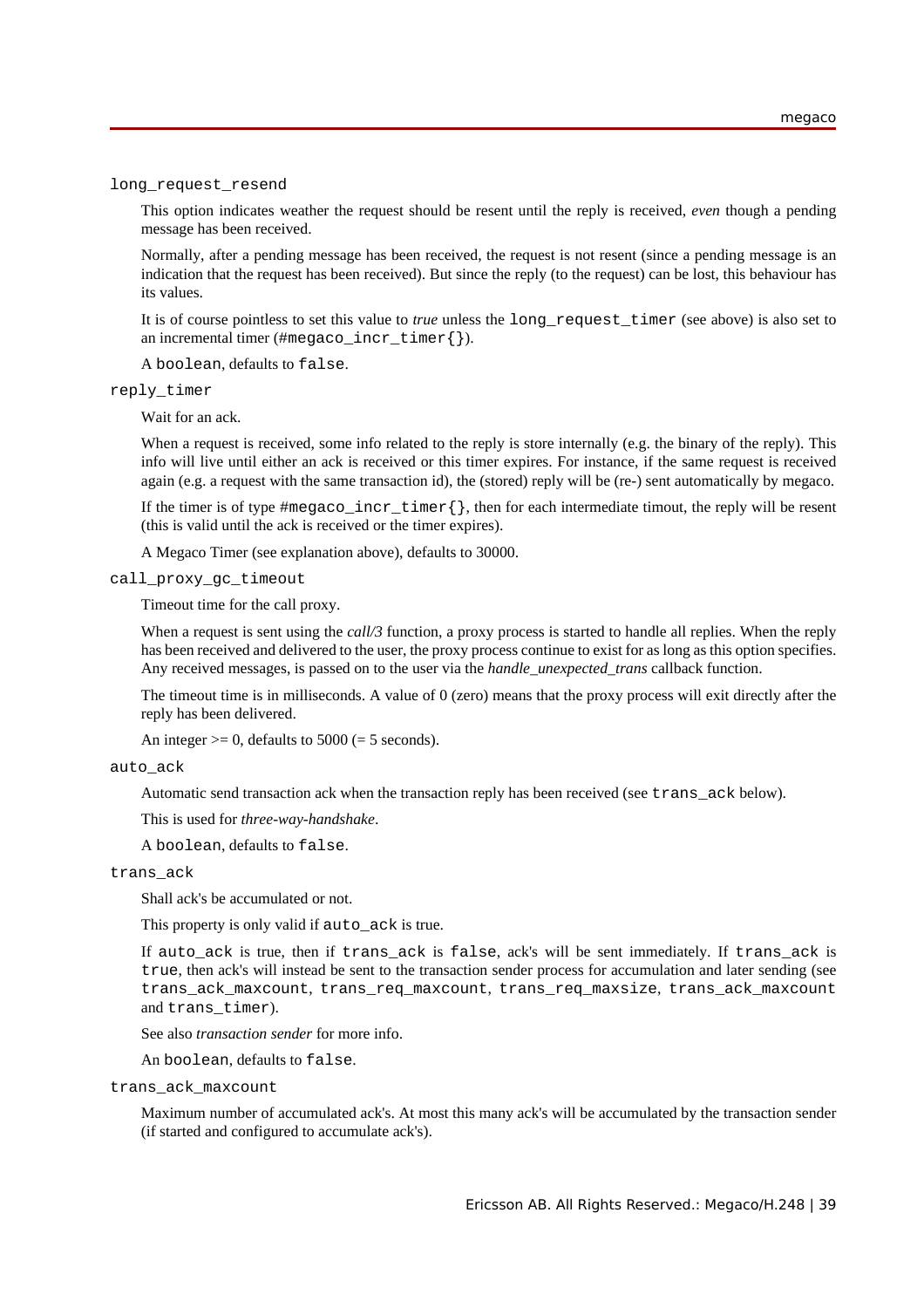`long_request_resend`

This option indicates weather the request should be resent until the reply is received, *even* though a pending message has been received.

Normally, after a pending message has been received, the request is not resent (since a pending message is an indication that the request has been received). But since the reply (to the request) can be lost, this behaviour has its values.

It is of course pointless to set this value to *true* unless the `long_request_timer` (see above) is also set to an incremental timer (`#megaco_incr_timer{}`).

A `boolean`, defaults to `false`.

`reply_timer`

Wait for an ack.

When a request is received, some info related to the reply is store internally (e.g. the binary of the reply). This info will live until either an ack is received or this timer expires. For instance, if the same request is received again (e.g. a request with the same transaction id), the (stored) reply will be (re-) sent automatically by megaco.

If the timer is of type `#megaco_incr_timer{}`, then for each intermediate timout, the reply will be resent (this is valid until the ack is received or the timer expires).

A Megaco Timer (see explanation above), defaults to 30000.

`call_proxy_gc_timeout`

Timeout time for the call proxy.

When a request is sent using the *call/3* function, a proxy process is started to handle all replies. When the reply has been received and delivered to the user, the proxy process continue to exist for as long as this option specifies. Any received messages, is passed on to the user via the *handle_unexpected_trans* callback function.

The timeout time is in milliseconds. A value of 0 (zero) means that the proxy process will exit directly after the reply has been delivered.

An integer >= 0, defaults to 5000 (= 5 seconds).

`auto_ack`

Automatic send transaction ack when the transaction reply has been received (see `trans_ack` below).

This is used for *three-way-handshake*.

A `boolean`, defaults to `false`.

`trans_ack`

Shall ack's be accumulated or not.

This property is only valid if `auto_ack` is true.

If `auto_ack` is true, then if `trans_ack` is `false`, ack's will be sent immediately. If `trans_ack` is `true`, then ack's will instead be sent to the transaction sender process for accumulation and later sending (see `trans_ack_maxcount`, `trans_req_maxcount`, `trans_req_maxsize`, `trans_ack_maxcount` and `trans_timer`).

See also *transaction sender* for more info.

An `boolean`, defaults to `false`.

`trans_ack_maxcount`

Maximum number of accumulated ack's. At most this many ack's will be accumulated by the transaction sender (if started and configured to accumulate ack's).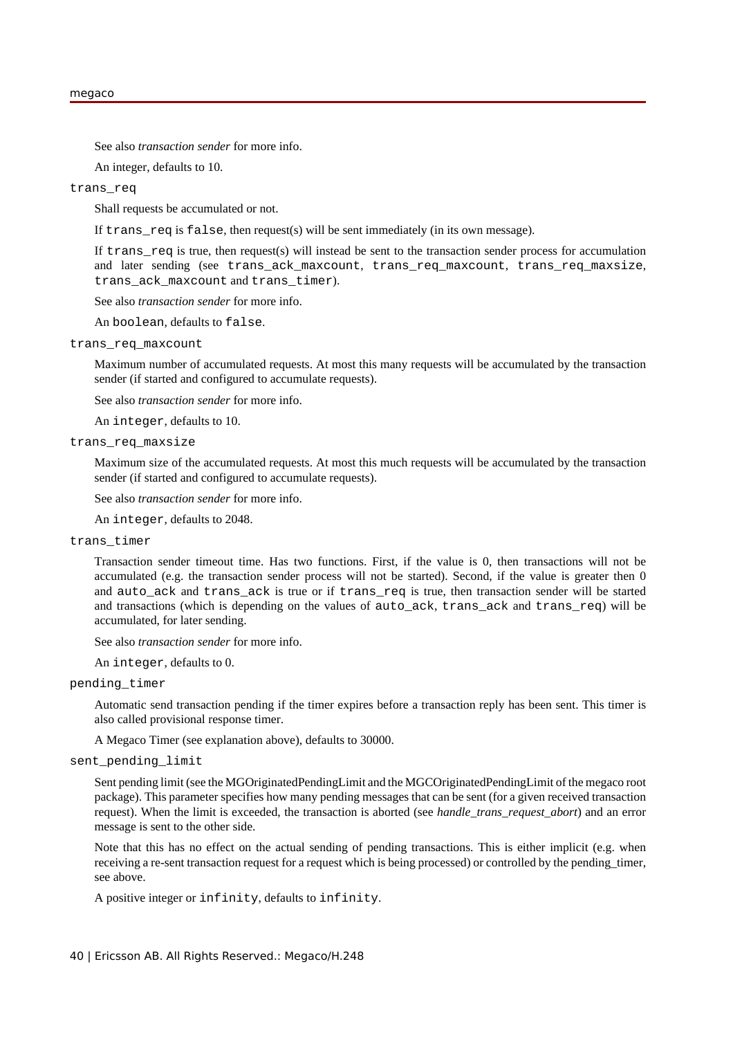See also *transaction sender* for more info.

An integer, defaults to 10.

`trans_req`

Shall requests be accumulated or not.

If `trans_req` is `false`, then request(s) will be sent immediately (in its own message).

If `trans_req` is true, then request(s) will instead be sent to the transaction sender process for accumulation and later sending (see `trans_ack_maxcount`, `trans_req_maxcount`, `trans_req_maxsize`, `trans_ack_maxcount` and `trans_timer`).

See also *transaction sender* for more info.

An `boolean`, defaults to `false`.

`trans_req_maxcount`

Maximum number of accumulated requests. At most this many requests will be accumulated by the transaction sender (if started and configured to accumulate requests).

See also *transaction sender* for more info.

An `integer`, defaults to 10.

`trans_req_maxsize`

Maximum size of the accumulated requests. At most this much requests will be accumulated by the transaction sender (if started and configured to accumulate requests).

See also *transaction sender* for more info.

An `integer`, defaults to 2048.

`trans_timer`

Transaction sender timeout time. Has two functions. First, if the value is 0, then transactions will not be accumulated (e.g. the transaction sender process will not be started). Second, if the value is greater then 0 and `auto_ack` and `trans_ack` is true or if `trans_req` is true, then transaction sender will be started and transactions (which is depending on the values of `auto_ack`, `trans_ack` and `trans_req`) will be accumulated, for later sending.

See also *transaction sender* for more info.

An `integer`, defaults to 0.

`pending_timer`

Automatic send transaction pending if the timer expires before a transaction reply has been sent. This timer is also called provisional response timer.

A Megaco Timer (see explanation above), defaults to 30000.

`sent_pending_limit`

Sent pending limit (see the MGOriginatedPendingLimit and the MGCOriginatedPendingLimit of the megaco root package). This parameter specifies how many pending messages that can be sent (for a given received transaction request). When the limit is exceeded, the transaction is aborted (see *handle_trans_request_abort*) and an error message is sent to the other side.

Note that this has no effect on the actual sending of pending transactions. This is either implicit (e.g. when receiving a re-sent transaction request for a request which is being processed) or controlled by the pending_timer, see above.

A positive integer or `infinity`, defaults to `infinity`.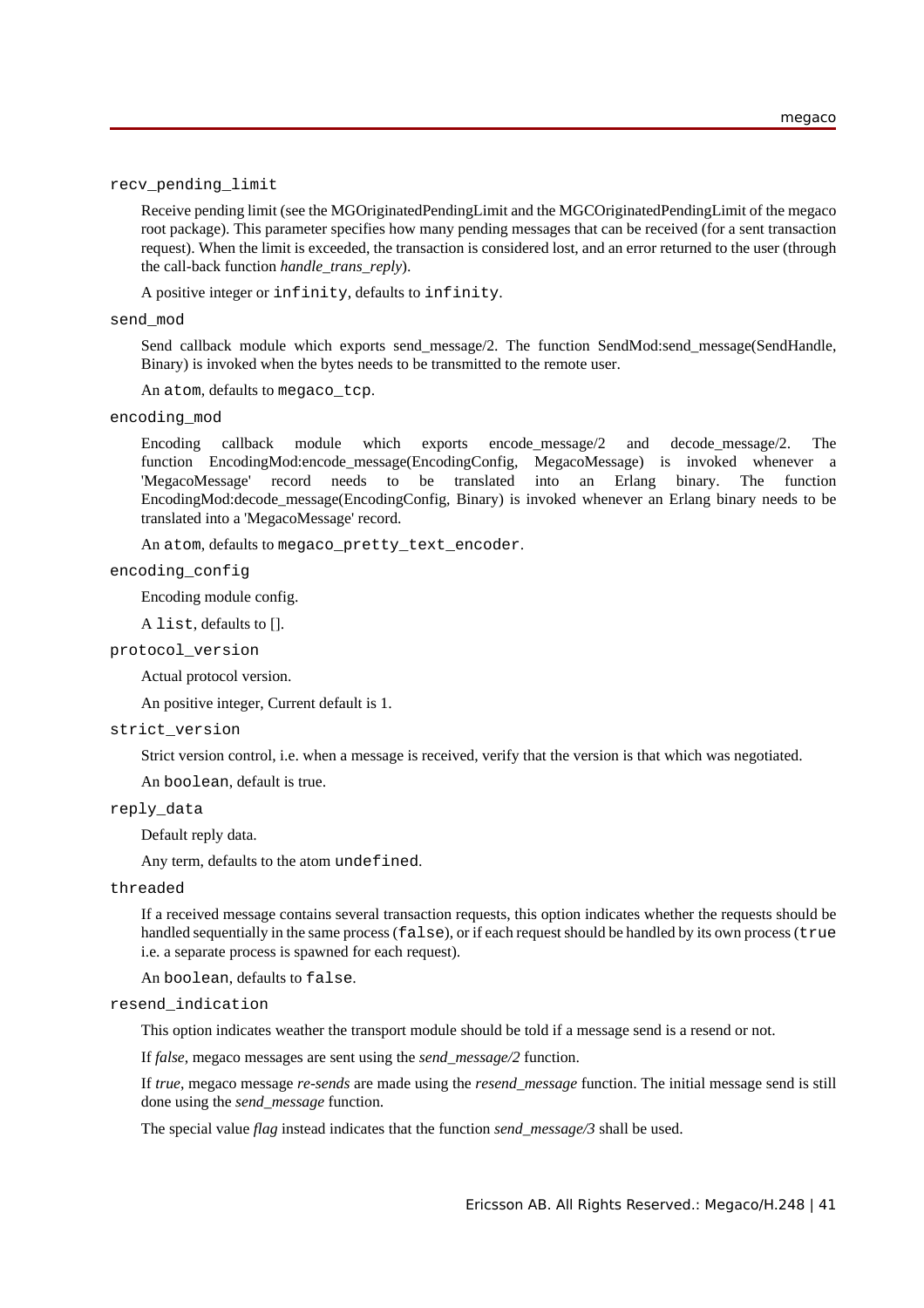`recv_pending_limit`

Receive pending limit (see the MGOriginatedPendingLimit and the MGCOriginatedPendingLimit of the megaco root package). This parameter specifies how many pending messages that can be received (for a sent transaction request). When the limit is exceeded, the transaction is considered lost, and an error returned to the user (through the call-back function *handle_trans_reply*).

A positive integer or `infinity`, defaults to `infinity`.

`send_mod`

Send callback module which exports send_message/2. The function SendMod:send_message(SendHandle, Binary) is invoked when the bytes needs to be transmitted to the remote user.

An `atom`, defaults to `megaco_tcp`.

`encoding_mod`

Encoding callback module which exports encode_message/2 and decode_message/2. The function EncodingMod:encode_message(EncodingConfig, MegacoMessage) is invoked whenever a 'MegacoMessage' record needs to be translated into an Erlang binary. The function EncodingMod:decode_message(EncodingConfig, Binary) is invoked whenever an Erlang binary needs to be translated into a 'MegacoMessage' record.

An `atom`, defaults to `megaco_pretty_text_encoder`.

`encoding_config`

Encoding module config.

A `list`, defaults to [].

`protocol_version`

Actual protocol version.

An positive integer, Current default is 1.

`strict_version`

Strict version control, i.e. when a message is received, verify that the version is that which was negotiated.

An `boolean`, default is true.

`reply_data`

Default reply data.

Any term, defaults to the atom `undefined`.

`threaded`

If a received message contains several transaction requests, this option indicates whether the requests should be handled sequentially in the same process (`false`), or if each request should be handled by its own process (`true` i.e. a separate process is spawned for each request).

An `boolean`, defaults to `false`.

`resend_indication`

This option indicates weather the transport module should be told if a message send is a resend or not.

If *false*, megaco messages are sent using the *send_message/2* function.

If *true*, megaco message *re-sends* are made using the *resend_message* function. The initial message send is still done using the *send_message* function.

The special value *flag* instead indicates that the function *send_message/3* shall be used.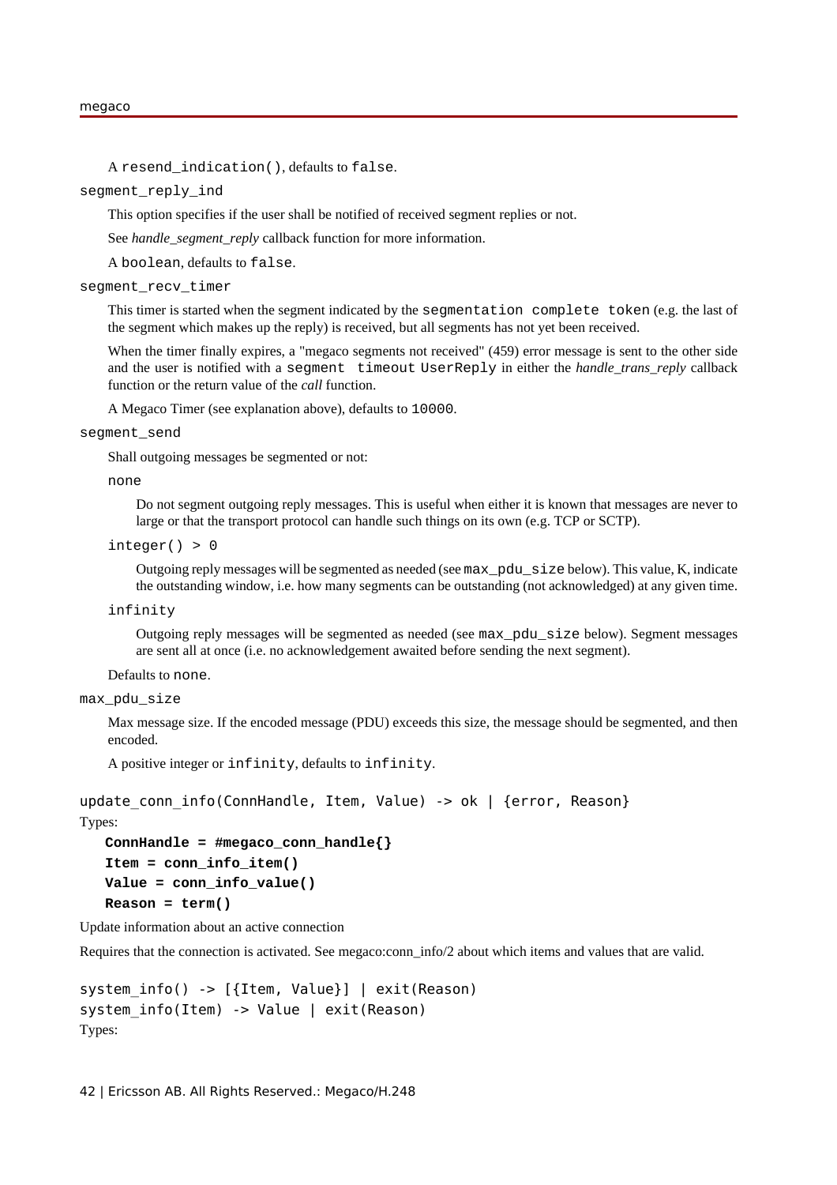A `resend_indication()`, defaults to `false`.

`segment_reply_ind`

This option specifies if the user shall be notified of received segment replies or not.

See *handle_segment_reply* callback function for more information.

A `boolean`, defaults to `false`.

`segment_recv_timer`

This timer is started when the segment indicated by the `segmentation complete token` (e.g. the last of the segment which makes up the reply) is received, but all segments has not yet been received.

When the timer finally expires, a "megaco segments not received" (459) error message is sent to the other side and the user is notified with a `segment timeout UserReply` in either the *handle_trans_reply* callback function or the return value of the *call* function.

A Megaco Timer (see explanation above), defaults to `10000`.

`segment_send`

Shall outgoing messages be segmented or not:

`none`

Do not segment outgoing reply messages. This is useful when either it is known that messages are never to large or that the transport protocol can handle such things on its own (e.g. TCP or SCTP).

`integer() > 0`

Outgoing reply messages will be segmented as needed (see `max_pdu_size` below). This value, K, indicate the outstanding window, i.e. how many segments can be outstanding (not acknowledged) at any given time.

`infinity`

Outgoing reply messages will be segmented as needed (see `max_pdu_size` below). Segment messages are sent all at once (i.e. no acknowledgement awaited before sending the next segment).

Defaults to `none`.

`max_pdu_size`

Max message size. If the encoded message (PDU) exceeds this size, the message should be segmented, and then encoded.

A positive integer or `infinity`, defaults to `infinity`.

```
update_conn_info(ConnHandle, Item, Value) -> ok | {error, Reason}
```

Types:

**`ConnHandle = #megaco_conn_handle{}`**
**`Item = conn_info_item()`**
**`Value = conn_info_value()`**
**`Reason = term()`**

Update information about an active connection

Requires that the connection is activated. See megaco:conn_info/2 about which items and values that are valid.

```
system_info() -> [{Item, Value}] | exit(Reason)
system_info(Item) -> Value | exit(Reason)
```

Types: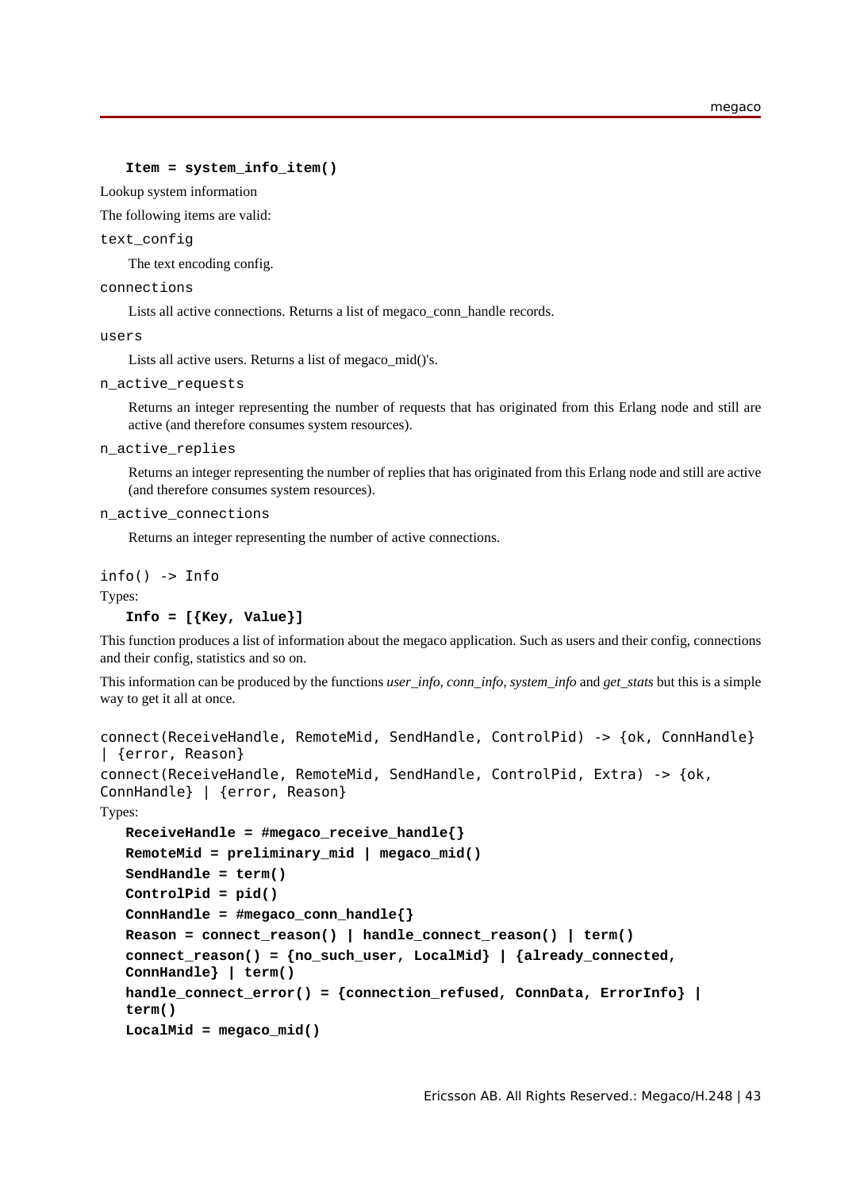**Item = system_info_item()**

Lookup system information

The following items are valid:

`text_config`

The text encoding config.

`connections`

Lists all active connections. Returns a list of megaco_conn_handle records.

`users`

Lists all active users. Returns a list of megaco_mid()'s.

`n_active_requests`

Returns an integer representing the number of requests that has originated from this Erlang node and still are active (and therefore consumes system resources).

`n_active_replies`

Returns an integer representing the number of replies that has originated from this Erlang node and still are active (and therefore consumes system resources).

`n_active_connections`

Returns an integer representing the number of active connections.

```
info() -> Info
```

Types:

**Info = [{Key, Value}]**

This function produces a list of information about the megaco application. Such as users and their config, connections and their config, statistics and so on.

This information can be produced by the functions *user_info*, *conn_info*, *system_info* and *get_stats* but this is a simple way to get it all at once.

```
connect(ReceiveHandle, RemoteMid, SendHandle, ControlPid) -> {ok, ConnHandle} | {error, Reason}
connect(ReceiveHandle, RemoteMid, SendHandle, ControlPid, Extra) -> {ok, ConnHandle} | {error, Reason}
```

Types:

**ReceiveHandle = #megaco_receive_handle{}**
**RemoteMid = preliminary_mid | megaco_mid()**
**SendHandle = term()**
**ControlPid = pid()**
**ConnHandle = #megaco_conn_handle{}**
**Reason = connect_reason() | handle_connect_reason() | term()**
**connect_reason() = {no_such_user, LocalMid} | {already_connected, ConnHandle} | term()**
**handle_connect_error() = {connection_refused, ConnData, ErrorInfo} | term()**
**LocalMid = megaco_mid()**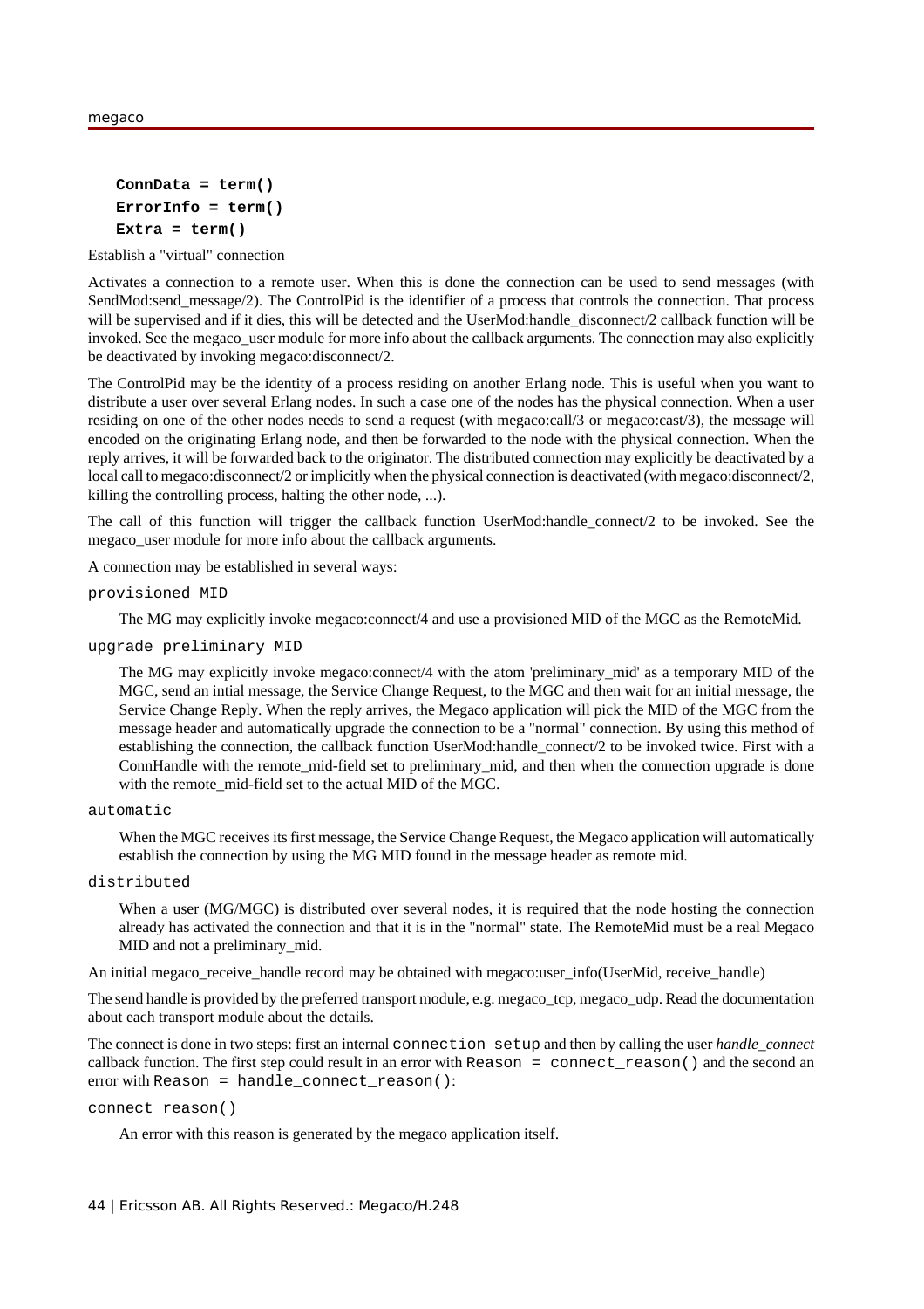**ConnData = term()**
**ErrorInfo = term()**
**Extra = term()**

Establish a "virtual" connection

Activates a connection to a remote user. When this is done the connection can be used to send messages (with SendMod:send_message/2). The ControlPid is the identifier of a process that controls the connection. That process will be supervised and if it dies, this will be detected and the UserMod:handle_disconnect/2 callback function will be invoked. See the megaco_user module for more info about the callback arguments. The connection may also explicitly be deactivated by invoking megaco:disconnect/2.

The ControlPid may be the identity of a process residing on another Erlang node. This is useful when you want to distribute a user over several Erlang nodes. In such a case one of the nodes has the physical connection. When a user residing on one of the other nodes needs to send a request (with megaco:call/3 or megaco:cast/3), the message will encoded on the originating Erlang node, and then be forwarded to the node with the physical connection. When the reply arrives, it will be forwarded back to the originator. The distributed connection may explicitly be deactivated by a local call to megaco:disconnect/2 or implicitly when the physical connection is deactivated (with megaco:disconnect/2, killing the controlling process, halting the other node, ...).

The call of this function will trigger the callback function UserMod:handle_connect/2 to be invoked. See the megaco_user module for more info about the callback arguments.

A connection may be established in several ways:

`provisioned MID`

The MG may explicitly invoke megaco:connect/4 and use a provisioned MID of the MGC as the RemoteMid.

`upgrade preliminary MID`

The MG may explicitly invoke megaco:connect/4 with the atom 'preliminary_mid' as a temporary MID of the MGC, send an intial message, the Service Change Request, to the MGC and then wait for an initial message, the Service Change Reply. When the reply arrives, the Megaco application will pick the MID of the MGC from the message header and automatically upgrade the connection to be a "normal" connection. By using this method of establishing the connection, the callback function UserMod:handle_connect/2 to be invoked twice. First with a ConnHandle with the remote_mid-field set to preliminary_mid, and then when the connection upgrade is done with the remote_mid-field set to the actual MID of the MGC.

`automatic`

When the MGC receives its first message, the Service Change Request, the Megaco application will automatically establish the connection by using the MG MID found in the message header as remote mid.

`distributed`

When a user (MG/MGC) is distributed over several nodes, it is required that the node hosting the connection already has activated the connection and that it is in the "normal" state. The RemoteMid must be a real Megaco MID and not a preliminary_mid.

An initial megaco_receive_handle record may be obtained with megaco:user_info(UserMid, receive_handle)

The send handle is provided by the preferred transport module, e.g. megaco_tcp, megaco_udp. Read the documentation about each transport module about the details.

The connect is done in two steps: first an internal `connection setup` and then by calling the user *handle_connect* callback function. The first step could result in an error with `Reason = connect_reason()` and the second an error with `Reason = handle_connect_reason()`:

`connect_reason()`

An error with this reason is generated by the megaco application itself.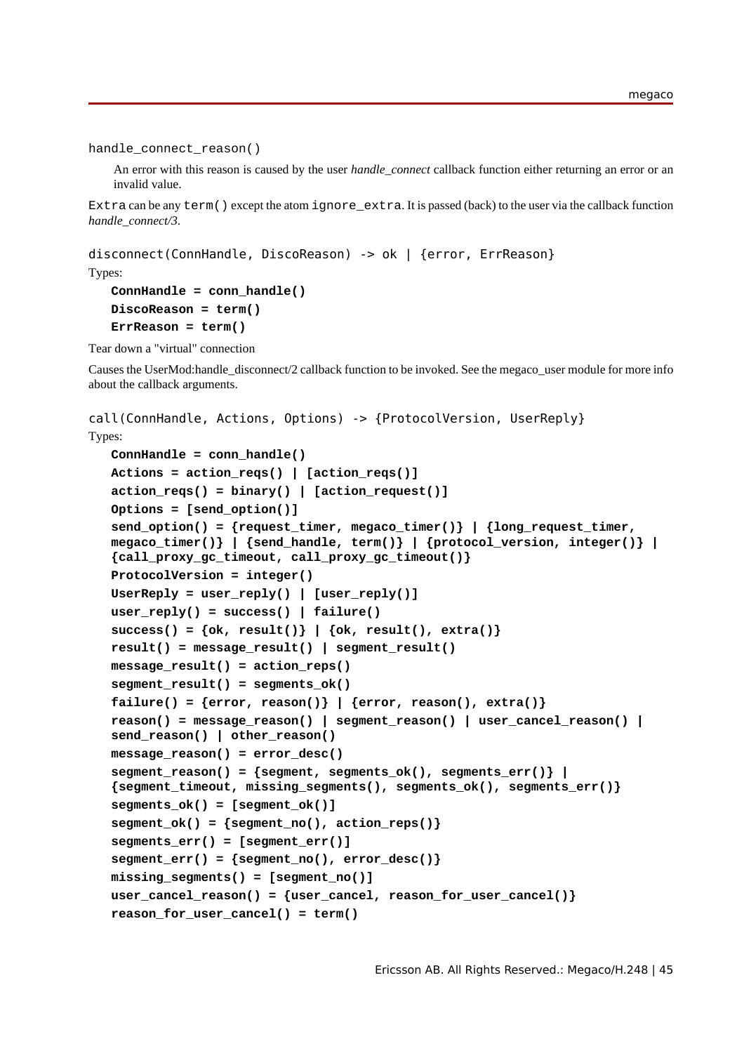`handle_connect_reason()`

An error with this reason is caused by the user *handle_connect* callback function either returning an error or an invalid value.

`Extra` can be any `term()` except the atom `ignore_extra`. It is passed (back) to the user via the callback function *handle_connect/3*.

```
disconnect(ConnHandle, DiscoReason) -> ok | {error, ErrReason}
```

Types:

**ConnHandle = conn_handle()**
**DiscoReason = term()**
**ErrReason = term()**

Tear down a "virtual" connection

Causes the UserMod:handle_disconnect/2 callback function to be invoked. See the megaco_user module for more info about the callback arguments.

```
call(ConnHandle, Actions, Options) -> {ProtocolVersion, UserReply}
```

Types:

```
ConnHandle = conn_handle()
Actions = action_reqs() | [action_reqs()]
action_reqs() = binary() | [action_request()]
Options = [send_option()]
send_option() = {request_timer, megaco_timer()} | {long_request_timer,
megaco_timer()} | {send_handle, term()} | {protocol_version, integer()} |
{call_proxy_gc_timeout, call_proxy_gc_timeout()}
ProtocolVersion = integer()
UserReply = user_reply() | [user_reply()]
user_reply() = success() | failure()
success() = {ok, result()} | {ok, result(), extra()}
result() = message_result() | segment_result()
message_result() = action_reps()
segment_result() = segments_ok()
failure() = {error, reason()} | {error, reason(), extra()}
reason() = message_reason() | segment_reason() | user_cancel_reason() |
send_reason() | other_reason()
message_reason() = error_desc()
segment_reason() = {segment, segments_ok(), segments_err()} |
{segment_timeout, missing_segments(), segments_ok(), segments_err()}
segments_ok() = [segment_ok()]
segment_ok() = {segment_no(), action_reps()}
segments_err() = [segment_err()]
segment_err() = {segment_no(), error_desc()}
missing_segments() = [segment_no()]
user_cancel_reason() = {user_cancel, reason_for_user_cancel()}
reason_for_user_cancel() = term()
```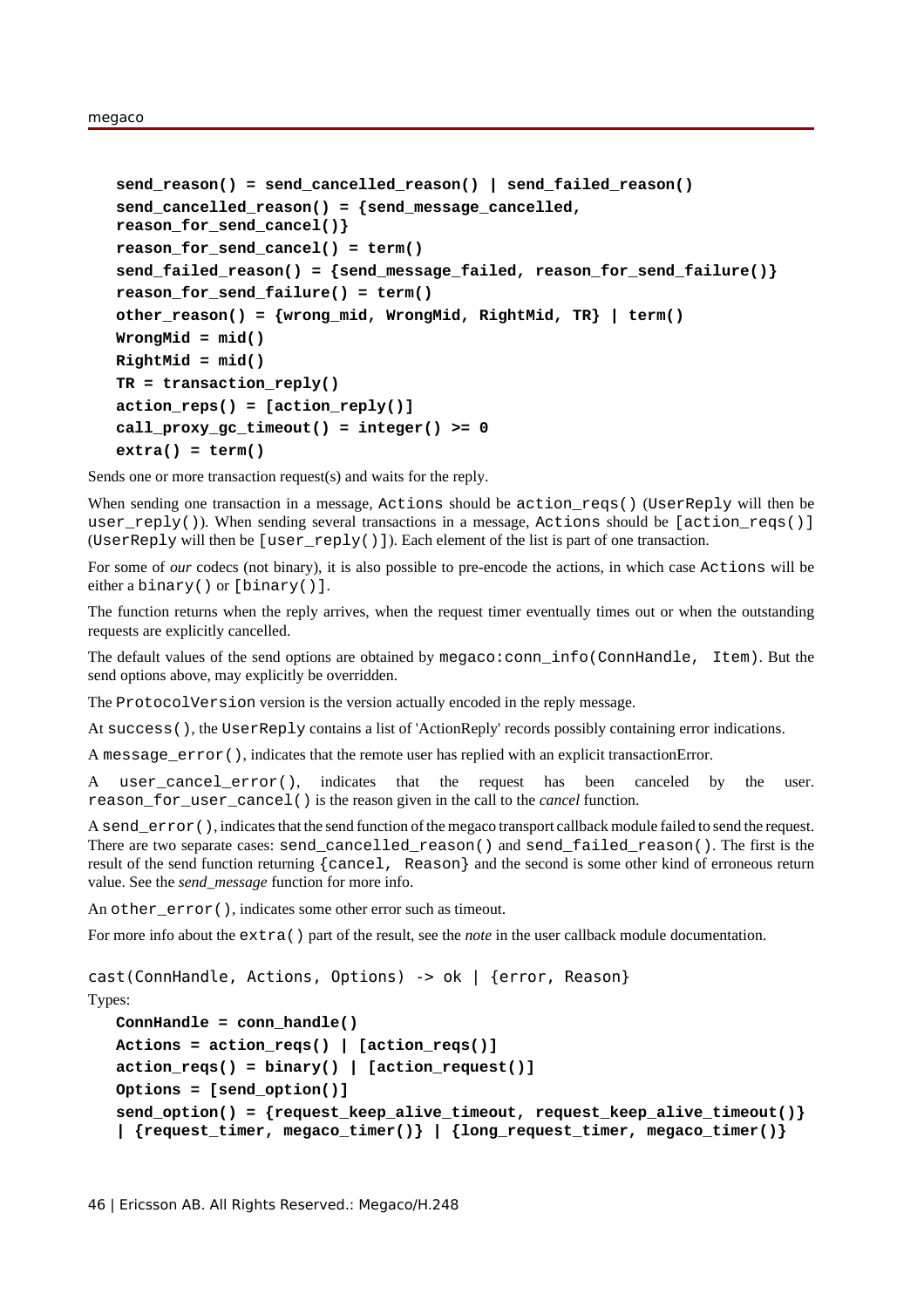```
send_reason() = send_cancelled_reason() | send_failed_reason()
send_cancelled_reason() = {send_message_cancelled,
reason_for_send_cancel()}
reason_for_send_cancel() = term()
send_failed_reason() = {send_message_failed, reason_for_send_failure()}
reason_for_send_failure() = term()
other_reason() = {wrong_mid, WrongMid, RightMid, TR} | term()
WrongMid = mid()
RightMid = mid()
TR = transaction_reply()
action_reps() = [action_reply()]
call_proxy_gc_timeout() = integer() >= 0
extra() = term()
```

Sends one or more transaction request(s) and waits for the reply.

When sending one transaction in a message, `Actions` should be `action_reqs()` (`UserReply` will then be `user_reply()`). When sending several transactions in a message, `Actions` should be `[action_reqs()]` (`UserReply` will then be `[user_reply()]`). Each element of the list is part of one transaction.

For some of *our* codecs (not binary), it is also possible to pre-encode the actions, in which case `Actions` will be either a `binary()` or `[binary()]`.

The function returns when the reply arrives, when the request timer eventually times out or when the outstanding requests are explicitly cancelled.

The default values of the send options are obtained by `megaco:conn_info(ConnHandle, Item)`. But the send options above, may explicitly be overridden.

The `ProtocolVersion` version is the version actually encoded in the reply message.

At `success()`, the `UserReply` contains a list of 'ActionReply' records possibly containing error indications.

A `message_error()`, indicates that the remote user has replied with an explicit transactionError.

A `user_cancel_error()`, indicates that the request has been canceled by the user. `reason_for_user_cancel()` is the reason given in the call to the *cancel* function.

A `send_error()`, indicates that the send function of the megaco transport callback module failed to send the request. There are two separate cases: `send_cancelled_reason()` and `send_failed_reason()`. The first is the result of the send function returning `{cancel, Reason}` and the second is some other kind of erroneous return value. See the *send_message* function for more info.

An `other_error()`, indicates some other error such as timeout.

For more info about the `extra()` part of the result, see the *note* in the user callback module documentation.

```
cast(ConnHandle, Actions, Options) -> ok | {error, Reason}
```

Types:

```
ConnHandle = conn_handle()
Actions = action_reqs() | [action_reqs()]
action_reqs() = binary() | [action_request()]
Options = [send_option()]
send_option() = {request_keep_alive_timeout, request_keep_alive_timeout()}
| {request_timer, megaco_timer()} | {long_request_timer, megaco_timer()}
```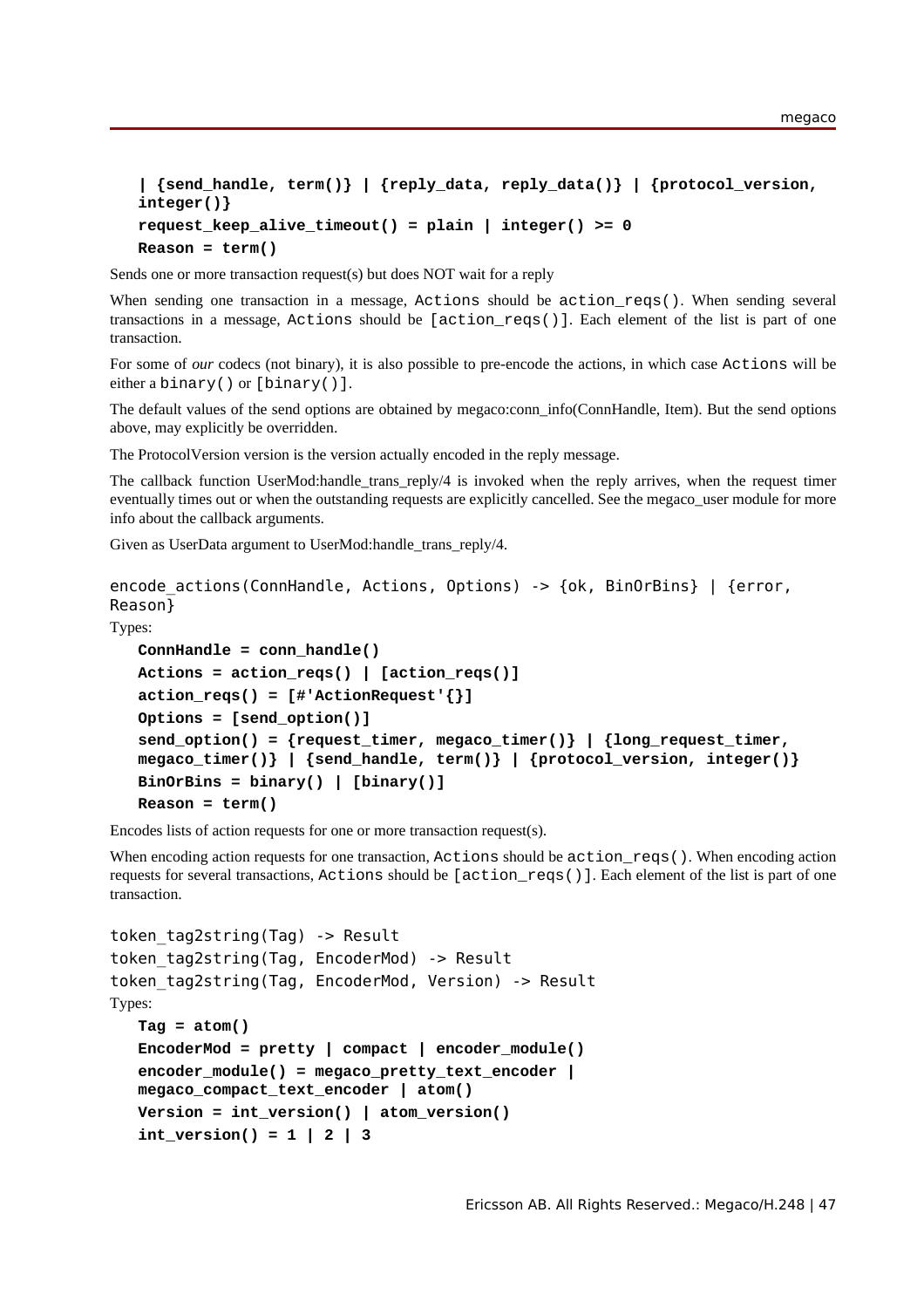**| {send_handle, term()} | {reply_data, reply_data()} | {protocol_version, integer()}**

**request_keep_alive_timeout() = plain | integer() >= 0**

**Reason = term()**

Sends one or more transaction request(s) but does NOT wait for a reply

When sending one transaction in a message, `Actions` should be `action_reqs()`. When sending several transactions in a message, `Actions` should be `[action_reqs()]`. Each element of the list is part of one transaction.

For some of *our* codecs (not binary), it is also possible to pre-encode the actions, in which case `Actions` will be either a `binary()` or `[binary()]`.

The default values of the send options are obtained by megaco:conn_info(ConnHandle, Item). But the send options above, may explicitly be overridden.

The ProtocolVersion version is the version actually encoded in the reply message.

The callback function UserMod:handle_trans_reply/4 is invoked when the reply arrives, when the request timer eventually times out or when the outstanding requests are explicitly cancelled. See the megaco_user module for more info about the callback arguments.

Given as UserData argument to UserMod:handle_trans_reply/4.

```
encode_actions(ConnHandle, Actions, Options) -> {ok, BinOrBins} | {error, Reason}
```

Types:

**ConnHandle = conn_handle()**

**Actions = action_reqs() | [action_reqs()]**

**action_reqs() = [#'ActionRequest'{}]**

**Options = [send_option()]**

**send_option() = {request_timer, megaco_timer()} | {long_request_timer, megaco_timer()} | {send_handle, term()} | {protocol_version, integer()}**

**BinOrBins = binary() | [binary()]**

**Reason = term()**

Encodes lists of action requests for one or more transaction request(s).

When encoding action requests for one transaction, `Actions` should be `action_reqs()`. When encoding action requests for several transactions, `Actions` should be `[action_reqs()]`. Each element of the list is part of one transaction.

```
token_tag2string(Tag) -> Result
token_tag2string(Tag, EncoderMod) -> Result
token_tag2string(Tag, EncoderMod, Version) -> Result
```

Types:

**Tag = atom()**

**EncoderMod = pretty | compact | encoder_module()**

**encoder_module() = megaco_pretty_text_encoder | megaco_compact_text_encoder | atom()**

**Version = int_version() | atom_version()**

**int_version() = 1 | 2 | 3**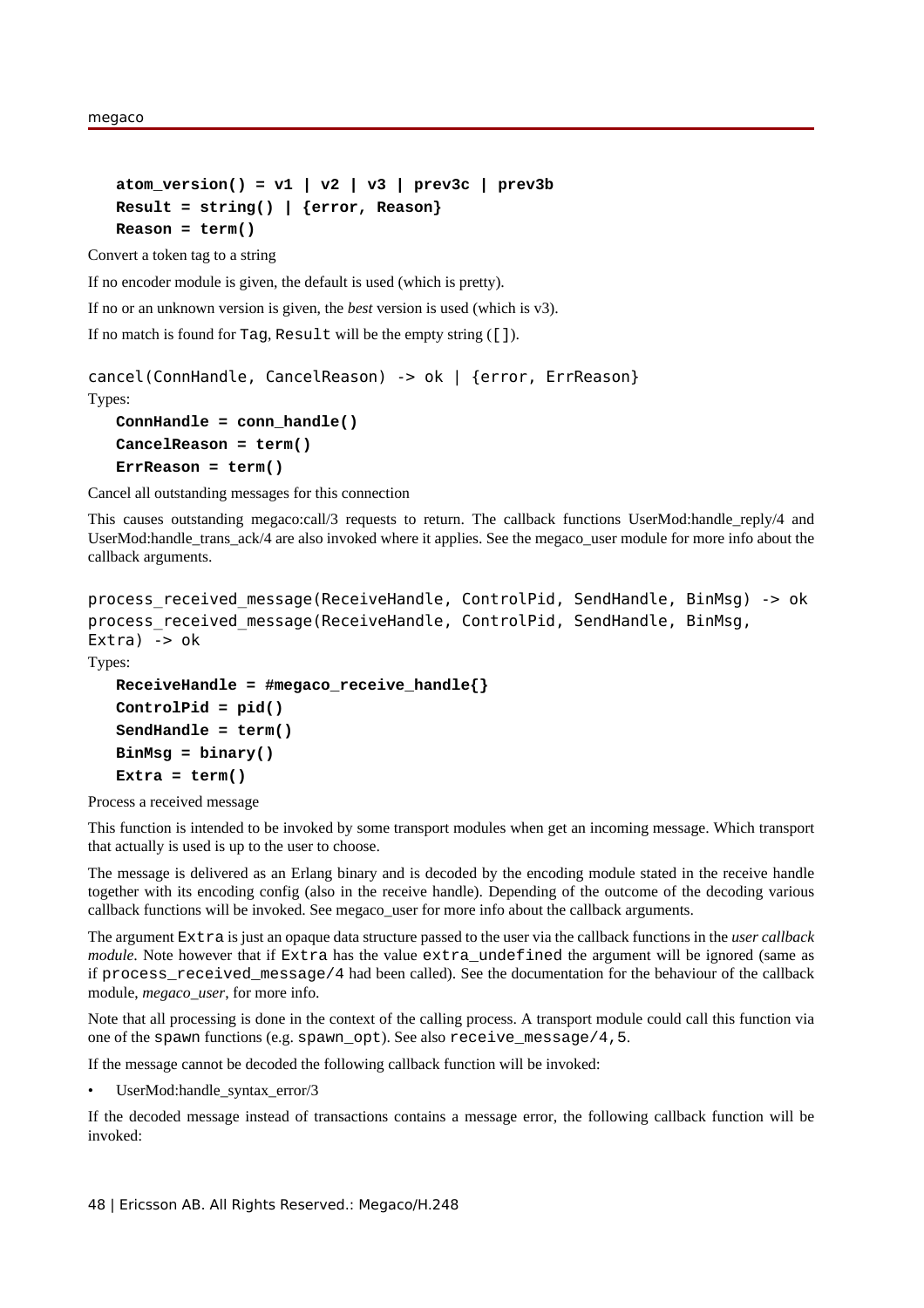**atom_version() = v1 | v2 | v3 | prev3c | prev3b**

**Result = string() | {error, Reason}**

**Reason = term()**

Convert a token tag to a string

If no encoder module is given, the default is used (which is pretty).

If no or an unknown version is given, the *best* version is used (which is v3).

If no match is found for `Tag`, `Result` will be the empty string (`[]`).

```
cancel(ConnHandle, CancelReason) -> ok | {error, ErrReason}
```

Types:

**ConnHandle = conn_handle()**

**CancelReason = term()**

**ErrReason = term()**

Cancel all outstanding messages for this connection

This causes outstanding megaco:call/3 requests to return. The callback functions UserMod:handle_reply/4 and UserMod:handle_trans_ack/4 are also invoked where it applies. See the megaco_user module for more info about the callback arguments.

```
process_received_message(ReceiveHandle, ControlPid, SendHandle, BinMsg) -> ok
process_received_message(ReceiveHandle, ControlPid, SendHandle, BinMsg,
Extra) -> ok
```

Types:

**ReceiveHandle = #megaco_receive_handle{}**

**ControlPid = pid()**

**SendHandle = term()**

**BinMsg = binary()**

**Extra = term()**

Process a received message

This function is intended to be invoked by some transport modules when get an incoming message. Which transport that actually is used is up to the user to choose.

The message is delivered as an Erlang binary and is decoded by the encoding module stated in the receive handle together with its encoding config (also in the receive handle). Depending of the outcome of the decoding various callback functions will be invoked. See megaco_user for more info about the callback arguments.

The argument `Extra` is just an opaque data structure passed to the user via the callback functions in the *user callback module*. Note however that if `Extra` has the value `extra_undefined` the argument will be ignored (same as if `process_received_message/4` had been called). See the documentation for the behaviour of the callback module, *megaco_user*, for more info.

Note that all processing is done in the context of the calling process. A transport module could call this function via one of the `spawn` functions (e.g. `spawn_opt`). See also `receive_message/4,5`.

If the message cannot be decoded the following callback function will be invoked:

- UserMod:handle_syntax_error/3

If the decoded message instead of transactions contains a message error, the following callback function will be invoked: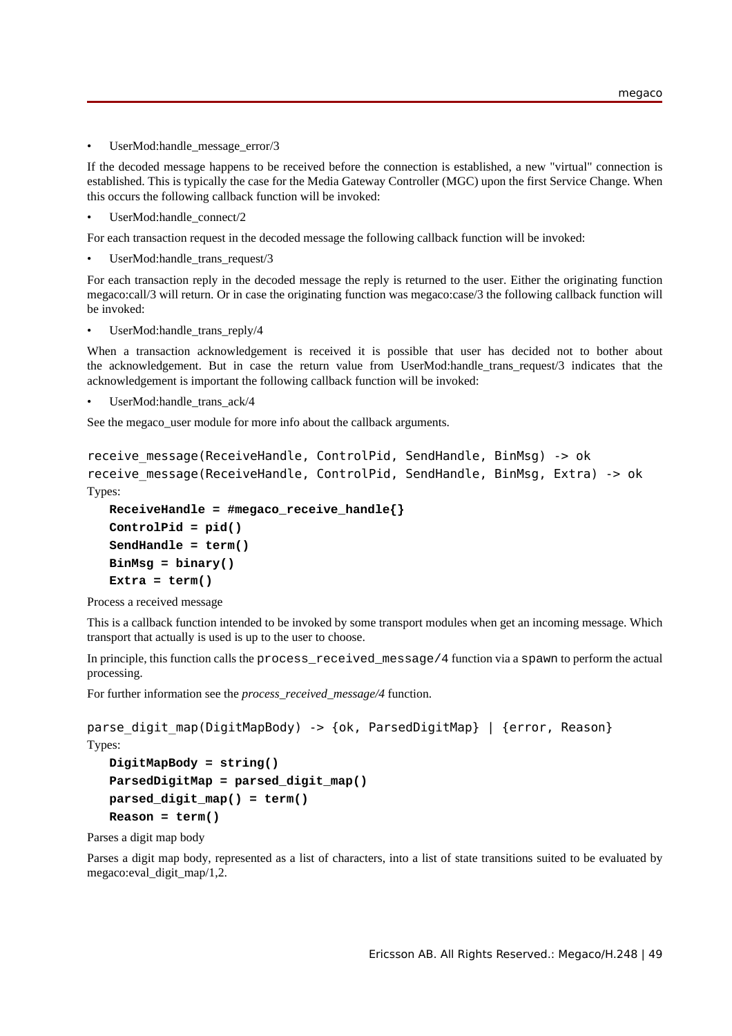- UserMod:handle_message_error/3

If the decoded message happens to be received before the connection is established, a new "virtual" connection is established. This is typically the case for the Media Gateway Controller (MGC) upon the first Service Change. When this occurs the following callback function will be invoked:

- UserMod:handle_connect/2

For each transaction request in the decoded message the following callback function will be invoked:

- UserMod:handle_trans_request/3

For each transaction reply in the decoded message the reply is returned to the user. Either the originating function megaco:call/3 will return. Or in case the originating function was megaco:case/3 the following callback function will be invoked:

- UserMod:handle_trans_reply/4

When a transaction acknowledgement is received it is possible that user has decided not to bother about the acknowledgement. But in case the return value from UserMod:handle_trans_request/3 indicates that the acknowledgement is important the following callback function will be invoked:

- UserMod:handle_trans_ack/4

See the megaco_user module for more info about the callback arguments.

```
receive_message(ReceiveHandle, ControlPid, SendHandle, BinMsg) -> ok
receive_message(ReceiveHandle, ControlPid, SendHandle, BinMsg, Extra) -> ok
```

Types:

```
ReceiveHandle = #megaco_receive_handle{}
ControlPid = pid()
SendHandle = term()
BinMsg = binary()
Extra = term()
```

Process a received message

This is a callback function intended to be invoked by some transport modules when get an incoming message. Which transport that actually is used is up to the user to choose.

In principle, this function calls the `process_received_message/4` function via a `spawn` to perform the actual processing.

For further information see the *process_received_message/4* function.

```
parse_digit_map(DigitMapBody) -> {ok, ParsedDigitMap} | {error, Reason}
```

Types:

```
DigitMapBody = string()
ParsedDigitMap = parsed_digit_map()
parsed_digit_map() = term()
Reason = term()
```

Parses a digit map body

Parses a digit map body, represented as a list of characters, into a list of state transitions suited to be evaluated by megaco:eval_digit_map/1,2.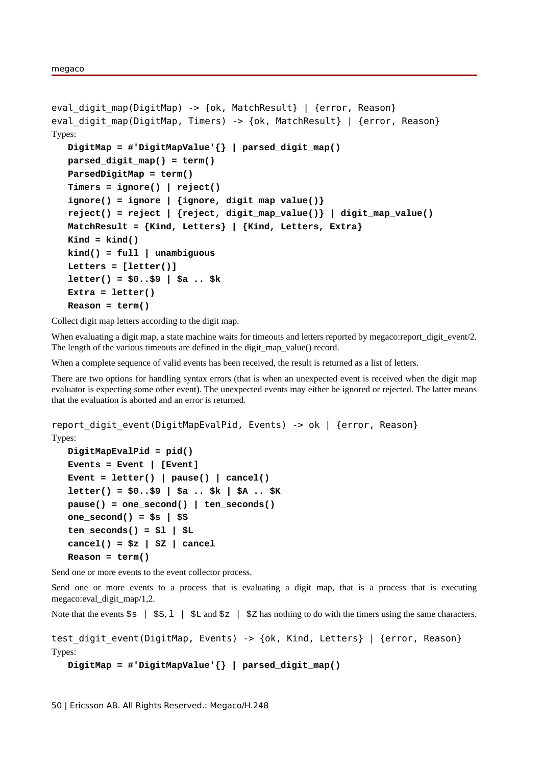```
eval_digit_map(DigitMap) -> {ok, MatchResult} | {error, Reason}
eval_digit_map(DigitMap, Timers) -> {ok, MatchResult} | {error, Reason}
```

Types:

**DigitMap = #'DigitMapValue'{} | parsed_digit_map()**
**parsed_digit_map() = term()**
**ParsedDigitMap = term()**
**Timers = ignore() | reject()**
**ignore() = ignore | {ignore, digit_map_value()}**
**reject() = reject | {reject, digit_map_value()} | digit_map_value()**
**MatchResult = {Kind, Letters} | {Kind, Letters, Extra}**
**Kind = kind()**
**kind() = full | unambiguous**
**Letters = [letter()]**
**letter() = $0..$9 | $a .. $k**
**Extra = letter()**
**Reason = term()**

Collect digit map letters according to the digit map.

When evaluating a digit map, a state machine waits for timeouts and letters reported by megaco:report_digit_event/2. The length of the various timeouts are defined in the digit_map_value() record.

When a complete sequence of valid events has been received, the result is returned as a list of letters.

There are two options for handling syntax errors (that is when an unexpected event is received when the digit map evaluator is expecting some other event). The unexpected events may either be ignored or rejected. The latter means that the evaluation is aborted and an error is returned.

```
report_digit_event(DigitMapEvalPid, Events) -> ok | {error, Reason}
```

Types:

**DigitMapEvalPid = pid()**
**Events = Event | [Event]**
**Event = letter() | pause() | cancel()**
**letter() = $0..$9 | $a .. $k | $A .. $K**
**pause() = one_second() | ten_seconds()**
**one_second() = $s | $S**
**ten_seconds() = $l | $L**
**cancel() = $z | $Z | cancel**
**Reason = term()**

Send one or more events to the event collector process.

Send one or more events to a process that is evaluating a digit map, that is a process that is executing megaco:eval_digit_map/1,2.

Note that the events `$s | $S`, `l | $L` and `$z | $Z` has nothing to do with the timers using the same characters.

```
test_digit_event(DigitMap, Events) -> {ok, Kind, Letters} | {error, Reason}
```

Types:

**DigitMap = #'DigitMapValue'{} | parsed_digit_map()**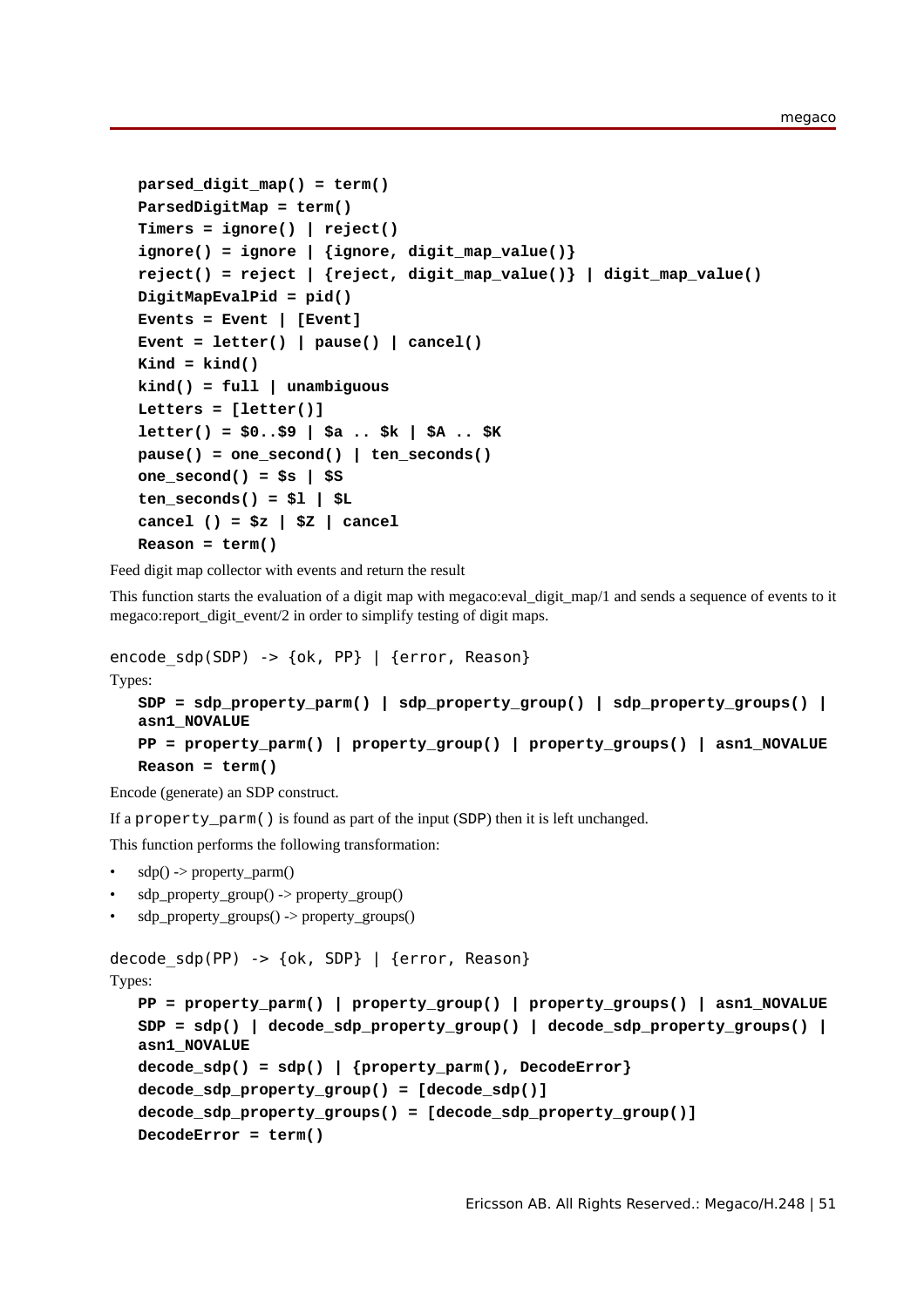```
parsed_digit_map() = term()
ParsedDigitMap = term()
Timers = ignore() | reject()
ignore() = ignore | {ignore, digit_map_value()}
reject() = reject | {reject, digit_map_value()} | digit_map_value()
DigitMapEvalPid = pid()
Events = Event | [Event]
Event = letter() | pause() | cancel()
Kind = kind()
kind() = full | unambiguous
Letters = [letter()]
letter() = $0..$9 | $a .. $k | $A .. $K
pause() = one_second() | ten_seconds()
one_second() = $s | $S
ten_seconds() = $l | $L
cancel () = $z | $Z | cancel
Reason = term()
```

Feed digit map collector with events and return the result

This function starts the evaluation of a digit map with megaco:eval_digit_map/1 and sends a sequence of events to it megaco:report_digit_event/2 in order to simplify testing of digit maps.

```
encode_sdp(SDP) -> {ok, PP} | {error, Reason}
```

Types:

```
SDP = sdp_property_parm() | sdp_property_group() | sdp_property_groups() |
asn1_NOVALUE
PP = property_parm() | property_group() | property_groups() | asn1_NOVALUE
Reason = term()
```

Encode (generate) an SDP construct.

If a `property_parm()` is found as part of the input (SDP) then it is left unchanged.

This function performs the following transformation:

- sdp() -> property_parm()
- sdp_property_group() -> property_group()
- sdp_property_groups() -> property_groups()

```
decode_sdp(PP) -> {ok, SDP} | {error, Reason}
```

Types:

```
PP = property_parm() | property_group() | property_groups() | asn1_NOVALUE
SDP = sdp() | decode_sdp_property_group() | decode_sdp_property_groups() |
asn1_NOVALUE
decode_sdp() = sdp() | {property_parm(), DecodeError}
decode_sdp_property_group() = [decode_sdp()]
decode_sdp_property_groups() = [decode_sdp_property_group()]
DecodeError = term()
```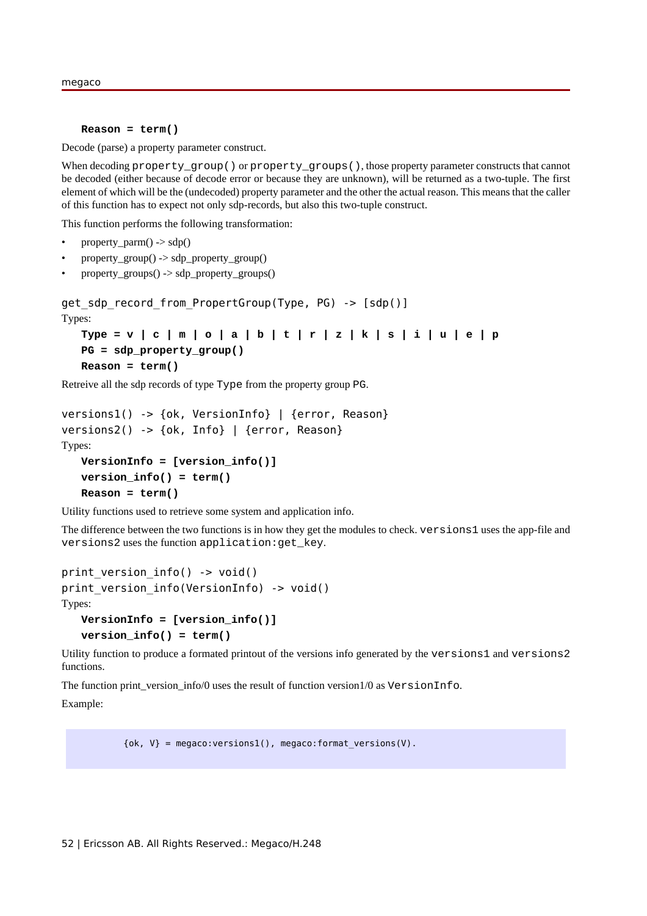**Reason = term()**

Decode (parse) a property parameter construct.

When decoding `property_group()` or `property_groups()`, those property parameter constructs that cannot be decoded (either because of decode error or because they are unknown), will be returned as a two-tuple. The first element of which will be the (undecoded) property parameter and the other the actual reason. This means that the caller of this function has to expect not only sdp-records, but also this two-tuple construct.

This function performs the following transformation:

- property_parm() -> sdp()
- property_group() -> sdp_property_group()
- property_groups() -> sdp_property_groups()

```
get_sdp_record_from_PropertGroup(Type, PG) -> [sdp()]
```

Types:

**Type = v | c | m | o | a | b | t | r | z | k | s | i | u | e | p**
**PG = sdp_property_group()**
**Reason = term()**

Retreive all the sdp records of type `Type` from the property group `PG`.

```
versions1() -> {ok, VersionInfo} | {error, Reason}
versions2() -> {ok, Info} | {error, Reason}
```

Types:

**VersionInfo = [version_info()]**
**version_info() = term()**
**Reason = term()**

Utility functions used to retrieve some system and application info.

The difference between the two functions is in how they get the modules to check. `versions1` uses the app-file and `versions2` uses the function `application:get_key`.

```
print_version_info() -> void()
print_version_info(VersionInfo) -> void()
```

Types:

**VersionInfo = [version_info()]**
**version_info() = term()**

Utility function to produce a formated printout of the versions info generated by the `versions1` and `versions2` functions.

The function print_version_info/0 uses the result of function version1/0 as `VersionInfo`.

Example:

```
{ok, V} = megaco:versions1(), megaco:format_versions(V).
```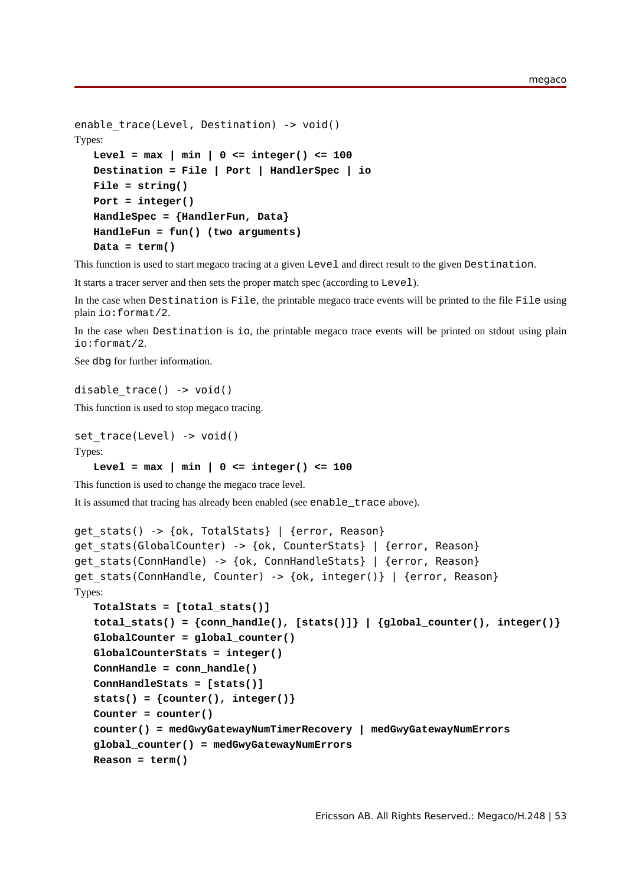```
enable_trace(Level, Destination) -> void()
```

Types:

```
Level = max | min | 0 <= integer() <= 100
Destination = File | Port | HandlerSpec | io
File = string()
Port = integer()
HandleSpec = {HandlerFun, Data}
HandleFun = fun() (two arguments)
Data = term()
```

This function is used to start megaco tracing at a given `Level` and direct result to the given `Destination`.

It starts a tracer server and then sets the proper match spec (according to `Level`).

In the case when `Destination` is `File`, the printable megaco trace events will be printed to the file `File` using plain `io:format/2`.

In the case when `Destination` is `io`, the printable megaco trace events will be printed on stdout using plain `io:format/2`.

See `dbg` for further information.

```
disable_trace() -> void()
```

This function is used to stop megaco tracing.

```
set_trace(Level) -> void()
```

Types:

```
Level = max | min | 0 <= integer() <= 100
```

This function is used to change the megaco trace level.

It is assumed that tracing has already been enabled (see `enable_trace` above).

```
get_stats() -> {ok, TotalStats} | {error, Reason}
get_stats(GlobalCounter) -> {ok, CounterStats} | {error, Reason}
get_stats(ConnHandle) -> {ok, ConnHandleStats} | {error, Reason}
get_stats(ConnHandle, Counter) -> {ok, integer()} | {error, Reason}
```

Types:

```
TotalStats = [total_stats()]
total_stats() = {conn_handle(), [stats()]} | {global_counter(), integer()}
GlobalCounter = global_counter()
GlobalCounterStats = integer()
ConnHandle = conn_handle()
ConnHandleStats = [stats()]
stats() = {counter(), integer()}
Counter = counter()
counter() = medGwyGatewayNumTimerRecovery | medGwyGatewayNumErrors
global_counter() = medGwyGatewayNumErrors
Reason = term()
```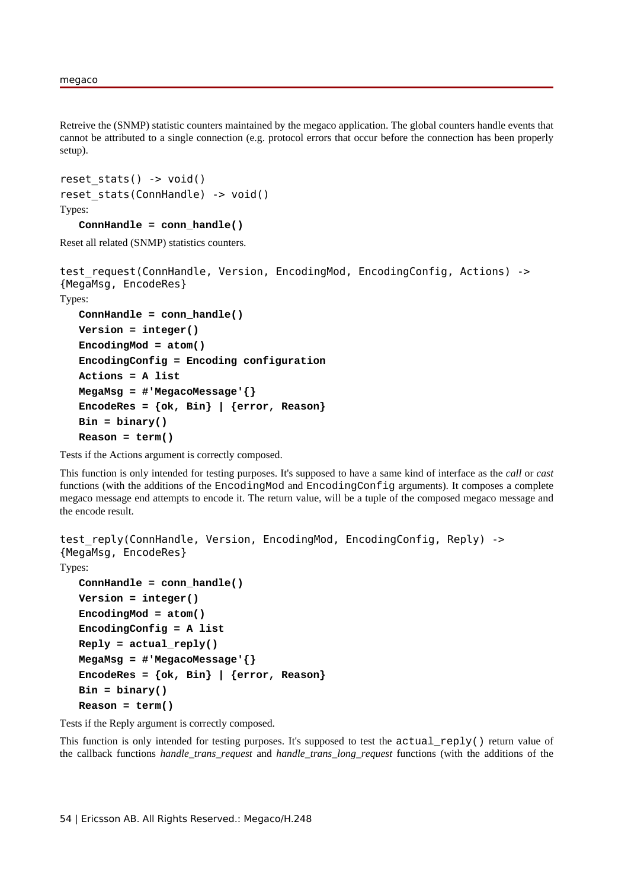Retreive the (SNMP) statistic counters maintained by the megaco application. The global counters handle events that cannot be attributed to a single connection (e.g. protocol errors that occur before the connection has been properly setup).

```
reset_stats() -> void()
reset_stats(ConnHandle) -> void()
```

Types:

**ConnHandle = conn_handle()**

Reset all related (SNMP) statistics counters.

```
test_request(ConnHandle, Version, EncodingMod, EncodingConfig, Actions) ->
{MegaMsg, EncodeRes}
```

Types:

**ConnHandle = conn_handle()**
**Version = integer()**
**EncodingMod = atom()**
**EncodingConfig = Encoding configuration**
**Actions = A list**
**MegaMsg = #'MegacoMessage'{}**
**EncodeRes = {ok, Bin} | {error, Reason}**
**Bin = binary()**
**Reason = term()**

Tests if the Actions argument is correctly composed.

This function is only intended for testing purposes. It's supposed to have a same kind of interface as the *call* or *cast* functions (with the additions of the `EncodingMod` and `EncodingConfig` arguments). It composes a complete megaco message end attempts to encode it. The return value, will be a tuple of the composed megaco message and the encode result.

```
test_reply(ConnHandle, Version, EncodingMod, EncodingConfig, Reply) ->
{MegaMsg, EncodeRes}
```

Types:

**ConnHandle = conn_handle()**
**Version = integer()**
**EncodingMod = atom()**
**EncodingConfig = A list**
**Reply = actual_reply()**
**MegaMsg = #'MegacoMessage'{}**
**EncodeRes = {ok, Bin} | {error, Reason}**
**Bin = binary()**
**Reason = term()**

Tests if the Reply argument is correctly composed.

This function is only intended for testing purposes. It's supposed to test the `actual_reply()` return value of the callback functions *handle_trans_request* and *handle_trans_long_request* functions (with the additions of the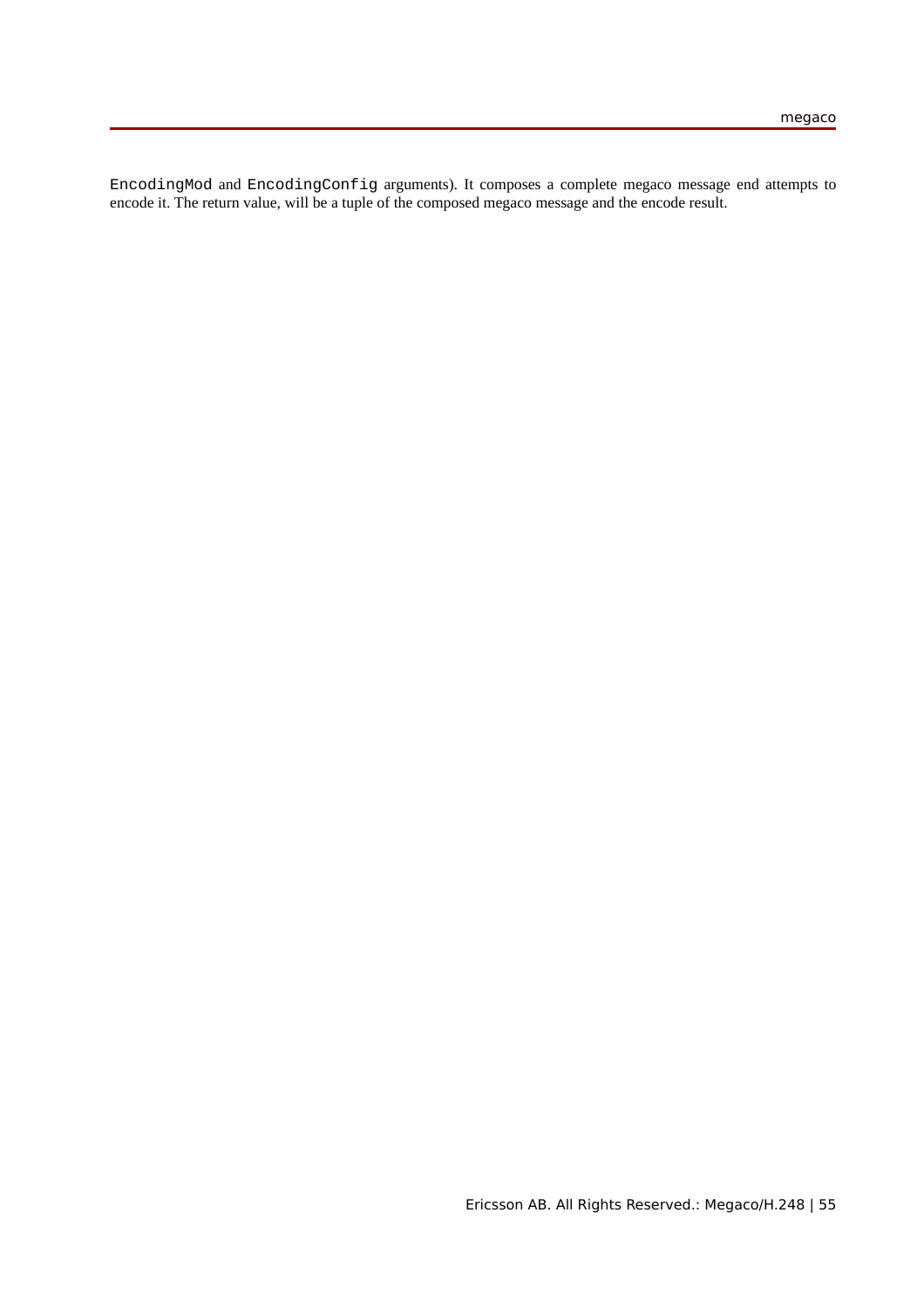`EncodingMod` and `EncodingConfig` arguments). It composes a complete megaco message end attempts to encode it. The return value, will be a tuple of the composed megaco message and the encode result.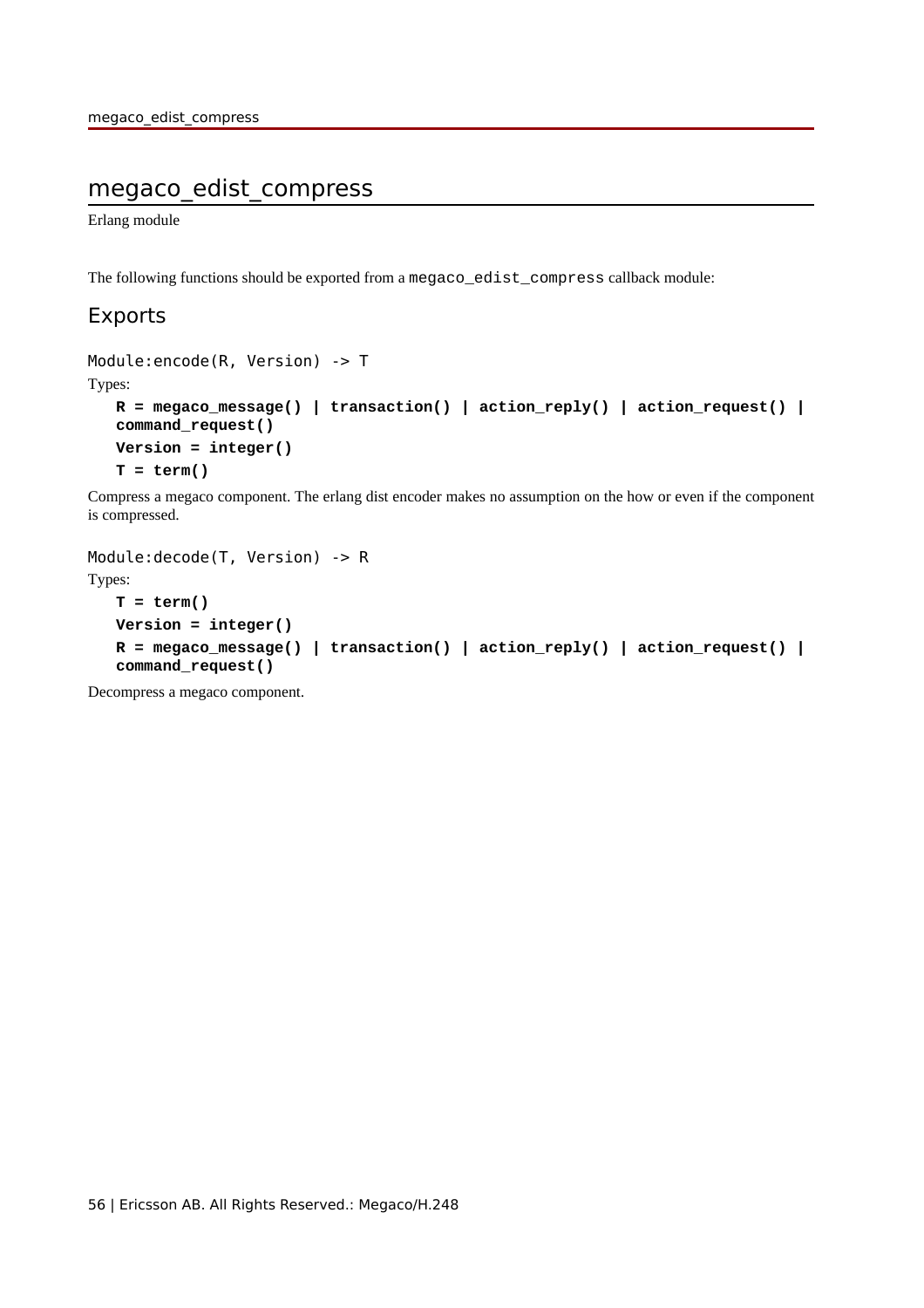# megaco_edist_compress

Erlang module

The following functions should be exported from a `megaco_edist_compress` callback module:

## Exports

```
Module:encode(R, Version) -> T
```

Types:

**R = megaco_message() | transaction() | action_reply() | action_request() | command_request()**

**Version = integer()**

**T = term()**

Compress a megaco component. The erlang dist encoder makes no assumption on the how or even if the component is compressed.

```
Module:decode(T, Version) -> R
```

Types:

**T = term()**

**Version = integer()**

**R = megaco_message() | transaction() | action_reply() | action_request() | command_request()**

Decompress a megaco component.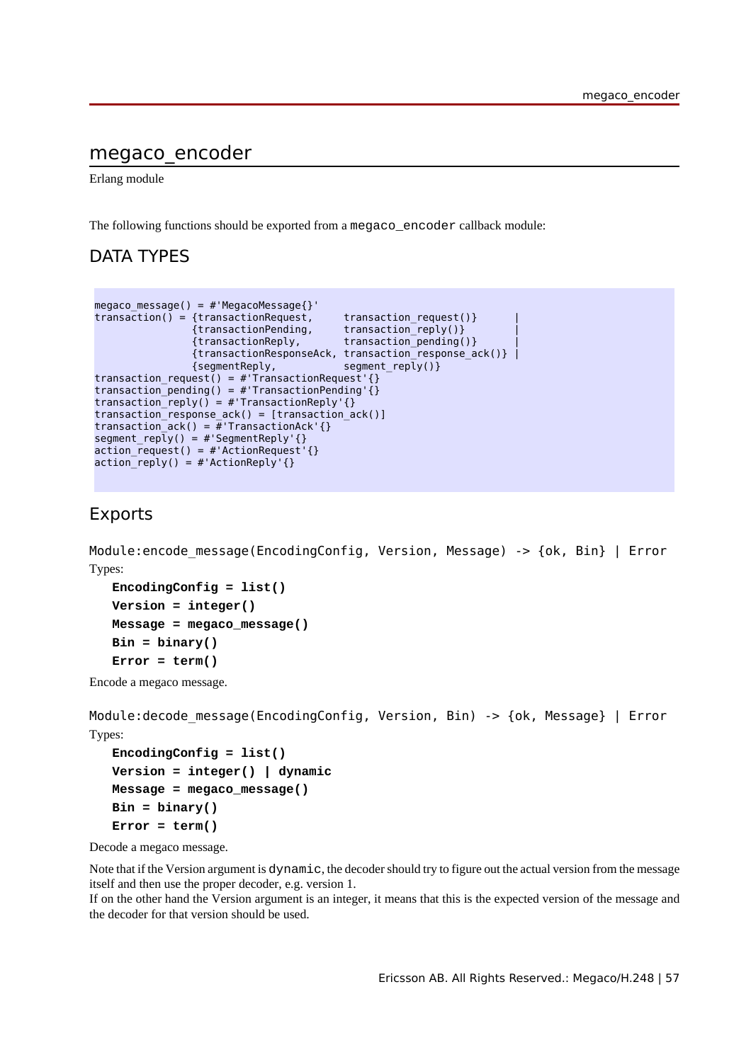# megaco_encoder

Erlang module

The following functions should be exported from a `megaco_encoder` callback module:

## DATA TYPES

```
megaco_message() = #'MegacoMessage{}'
transaction() = {transactionRequest,     transaction_request()}      |
                {transactionPending,     transaction_reply()}        |
                {transactionReply,       transaction_pending()}      |
                {transactionResponseAck, transaction_response_ack()} |
                {segmentReply,           segment_reply()}
transaction_request() = #'TransactionRequest'{}
transaction_pending() = #'TransactionPending'{}
transaction_reply() = #'TransactionReply'{}
transaction_response_ack() = [transaction_ack()]
transaction_ack() = #'TransactionAck'{}
segment_reply() = #'SegmentReply'{}
action_request() = #'ActionRequest'{}
action_reply() = #'ActionReply'{}
```

## Exports

`Module:encode_message(EncodingConfig, Version, Message) -> {ok, Bin} | Error`

Types:

**EncodingConfig = list()**
**Version = integer()**
**Message = megaco_message()**
**Bin = binary()**
**Error = term()**

Encode a megaco message.

`Module:decode_message(EncodingConfig, Version, Bin) -> {ok, Message} | Error`

Types:

**EncodingConfig = list()**
**Version = integer() | dynamic**
**Message = megaco_message()**
**Bin = binary()**
**Error = term()**

Decode a megaco message.

Note that if the Version argument is `dynamic`, the decoder should try to figure out the actual version from the message itself and then use the proper decoder, e.g. version 1.
If on the other hand the Version argument is an integer, it means that this is the expected version of the message and the decoder for that version should be used.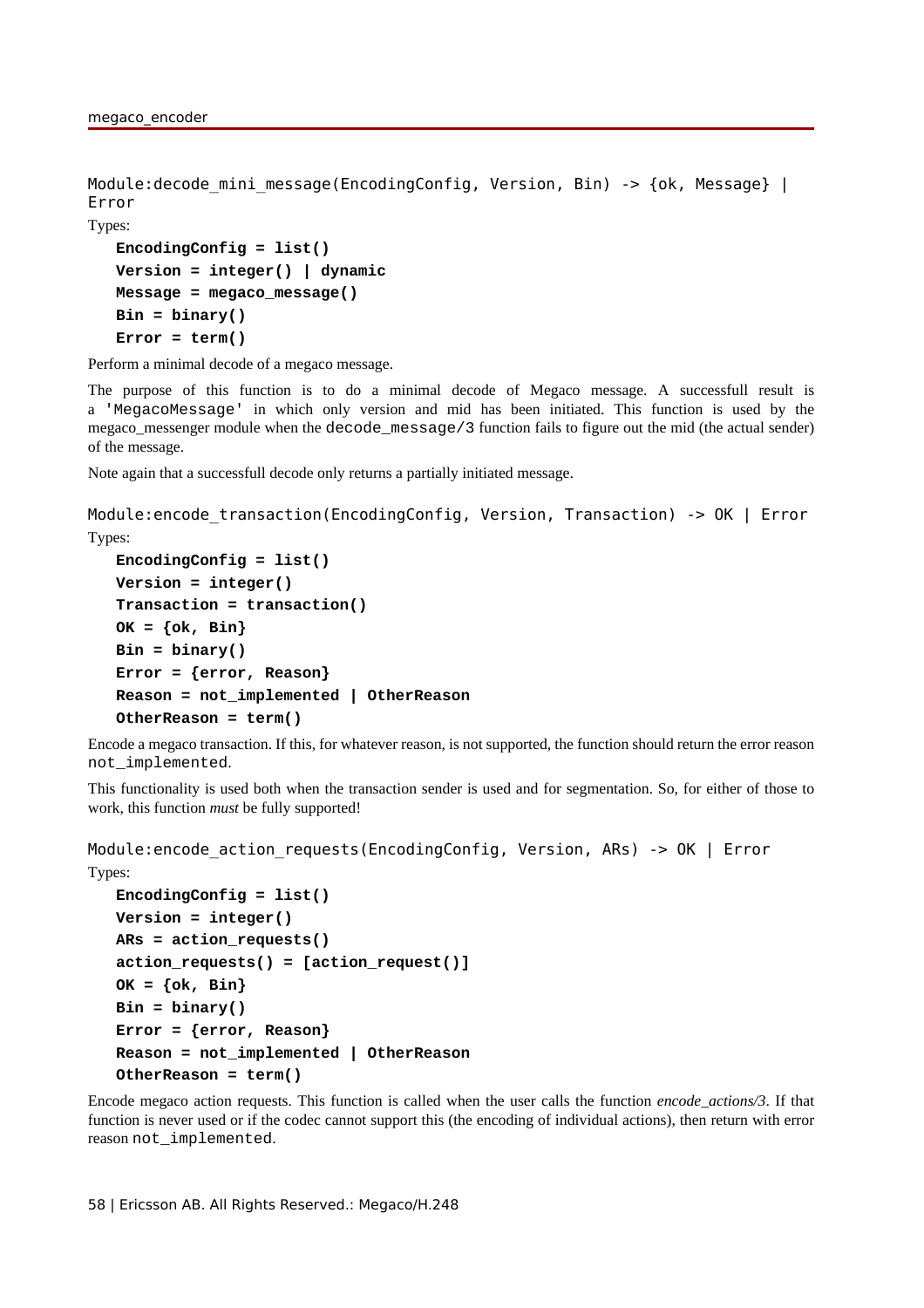Module:decode_mini_message(EncodingConfig, Version, Bin) -> {ok, Message} | Error

Types:

**EncodingConfig = list()**
**Version = integer() | dynamic**
**Message = megaco_message()**
**Bin = binary()**
**Error = term()**

Perform a minimal decode of a megaco message.

The purpose of this function is to do a minimal decode of Megaco message. A successfull result is a `'MegacoMessage'` in which only version and mid has been initiated. This function is used by the megaco_messenger module when the `decode_message/3` function fails to figure out the mid (the actual sender) of the message.

Note again that a successfull decode only returns a partially initiated message.

Module:encode_transaction(EncodingConfig, Version, Transaction) -> OK | Error

Types:

**EncodingConfig = list()**
**Version = integer()**
**Transaction = transaction()**
**OK = {ok, Bin}**
**Bin = binary()**
**Error = {error, Reason}**
**Reason = not_implemented | OtherReason**
**OtherReason = term()**

Encode a megaco transaction. If this, for whatever reason, is not supported, the function should return the error reason `not_implemented`.

This functionality is used both when the transaction sender is used and for segmentation. So, for either of those to work, this function *must* be fully supported!

Module:encode_action_requests(EncodingConfig, Version, ARs) -> OK | Error

Types:

**EncodingConfig = list()**
**Version = integer()**
**ARs = action_requests()**
**action_requests() = [action_request()]**
**OK = {ok, Bin}**
**Bin = binary()**
**Error = {error, Reason}**
**Reason = not_implemented | OtherReason**
**OtherReason = term()**

Encode megaco action requests. This function is called when the user calls the function *encode_actions/3*. If that function is never used or if the codec cannot support this (the encoding of individual actions), then return with error reason `not_implemented`.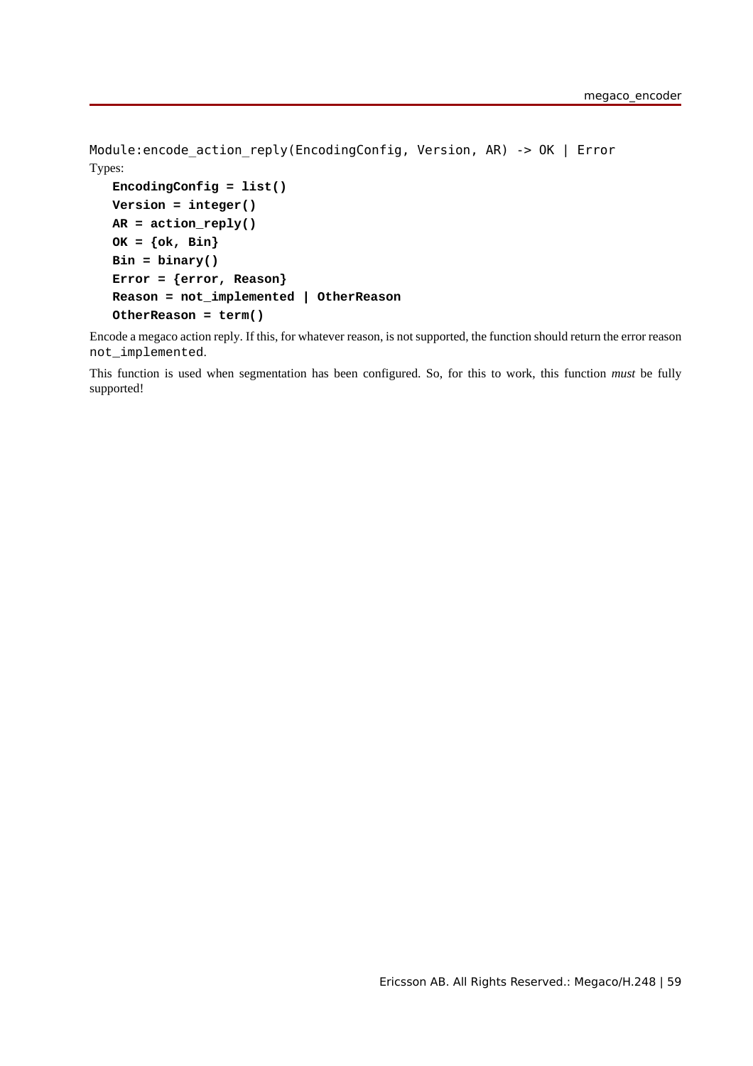```
Module:encode_action_reply(EncodingConfig, Version, AR) -> OK | Error
```

Types:

```
EncodingConfig = list()
Version = integer()
AR = action_reply()
OK = {ok, Bin}
Bin = binary()
Error = {error, Reason}
Reason = not_implemented | OtherReason
OtherReason = term()
```

Encode a megaco action reply. If this, for whatever reason, is not supported, the function should return the error reason `not_implemented`.

This function is used when segmentation has been configured. So, for this to work, this function *must* be fully supported!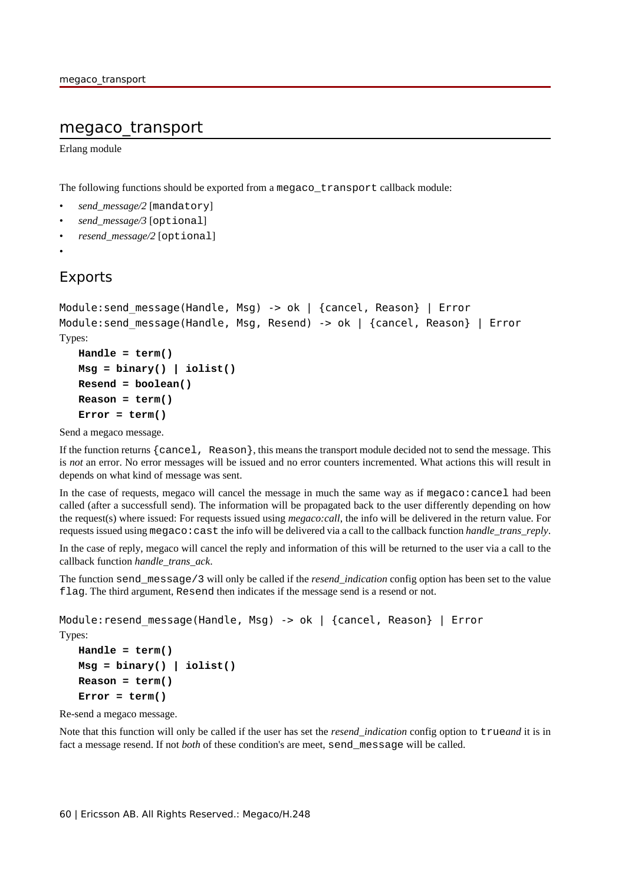# megaco_transport

Erlang module

The following functions should be exported from a `megaco_transport` callback module:

- *send_message/2* [`mandatory`]
- *send_message/3* [`optional`]
- *resend_message/2* [`optional`]
- 

## Exports

```
Module:send_message(Handle, Msg) -> ok | {cancel, Reason} | Error
Module:send_message(Handle, Msg, Resend) -> ok | {cancel, Reason} | Error
```

Types:

**`Handle = term()`**
**`Msg = binary() | iolist()`**
**`Resend = boolean()`**
**`Reason = term()`**
**`Error = term()`**

Send a megaco message.

If the function returns `{cancel, Reason}`, this means the transport module decided not to send the message. This is *not* an error. No error messages will be issued and no error counters incremented. What actions this will result in depends on what kind of message was sent.

In the case of requests, megaco will cancel the message in much the same way as if `megaco:cancel` had been called (after a successfull send). The information will be propagated back to the user differently depending on how the request(s) where issued: For requests issued using *megaco:call*, the info will be delivered in the return value. For requests issued using `megaco:cast` the info will be delivered via a call to the callback function *handle_trans_reply*.

In the case of reply, megaco will cancel the reply and information of this will be returned to the user via a call to the callback function *handle_trans_ack*.

The function `send_message/3` will only be called if the *resend_indication* config option has been set to the value `flag`. The third argument, `Resend` then indicates if the message send is a resend or not.

```
Module:resend_message(Handle, Msg) -> ok | {cancel, Reason} | Error
```

Types:

**`Handle = term()`**
**`Msg = binary() | iolist()`**
**`Reason = term()`**
**`Error = term()`**

Re-send a megaco message.

Note that this function will only be called if the user has set the *resend_indication* config option to `true`*and* it is in fact a message resend. If not *both* of these condition's are meet, `send_message` will be called.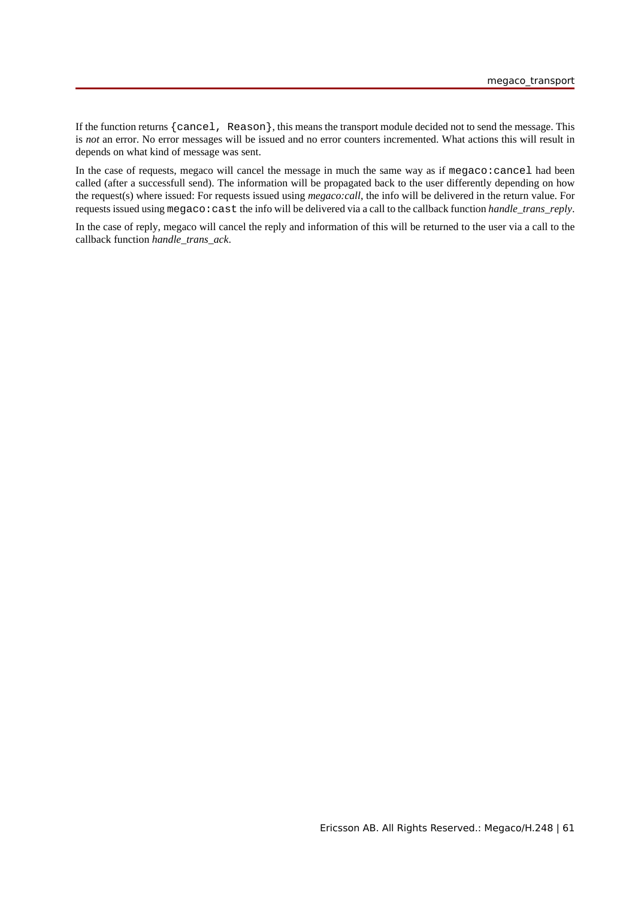If the function returns `{cancel, Reason}`, this means the transport module decided not to send the message. This is *not* an error. No error messages will be issued and no error counters incremented. What actions this will result in depends on what kind of message was sent.

In the case of requests, megaco will cancel the message in much the same way as if `megaco:cancel` had been called (after a successfull send). The information will be propagated back to the user differently depending on how the request(s) where issued: For requests issued using *megaco:call*, the info will be delivered in the return value. For requests issued using `megaco:cast` the info will be delivered via a call to the callback function *handle_trans_reply*.

In the case of reply, megaco will cancel the reply and information of this will be returned to the user via a call to the callback function *handle_trans_ack*.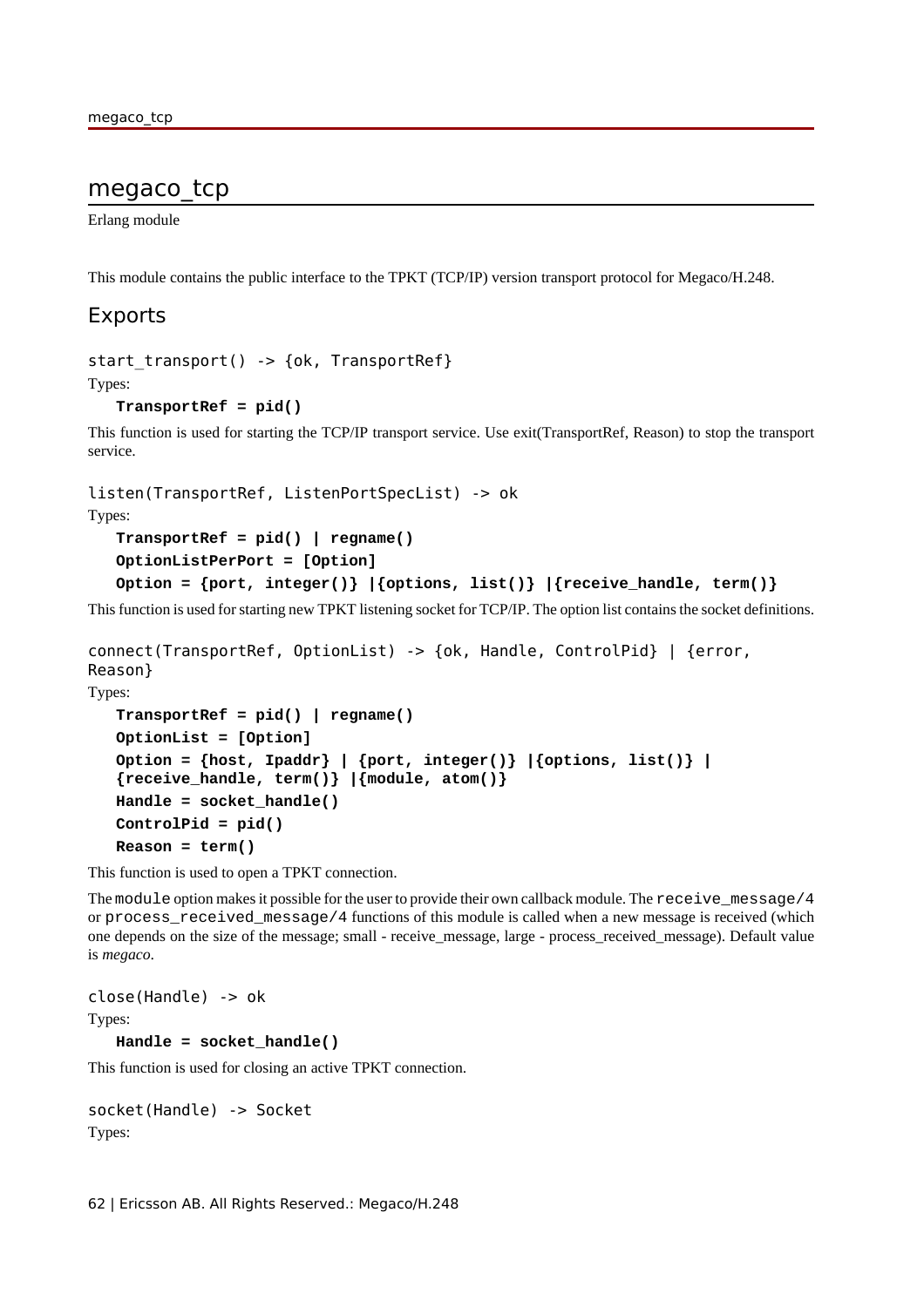# megaco_tcp

Erlang module

This module contains the public interface to the TPKT (TCP/IP) version transport protocol for Megaco/H.248.

## Exports

```
start_transport() -> {ok, TransportRef}
```

Types:

**TransportRef = pid()**

This function is used for starting the TCP/IP transport service. Use exit(TransportRef, Reason) to stop the transport service.

```
listen(TransportRef, ListenPortSpecList) -> ok
```

Types:

**TransportRef = pid() | regname()**

**OptionListPerPort = [Option]**

**Option = {port, integer()} |{options, list()} |{receive_handle, term()}**

This function is used for starting new TPKT listening socket for TCP/IP. The option list contains the socket definitions.

```
connect(TransportRef, OptionList) -> {ok, Handle, ControlPid} | {error, Reason}
```

Types:

**TransportRef = pid() | regname()**

**OptionList = [Option]**

**Option = {host, Ipaddr} | {port, integer()} |{options, list()} | {receive_handle, term()} |{module, atom()}**

**Handle = socket_handle()**

**ControlPid = pid()**

**Reason = term()**

This function is used to open a TPKT connection.

The `module` option makes it possible for the user to provide their own callback module. The `receive_message/4` or `process_received_message/4` functions of this module is called when a new message is received (which one depends on the size of the message; small - receive_message, large - process_received_message). Default value is *megaco*.

```
close(Handle) -> ok
```

Types:

**Handle = socket_handle()**

This function is used for closing an active TPKT connection.

```
socket(Handle) -> Socket
```

Types: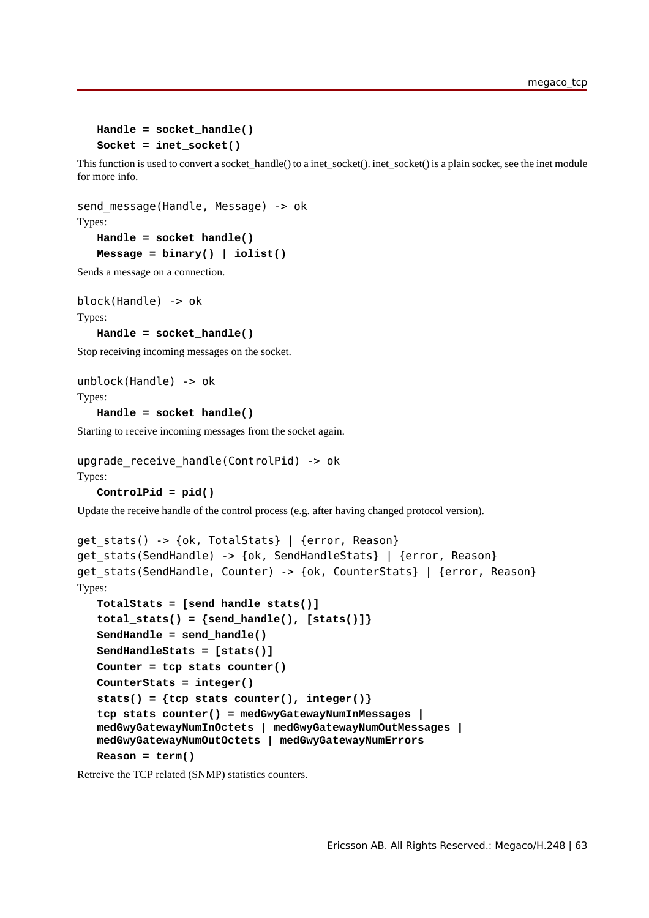**Handle = socket_handle()**

**Socket = inet_socket()**

This function is used to convert a socket_handle() to a inet_socket(). inet_socket() is a plain socket, see the inet module for more info.

```
send_message(Handle, Message) -> ok
```

Types:

**Handle = socket_handle()**

**Message = binary() | iolist()**

Sends a message on a connection.

```
block(Handle) -> ok
```

Types:

**Handle = socket_handle()**

Stop receiving incoming messages on the socket.

```
unblock(Handle) -> ok
```

Types:

**Handle = socket_handle()**

Starting to receive incoming messages from the socket again.

```
upgrade_receive_handle(ControlPid) -> ok
```

Types:

**ControlPid = pid()**

Update the receive handle of the control process (e.g. after having changed protocol version).

```
get_stats() -> {ok, TotalStats} | {error, Reason}
get_stats(SendHandle) -> {ok, SendHandleStats} | {error, Reason}
get_stats(SendHandle, Counter) -> {ok, CounterStats} | {error, Reason}
```

Types:

**TotalStats = [send_handle_stats()]**

**total_stats() = {send_handle(), [stats()]}**

**SendHandle = send_handle()**

**SendHandleStats = [stats()]**

**Counter = tcp_stats_counter()**

**CounterStats = integer()**

**stats() = {tcp_stats_counter(), integer()}**

**tcp_stats_counter() = medGwyGatewayNumInMessages | medGwyGatewayNumInOctets | medGwyGatewayNumOutMessages | medGwyGatewayNumOutOctets | medGwyGatewayNumErrors**

**Reason = term()**

Retreive the TCP related (SNMP) statistics counters.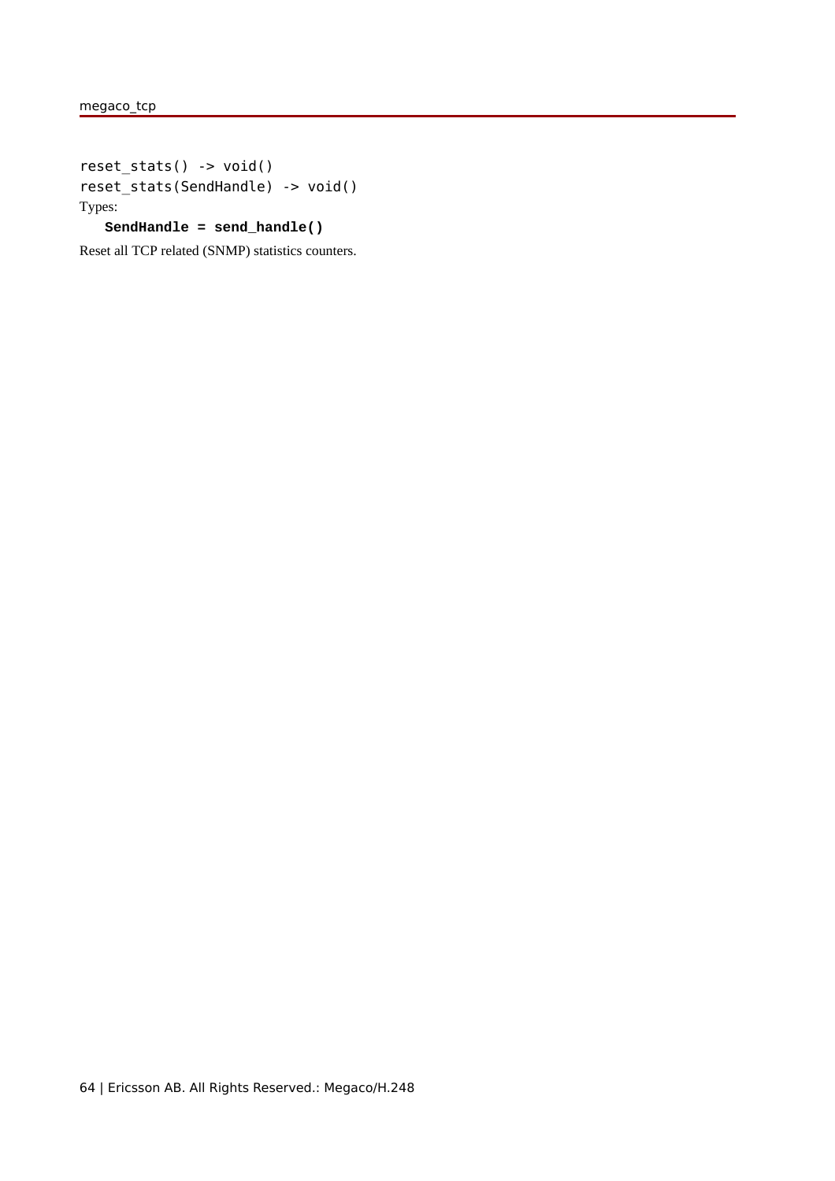```
reset_stats() -> void()
reset_stats(SendHandle) -> void()
```

Types:

**SendHandle = send_handle()**

Reset all TCP related (SNMP) statistics counters.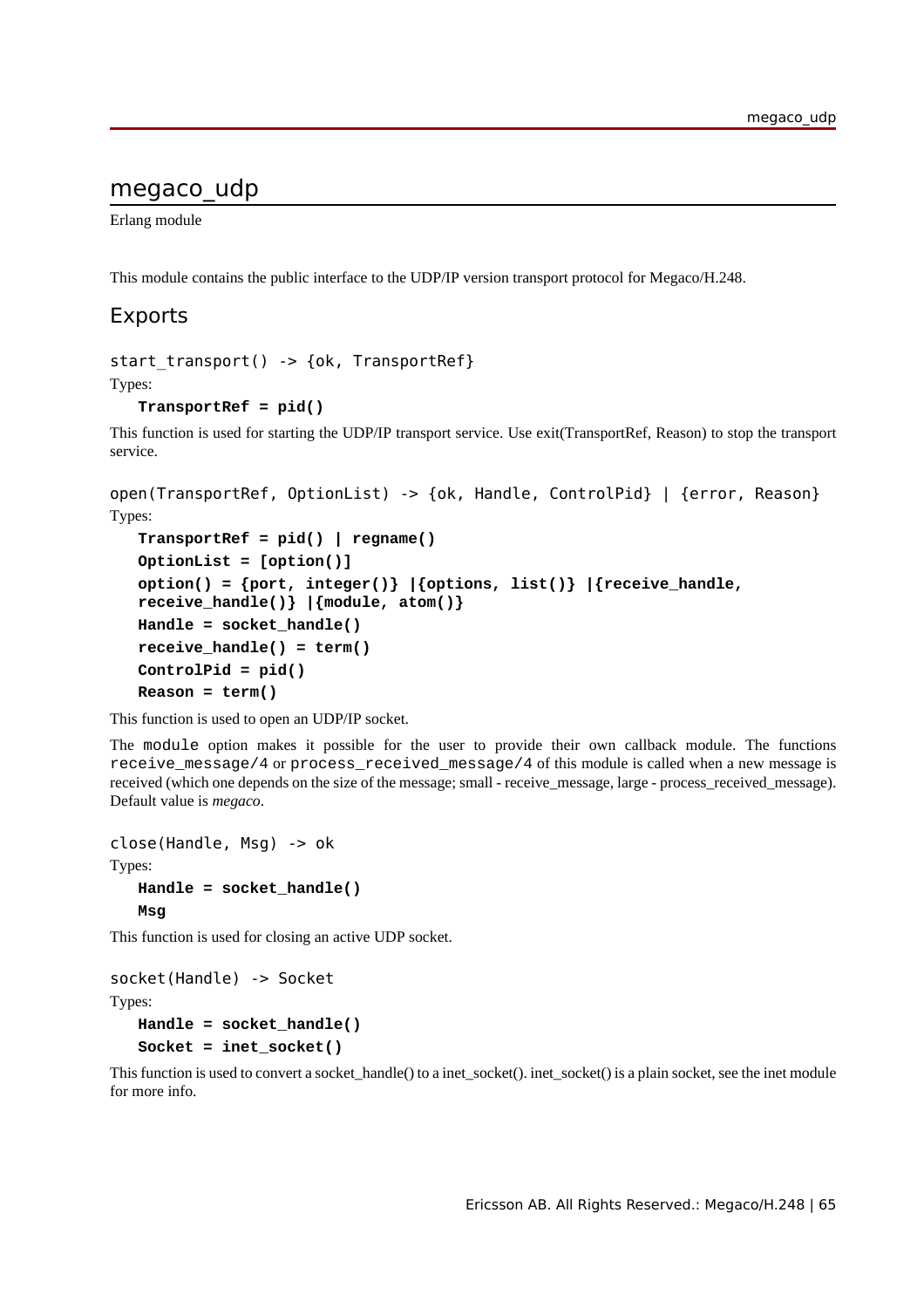# megaco_udp

Erlang module

This module contains the public interface to the UDP/IP version transport protocol for Megaco/H.248.

## Exports

```
start_transport() -> {ok, TransportRef}
```

Types:

**TransportRef = pid()**

This function is used for starting the UDP/IP transport service. Use exit(TransportRef, Reason) to stop the transport service.

```
open(TransportRef, OptionList) -> {ok, Handle, ControlPid} | {error, Reason}
```

Types:

**TransportRef = pid() | regname()**

**OptionList = [option()]**

**option() = {port, integer()} |{options, list()} |{receive_handle, receive_handle()} |{module, atom()}**

**Handle = socket_handle()**

**receive_handle() = term()**

**ControlPid = pid()**

**Reason = term()**

This function is used to open an UDP/IP socket.

The `module` option makes it possible for the user to provide their own callback module. The functions `receive_message/4` or `process_received_message/4` of this module is called when a new message is received (which one depends on the size of the message; small - receive_message, large - process_received_message). Default value is *megaco*.

```
close(Handle, Msg) -> ok
```

Types:

**Handle = socket_handle()**

**Msg**

This function is used for closing an active UDP socket.

```
socket(Handle) -> Socket
```

Types:

**Handle = socket_handle()**

**Socket = inet_socket()**

This function is used to convert a socket_handle() to a inet_socket(). inet_socket() is a plain socket, see the inet module for more info.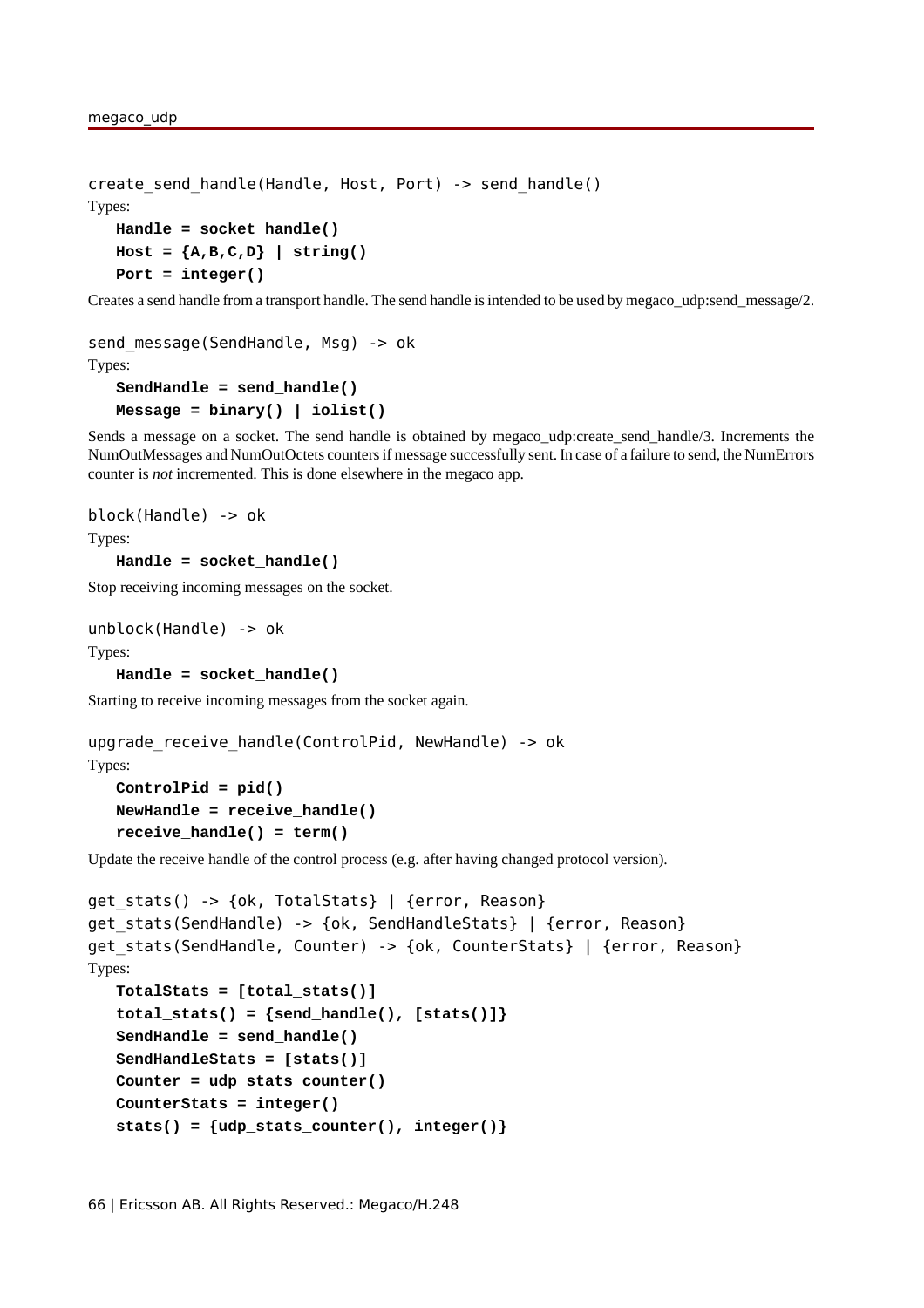```
create_send_handle(Handle, Host, Port) -> send_handle()
```

Types:

**Handle = socket_handle()**
**Host = {A,B,C,D} | string()**
**Port = integer()**

Creates a send handle from a transport handle. The send handle is intended to be used by megaco_udp:send_message/2.

```
send_message(SendHandle, Msg) -> ok
```

Types:

**SendHandle = send_handle()**
**Message = binary() | iolist()**

Sends a message on a socket. The send handle is obtained by megaco_udp:create_send_handle/3. Increments the NumOutMessages and NumOutOctets counters if message successfully sent. In case of a failure to send, the NumErrors counter is *not* incremented. This is done elsewhere in the megaco app.

```
block(Handle) -> ok
```

Types:

**Handle = socket_handle()**

Stop receiving incoming messages on the socket.

```
unblock(Handle) -> ok
```

Types:

**Handle = socket_handle()**

Starting to receive incoming messages from the socket again.

```
upgrade_receive_handle(ControlPid, NewHandle) -> ok
```

Types:

**ControlPid = pid()**
**NewHandle = receive_handle()**
**receive_handle() = term()**

Update the receive handle of the control process (e.g. after having changed protocol version).

```
get_stats() -> {ok, TotalStats} | {error, Reason}
get_stats(SendHandle) -> {ok, SendHandleStats} | {error, Reason}
get_stats(SendHandle, Counter) -> {ok, CounterStats} | {error, Reason}
```

Types:

**TotalStats = [total_stats()]**
**total_stats() = {send_handle(), [stats()]}**
**SendHandle = send_handle()**
**SendHandleStats = [stats()]**
**Counter = udp_stats_counter()**
**CounterStats = integer()**
**stats() = {udp_stats_counter(), integer()}**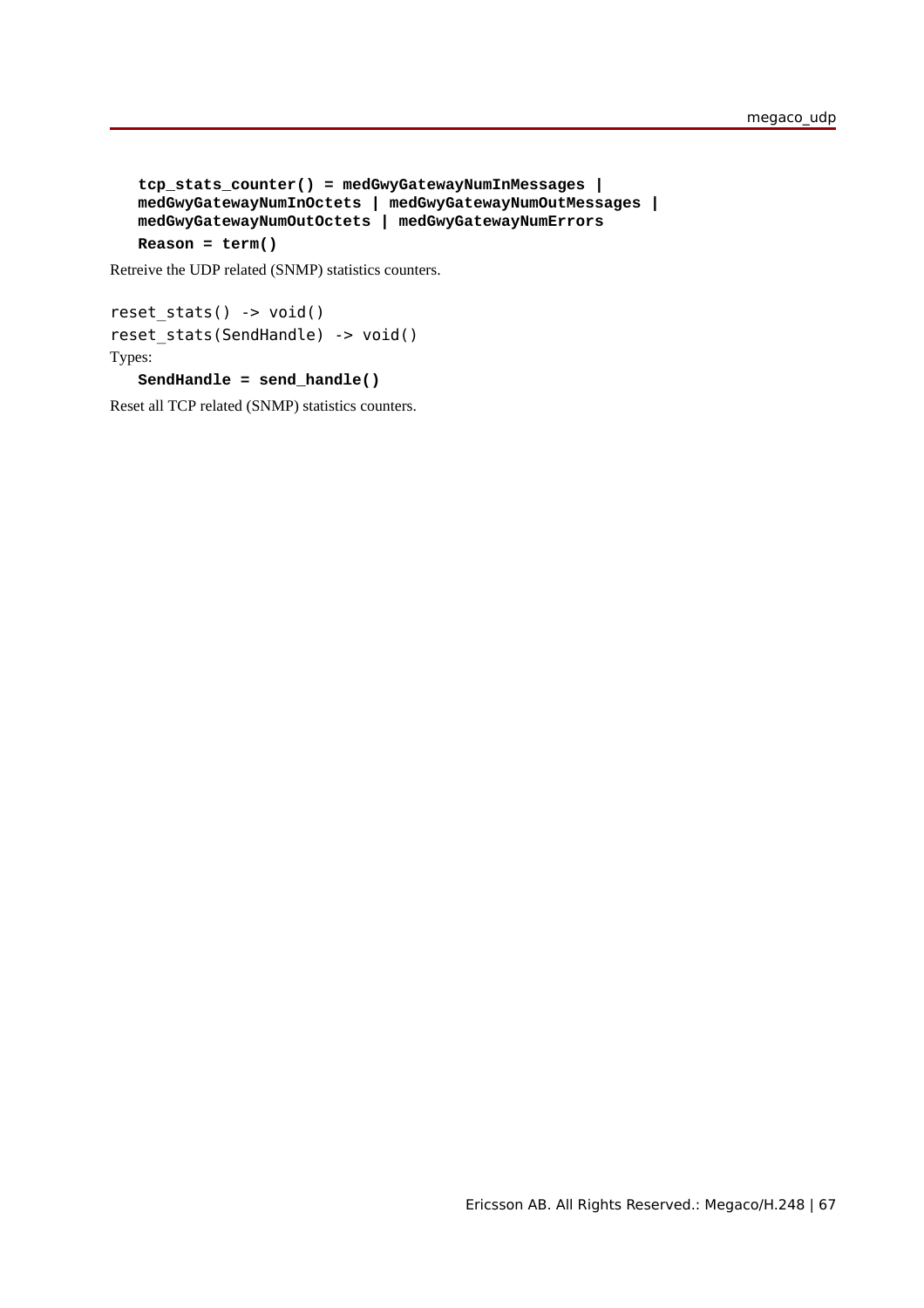**tcp_stats_counter() = medGwyGatewayNumInMessages | medGwyGatewayNumInOctets | medGwyGatewayNumOutMessages | medGwyGatewayNumOutOctets | medGwyGatewayNumErrors**

**Reason = term()**

Retreive the UDP related (SNMP) statistics counters.

```
reset_stats() -> void()
reset_stats(SendHandle) -> void()
```

Types:

**SendHandle = send_handle()**

Reset all TCP related (SNMP) statistics counters.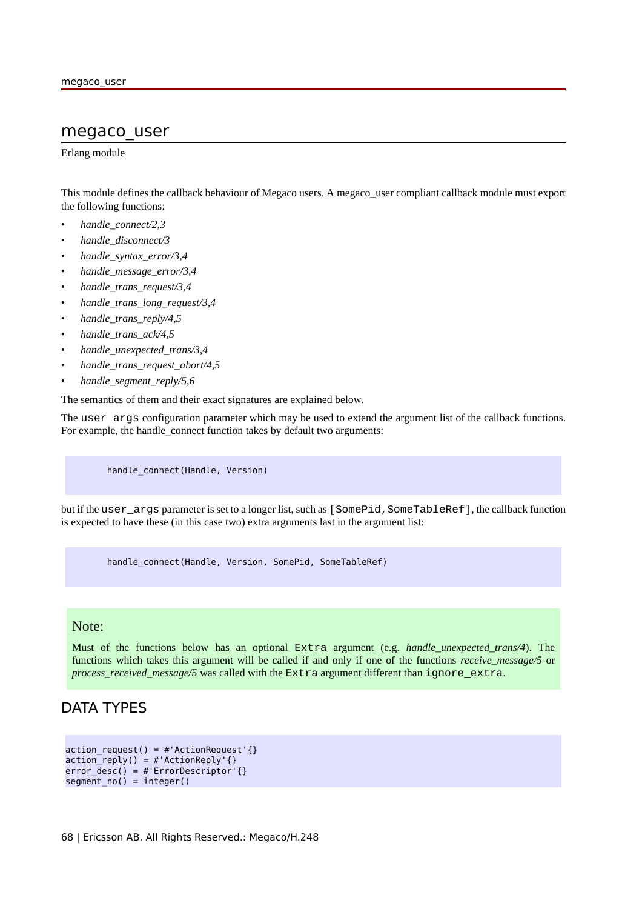# megaco_user

Erlang module

This module defines the callback behaviour of Megaco users. A megaco_user compliant callback module must export the following functions:

- *handle_connect/2,3*
- *handle_disconnect/3*
- *handle_syntax_error/3,4*
- *handle_message_error/3,4*
- *handle_trans_request/3,4*
- *handle_trans_long_request/3,4*
- *handle_trans_reply/4,5*
- *handle_trans_ack/4,5*
- *handle_unexpected_trans/3,4*
- *handle_trans_request_abort/4,5*
- *handle_segment_reply/5,6*

The semantics of them and their exact signatures are explained below.

The `user_args` configuration parameter which may be used to extend the argument list of the callback functions. For example, the handle_connect function takes by default two arguments:

```
handle_connect(Handle, Version)
```

but if the `user_args` parameter is set to a longer list, such as `[SomePid,SomeTableRef]`, the callback function is expected to have these (in this case two) extra arguments last in the argument list:

```
handle_connect(Handle, Version, SomePid, SomeTableRef)
```

### Note:

Must of the functions below has an optional `Extra` argument (e.g. *handle_unexpected_trans/4*). The functions which takes this argument will be called if and only if one of the functions *receive_message/5* or *process_received_message/5* was called with the `Extra` argument different than `ignore_extra`.

## DATA TYPES

```
action_request() = #'ActionRequest'{}
action_reply() = #'ActionReply'{}
error_desc() = #'ErrorDescriptor'{}
segment_no() = integer()
```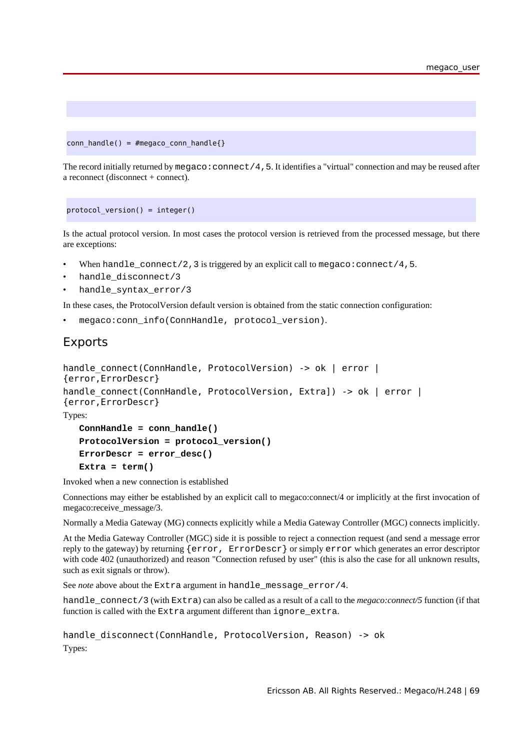```
conn_handle() = #megaco_conn_handle{}
```

The record initially returned by `megaco:connect/4,5`. It identifies a "virtual" connection and may be reused after a reconnect (disconnect + connect).

```
protocol_version() = integer()
```

Is the actual protocol version. In most cases the protocol version is retrieved from the processed message, but there are exceptions:

- When `handle_connect/2,3` is triggered by an explicit call to `megaco:connect/4,5`.
- `handle_disconnect/3`
- `handle_syntax_error/3`

In these cases, the ProtocolVersion default version is obtained from the static connection configuration:

- `megaco:conn_info(ConnHandle, protocol_version)`.

## Exports

```
handle_connect(ConnHandle, ProtocolVersion) -> ok | error | {error,ErrorDescr}
handle_connect(ConnHandle, ProtocolVersion, Extra]) -> ok | error | {error,ErrorDescr}
```

Types:

**`ConnHandle = conn_handle()`**
**`ProtocolVersion = protocol_version()`**
**`ErrorDescr = error_desc()`**
**`Extra = term()`**

Invoked when a new connection is established

Connections may either be established by an explicit call to megaco:connect/4 or implicitly at the first invocation of megaco:receive_message/3.

Normally a Media Gateway (MG) connects explicitly while a Media Gateway Controller (MGC) connects implicitly.

At the Media Gateway Controller (MGC) side it is possible to reject a connection request (and send a message error reply to the gateway) by returning `{error, ErrorDescr}` or simply `error` which generates an error descriptor with code 402 (unauthorized) and reason "Connection refused by user" (this is also the case for all unknown results, such as exit signals or throw).

See *note* above about the `Extra` argument in `handle_message_error/4`.

`handle_connect/3` (with `Extra`) can also be called as a result of a call to the *megaco:connect/5* function (if that function is called with the `Extra` argument different than `ignore_extra`.

```
handle_disconnect(ConnHandle, ProtocolVersion, Reason) -> ok
```

Types: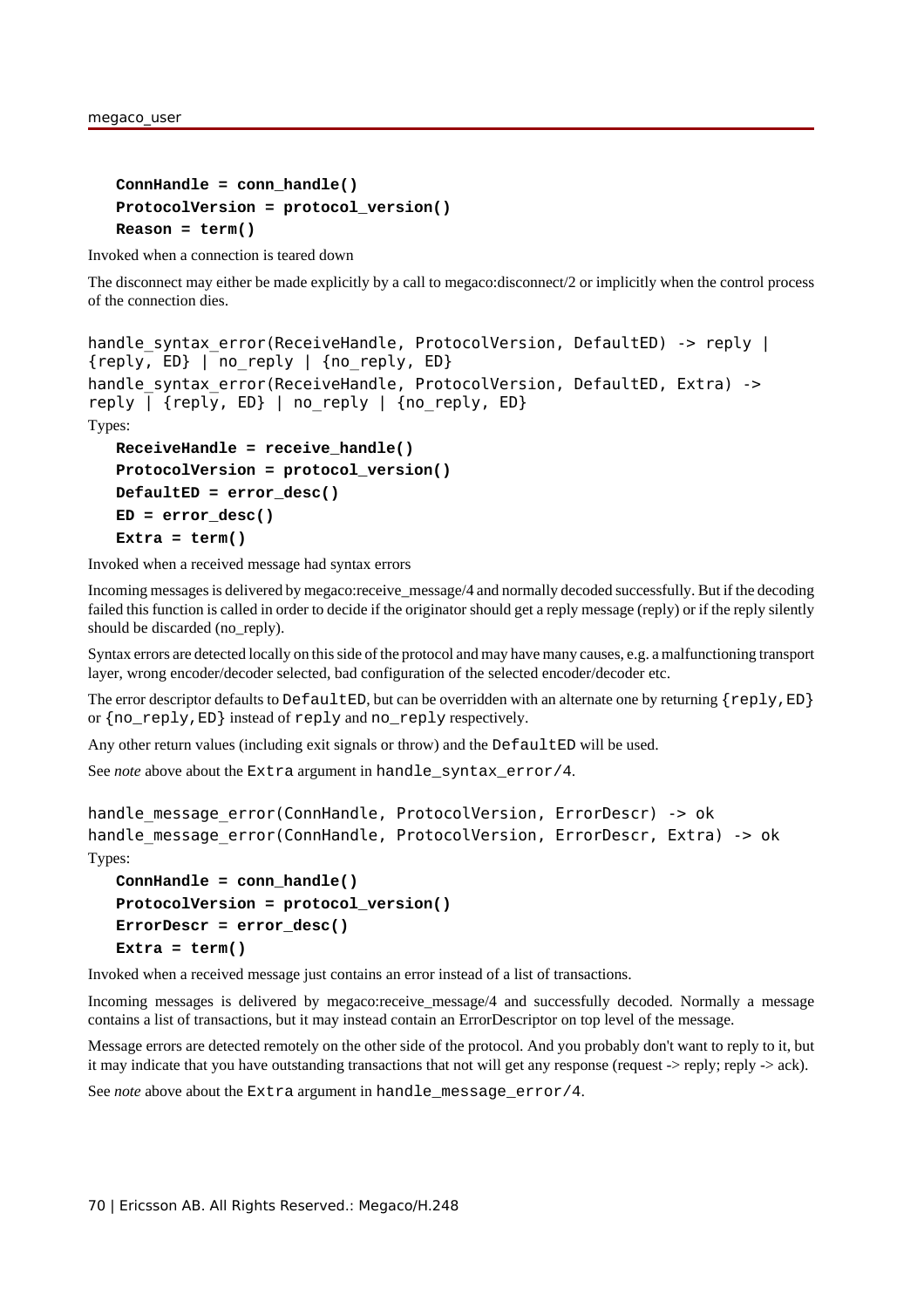**ConnHandle = conn_handle()**  
**ProtocolVersion = protocol_version()**  
**Reason = term()**

Invoked when a connection is teared down

The disconnect may either be made explicitly by a call to megaco:disconnect/2 or implicitly when the control process of the connection dies.

```
handle_syntax_error(ReceiveHandle, ProtocolVersion, DefaultED) -> reply | {reply, ED} | no_reply | {no_reply, ED}
handle_syntax_error(ReceiveHandle, ProtocolVersion, DefaultED, Extra) -> reply | {reply, ED} | no_reply | {no_reply, ED}
```

Types:

**ReceiveHandle = receive_handle()**  
**ProtocolVersion = protocol_version()**  
**DefaultED = error_desc()**  
**ED = error_desc()**  
**Extra = term()**

Invoked when a received message had syntax errors

Incoming messages is delivered by megaco:receive_message/4 and normally decoded successfully. But if the decoding failed this function is called in order to decide if the originator should get a reply message (reply) or if the reply silently should be discarded (no_reply).

Syntax errors are detected locally on this side of the protocol and may have many causes, e.g. a malfunctioning transport layer, wrong encoder/decoder selected, bad configuration of the selected encoder/decoder etc.

The error descriptor defaults to `DefaultED`, but can be overridden with an alternate one by returning `{reply,ED}` or `{no_reply,ED}` instead of `reply` and `no_reply` respectively.

Any other return values (including exit signals or throw) and the `DefaultED` will be used.

See *note* above about the `Extra` argument in `handle_syntax_error/4`.

```
handle_message_error(ConnHandle, ProtocolVersion, ErrorDescr) -> ok
handle_message_error(ConnHandle, ProtocolVersion, ErrorDescr, Extra) -> ok
```

Types:

**ConnHandle = conn_handle()**  
**ProtocolVersion = protocol_version()**  
**ErrorDescr = error_desc()**  
**Extra = term()**

Invoked when a received message just contains an error instead of a list of transactions.

Incoming messages is delivered by megaco:receive_message/4 and successfully decoded. Normally a message contains a list of transactions, but it may instead contain an ErrorDescriptor on top level of the message.

Message errors are detected remotely on the other side of the protocol. And you probably don't want to reply to it, but it may indicate that you have outstanding transactions that not will get any response (request -> reply; reply -> ack).

See *note* above about the `Extra` argument in `handle_message_error/4`.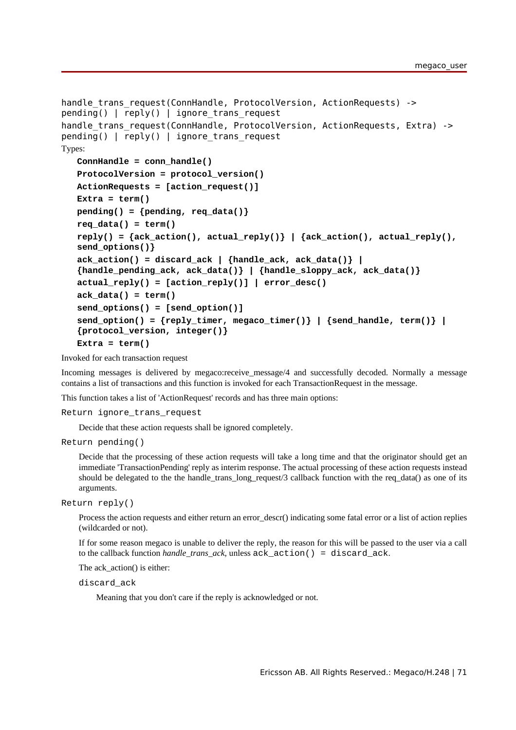```
handle_trans_request(ConnHandle, ProtocolVersion, ActionRequests) ->
pending() | reply() | ignore_trans_request
handle_trans_request(ConnHandle, ProtocolVersion, ActionRequests, Extra) ->
pending() | reply() | ignore_trans_request
```

Types:

**ConnHandle = conn_handle()**

**ProtocolVersion = protocol_version()**

**ActionRequests = [action_request()]**

**Extra = term()**

**pending() = {pending, req_data()}**

**req_data() = term()**

**reply() = {ack_action(), actual_reply()} | {ack_action(), actual_reply(), send_options()}**

**ack_action() = discard_ack | {handle_ack, ack_data()} | {handle_pending_ack, ack_data()} | {handle_sloppy_ack, ack_data()}**

**actual_reply() = [action_reply()] | error_desc()**

**ack_data() = term()**

**send_options() = [send_option()]**

**send_option() = {reply_timer, megaco_timer()} | {send_handle, term()} | {protocol_version, integer()}**

**Extra = term()**

Invoked for each transaction request

Incoming messages is delivered by megaco:receive_message/4 and successfully decoded. Normally a message contains a list of transactions and this function is invoked for each TransactionRequest in the message.

This function takes a list of 'ActionRequest' records and has three main options:

`Return ignore_trans_request`

Decide that these action requests shall be ignored completely.

`Return pending()`

Decide that the processing of these action requests will take a long time and that the originator should get an immediate 'TransactionPending' reply as interim response. The actual processing of these action requests instead should be delegated to the the handle_trans_long_request/3 callback function with the req_data() as one of its arguments.

`Return reply()`

Process the action requests and either return an error_descr() indicating some fatal error or a list of action replies (wildcarded or not).

If for some reason megaco is unable to deliver the reply, the reason for this will be passed to the user via a call to the callback function *handle_trans_ack*, unless `ack_action() = discard_ack`.

The ack_action() is either:

`discard_ack`

Meaning that you don't care if the reply is acknowledged or not.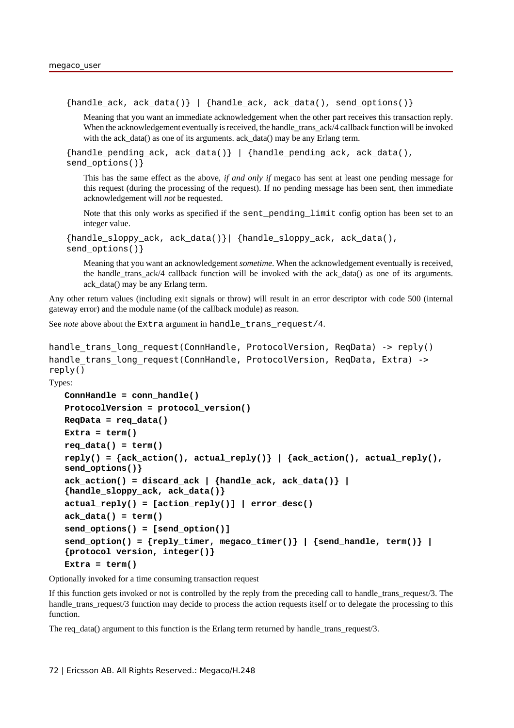`{handle_ack, ack_data()} | {handle_ack, ack_data(), send_options()}`

Meaning that you want an immediate acknowledgement when the other part receives this transaction reply. When the acknowledgement eventually is received, the handle_trans_ack/4 callback function will be invoked with the ack_data() as one of its arguments. ack_data() may be any Erlang term.

`{handle_pending_ack, ack_data()} | {handle_pending_ack, ack_data(), send_options()}`

This has the same effect as the above, *if and only if* megaco has sent at least one pending message for this request (during the processing of the request). If no pending message has been sent, then immediate acknowledgement will *not* be requested.

Note that this only works as specified if the `sent_pending_limit` config option has been set to an integer value.

`{handle_sloppy_ack, ack_data()}| {handle_sloppy_ack, ack_data(), send_options()}`

Meaning that you want an acknowledgement *sometime*. When the acknowledgement eventually is received, the handle_trans_ack/4 callback function will be invoked with the ack_data() as one of its arguments. ack_data() may be any Erlang term.

Any other return values (including exit signals or throw) will result in an error descriptor with code 500 (internal gateway error) and the module name (of the callback module) as reason.

See *note* above about the `Extra` argument in `handle_trans_request/4`.

```
handle_trans_long_request(ConnHandle, ProtocolVersion, ReqData) -> reply()
handle_trans_long_request(ConnHandle, ProtocolVersion, ReqData, Extra) -> reply()
```

Types:

```
ConnHandle = conn_handle()
ProtocolVersion = protocol_version()
ReqData = req_data()
Extra = term()
req_data() = term()
reply() = {ack_action(), actual_reply()} | {ack_action(), actual_reply(), send_options()}
ack_action() = discard_ack | {handle_ack, ack_data()} | {handle_sloppy_ack, ack_data()}
actual_reply() = [action_reply()] | error_desc()
ack_data() = term()
send_options() = [send_option()]
send_option() = {reply_timer, megaco_timer()} | {send_handle, term()} | {protocol_version, integer()}
Extra = term()
```

Optionally invoked for a time consuming transaction request

If this function gets invoked or not is controlled by the reply from the preceding call to handle_trans_request/3. The handle_trans_request/3 function may decide to process the action requests itself or to delegate the processing to this function.

The req_data() argument to this function is the Erlang term returned by handle_trans_request/3.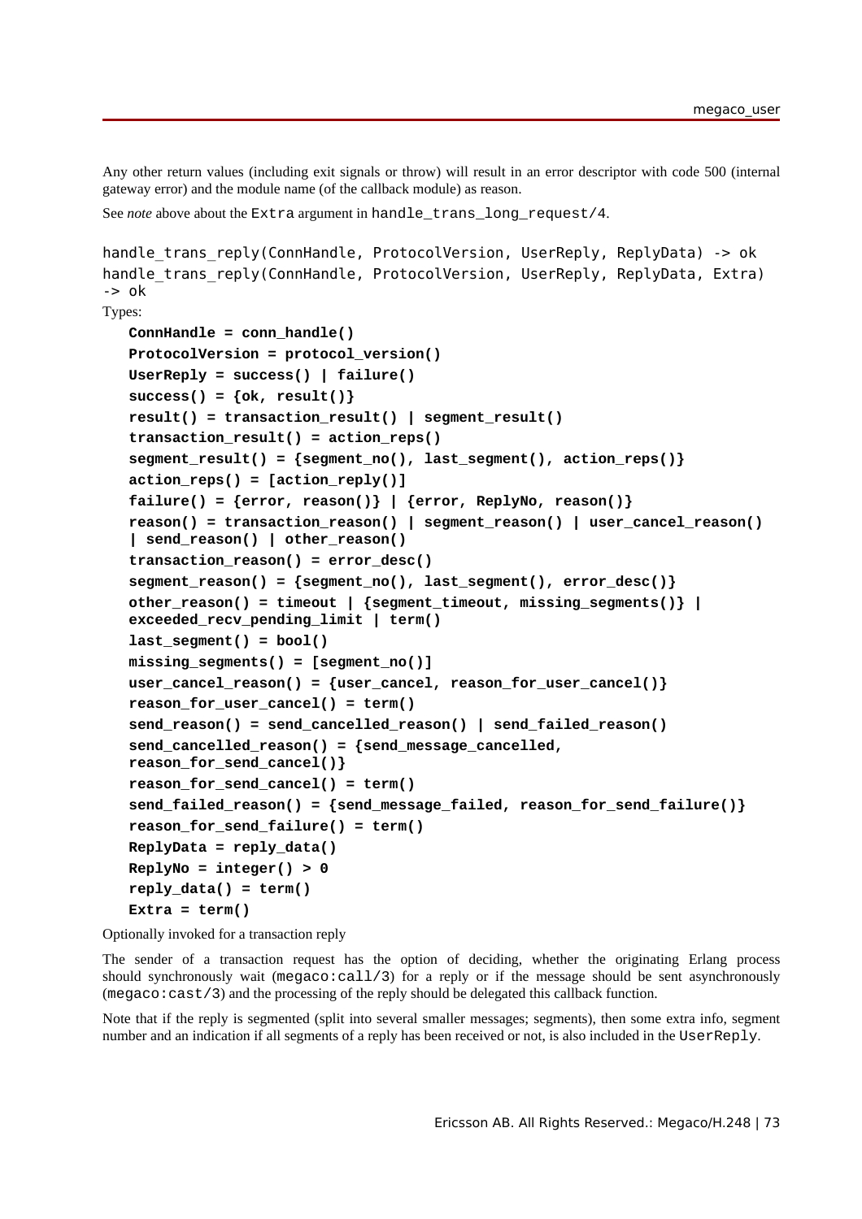Any other return values (including exit signals or throw) will result in an error descriptor with code 500 (internal gateway error) and the module name (of the callback module) as reason.

See *note* above about the `Extra` argument in `handle_trans_long_request/4`.

```
handle_trans_reply(ConnHandle, ProtocolVersion, UserReply, ReplyData) -> ok
handle_trans_reply(ConnHandle, ProtocolVersion, UserReply, ReplyData, Extra) -> ok
```

Types:

```
ConnHandle = conn_handle()
ProtocolVersion = protocol_version()
UserReply = success() | failure()
success() = {ok, result()}
result() = transaction_result() | segment_result()
transaction_result() = action_reps()
segment_result() = {segment_no(), last_segment(), action_reps()}
action_reps() = [action_reply()]
failure() = {error, reason()} | {error, ReplyNo, reason()}
reason() = transaction_reason() | segment_reason() | user_cancel_reason()
| send_reason() | other_reason()
transaction_reason() = error_desc()
segment_reason() = {segment_no(), last_segment(), error_desc()}
other_reason() = timeout | {segment_timeout, missing_segments()} |
exceeded_recv_pending_limit | term()
last_segment() = bool()
missing_segments() = [segment_no()]
user_cancel_reason() = {user_cancel, reason_for_user_cancel()}
reason_for_user_cancel() = term()
send_reason() = send_cancelled_reason() | send_failed_reason()
send_cancelled_reason() = {send_message_cancelled,
reason_for_send_cancel()}
reason_for_send_cancel() = term()
send_failed_reason() = {send_message_failed, reason_for_send_failure()}
reason_for_send_failure() = term()
ReplyData = reply_data()
ReplyNo = integer() > 0
reply_data() = term()
Extra = term()
```

Optionally invoked for a transaction reply

The sender of a transaction request has the option of deciding, whether the originating Erlang process should synchronously wait (`megaco:call/3`) for a reply or if the message should be sent asynchronously (`megaco:cast/3`) and the processing of the reply should be delegated this callback function.

Note that if the reply is segmented (split into several smaller messages; segments), then some extra info, segment number and an indication if all segments of a reply has been received or not, is also included in the `UserReply`.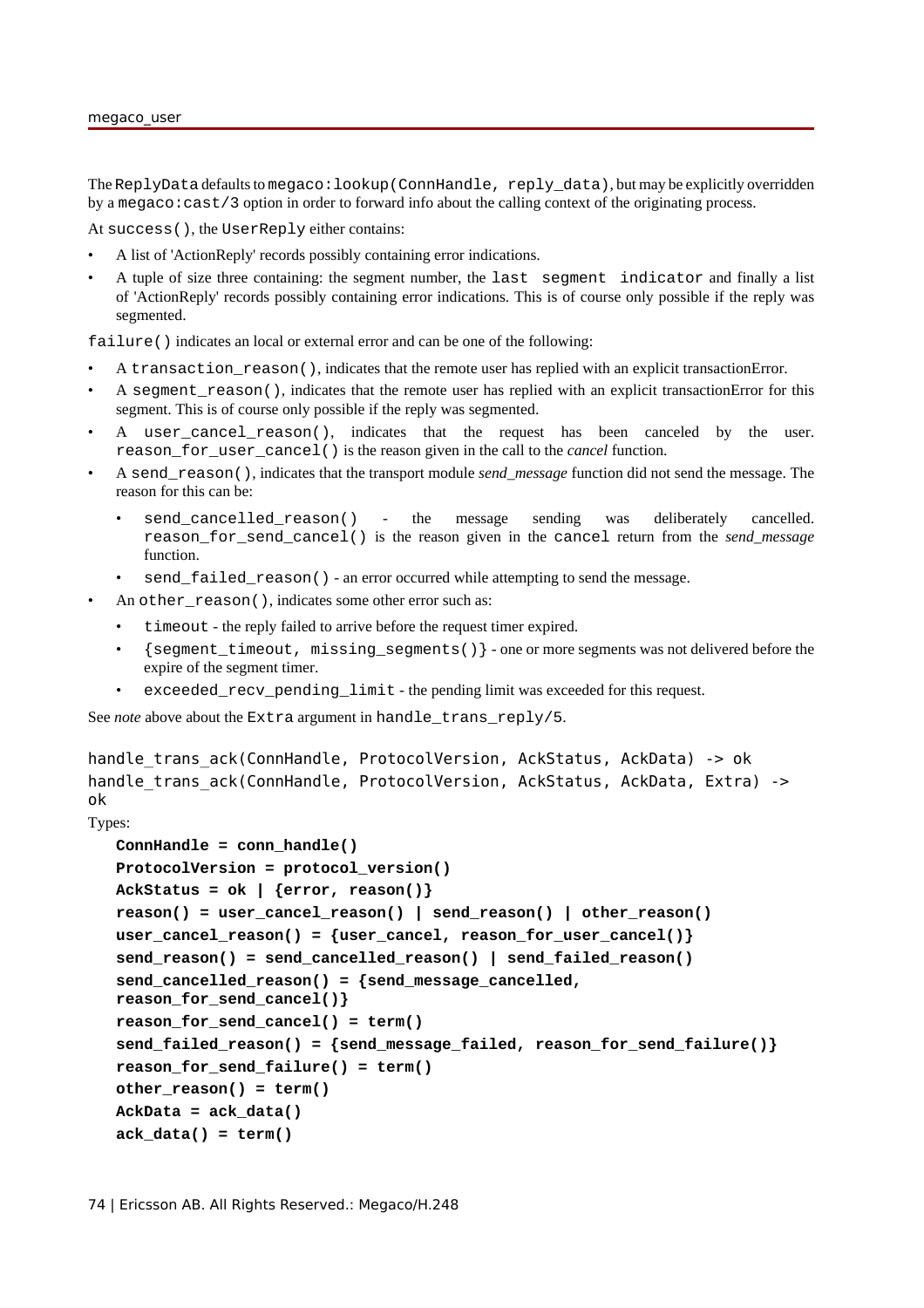The `ReplyData` defaults to `megaco:lookup(ConnHandle, reply_data)`, but may be explicitly overridden by a `megaco:cast/3` option in order to forward info about the calling context of the originating process.

At `success()`, the `UserReply` either contains:

- A list of 'ActionReply' records possibly containing error indications.
- A tuple of size three containing: the segment number, the `last segment indicator` and finally a list of 'ActionReply' records possibly containing error indications. This is of course only possible if the reply was segmented.

`failure()` indicates an local or external error and can be one of the following:

- A `transaction_reason()`, indicates that the remote user has replied with an explicit transactionError.
- A `segment_reason()`, indicates that the remote user has replied with an explicit transactionError for this segment. This is of course only possible if the reply was segmented.
- A `user_cancel_reason()`, indicates that the request has been canceled by the user. `reason_for_user_cancel()` is the reason given in the call to the *cancel* function.
- A `send_reason()`, indicates that the transport module *send_message* function did not send the message. The reason for this can be:
  - `send_cancelled_reason()` - the message sending was deliberately cancelled. `reason_for_send_cancel()` is the reason given in the `cancel` return from the *send_message* function.
  - `send_failed_reason()` - an error occurred while attempting to send the message.
- An `other_reason()`, indicates some other error such as:
  - `timeout` - the reply failed to arrive before the request timer expired.
  - `{segment_timeout, missing_segments()}` - one or more segments was not delivered before the expire of the segment timer.
  - `exceeded_recv_pending_limit` - the pending limit was exceeded for this request.

See *note* above about the `Extra` argument in `handle_trans_reply/5`.

```
handle_trans_ack(ConnHandle, ProtocolVersion, AckStatus, AckData) -> ok
handle_trans_ack(ConnHandle, ProtocolVersion, AckStatus, AckData, Extra) -> ok
```

Types:

```
ConnHandle = conn_handle()
ProtocolVersion = protocol_version()
AckStatus = ok | {error, reason()}
reason() = user_cancel_reason() | send_reason() | other_reason()
user_cancel_reason() = {user_cancel, reason_for_user_cancel()}
send_reason() = send_cancelled_reason() | send_failed_reason()
send_cancelled_reason() = {send_message_cancelled, reason_for_send_cancel()}
reason_for_send_cancel() = term()
send_failed_reason() = {send_message_failed, reason_for_send_failure()}
reason_for_send_failure() = term()
other_reason() = term()
AckData = ack_data()
ack_data() = term()
```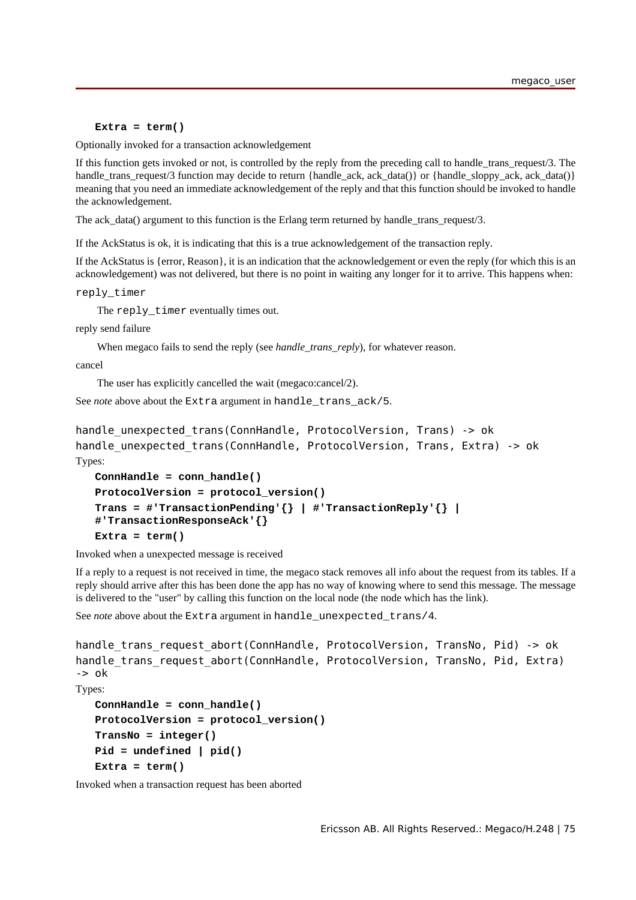**Extra = term()**

Optionally invoked for a transaction acknowledgement

If this function gets invoked or not, is controlled by the reply from the preceding call to handle_trans_request/3. The handle_trans_request/3 function may decide to return {handle_ack, ack_data()} or {handle_sloppy_ack, ack_data()} meaning that you need an immediate acknowledgement of the reply and that this function should be invoked to handle the acknowledgement.

The ack_data() argument to this function is the Erlang term returned by handle_trans_request/3.

If the AckStatus is ok, it is indicating that this is a true acknowledgement of the transaction reply.

If the AckStatus is {error, Reason}, it is an indication that the acknowledgement or even the reply (for which this is an acknowledgement) was not delivered, but there is no point in waiting any longer for it to arrive. This happens when:

`reply_timer`

The `reply_timer` eventually times out.

reply send failure

When megaco fails to send the reply (see *handle_trans_reply*), for whatever reason.

cancel

The user has explicitly cancelled the wait (megaco:cancel/2).

See *note* above about the `Extra` argument in `handle_trans_ack/5`.

```
handle_unexpected_trans(ConnHandle, ProtocolVersion, Trans) -> ok
handle_unexpected_trans(ConnHandle, ProtocolVersion, Trans, Extra) -> ok
```

Types:

**ConnHandle = conn_handle()**
**ProtocolVersion = protocol_version()**
**Trans = #'TransactionPending'{} | #'TransactionReply'{} | #'TransactionResponseAck'{}**
**Extra = term()**

Invoked when a unexpected message is received

If a reply to a request is not received in time, the megaco stack removes all info about the request from its tables. If a reply should arrive after this has been done the app has no way of knowing where to send this message. The message is delivered to the "user" by calling this function on the local node (the node which has the link).

See *note* above about the `Extra` argument in `handle_unexpected_trans/4`.

```
handle_trans_request_abort(ConnHandle, ProtocolVersion, TransNo, Pid) -> ok
handle_trans_request_abort(ConnHandle, ProtocolVersion, TransNo, Pid, Extra) -> ok
```

Types:

**ConnHandle = conn_handle()**
**ProtocolVersion = protocol_version()**
**TransNo = integer()**
**Pid = undefined | pid()**
**Extra = term()**

Invoked when a transaction request has been aborted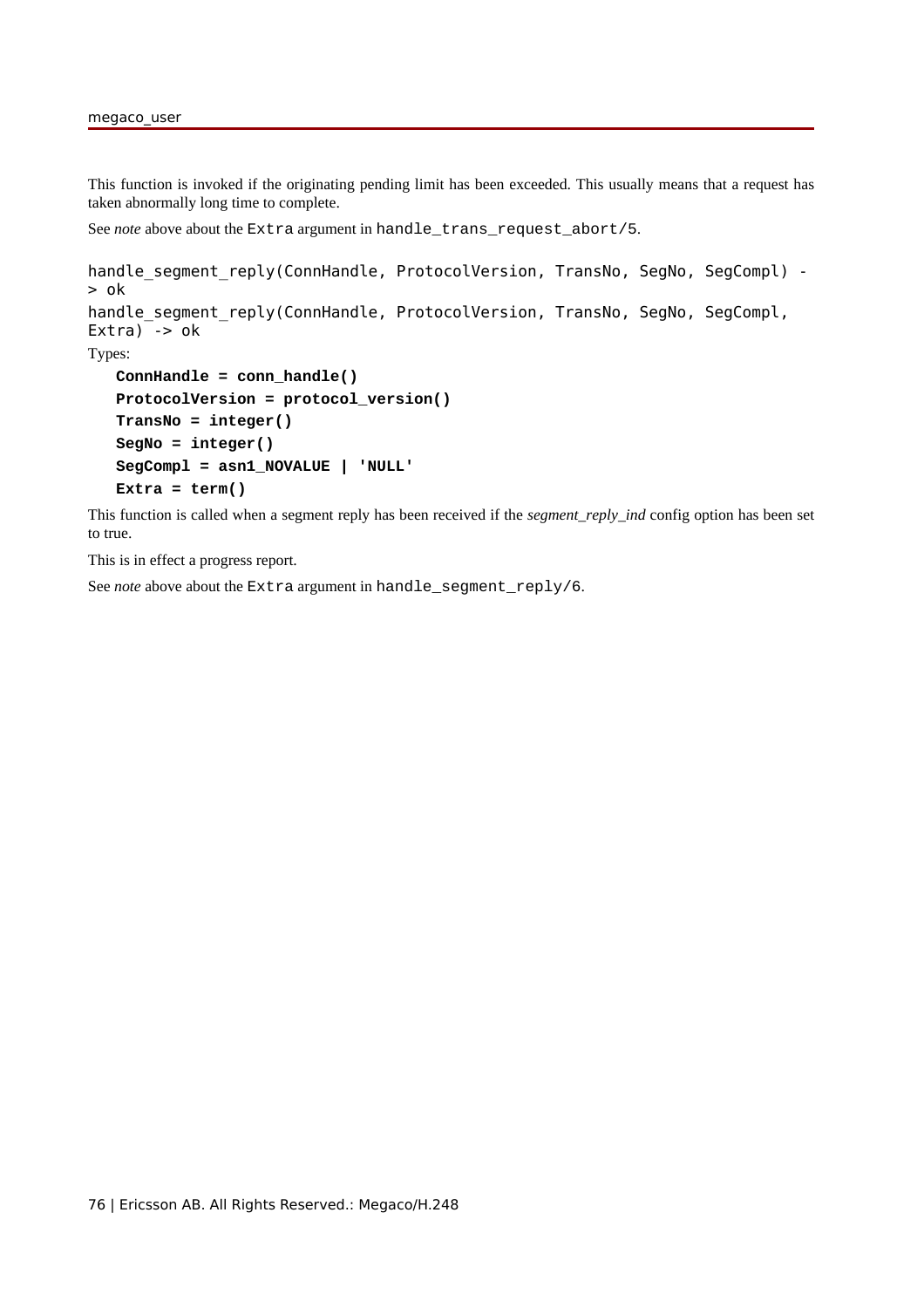This function is invoked if the originating pending limit has been exceeded. This usually means that a request has taken abnormally long time to complete.

See *note* above about the `Extra` argument in `handle_trans_request_abort/5`.

```
handle_segment_reply(ConnHandle, ProtocolVersion, TransNo, SegNo, SegCompl) -> ok
handle_segment_reply(ConnHandle, ProtocolVersion, TransNo, SegNo, SegCompl, Extra) -> ok
```

Types:

```
ConnHandle = conn_handle()
ProtocolVersion = protocol_version()
TransNo = integer()
SegNo = integer()
SegCompl = asn1_NOVALUE | 'NULL'
Extra = term()
```

This function is called when a segment reply has been received if the *segment_reply_ind* config option has been set to true.

This is in effect a progress report.

See *note* above about the `Extra` argument in `handle_segment_reply/6`.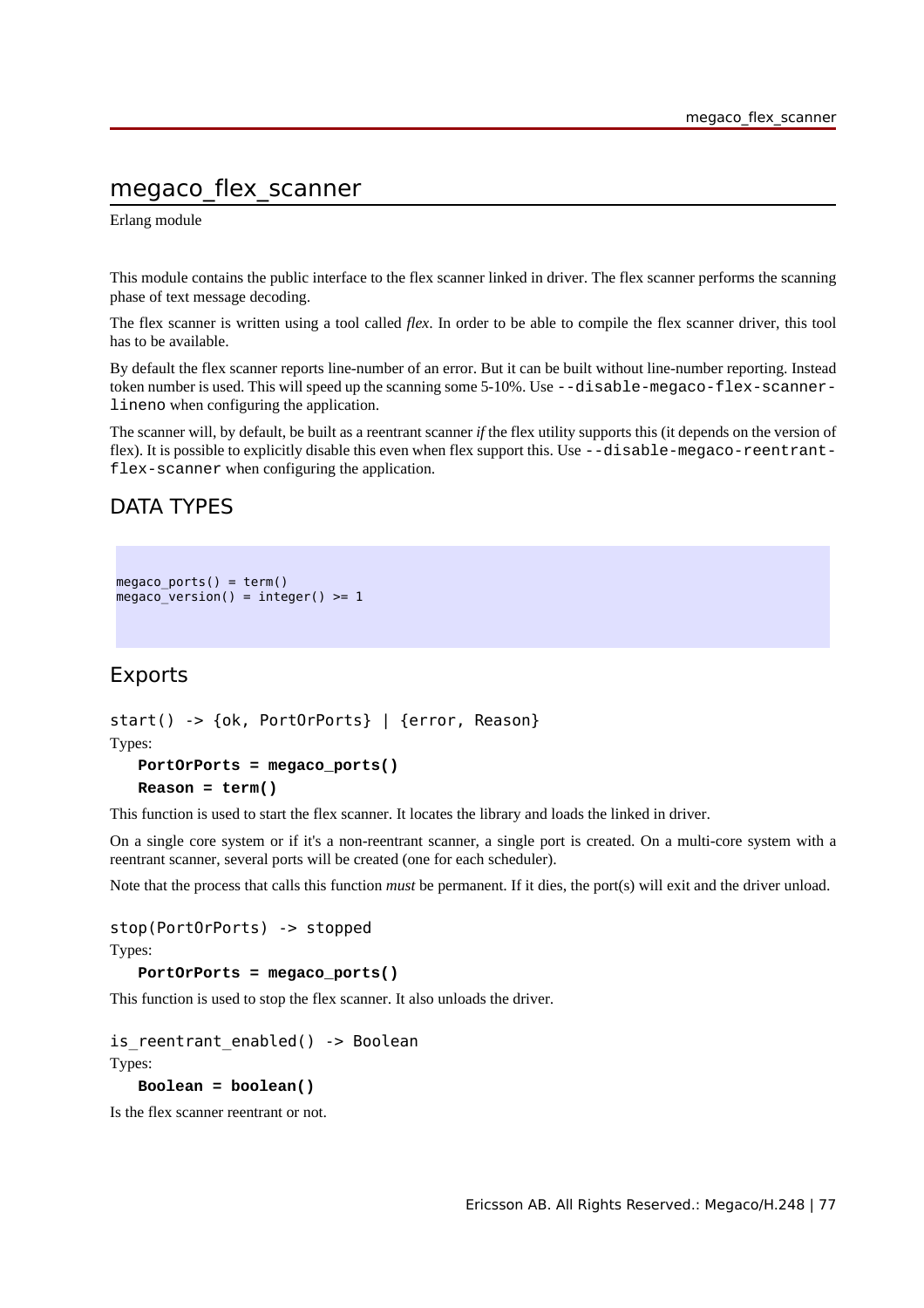# megaco_flex_scanner

Erlang module

This module contains the public interface to the flex scanner linked in driver. The flex scanner performs the scanning phase of text message decoding.

The flex scanner is written using a tool called *flex*. In order to be able to compile the flex scanner driver, this tool has to be available.

By default the flex scanner reports line-number of an error. But it can be built without line-number reporting. Instead token number is used. This will speed up the scanning some 5-10%. Use `--disable-megaco-flex-scanner-lineno` when configuring the application.

The scanner will, by default, be built as a reentrant scanner *if* the flex utility supports this (it depends on the version of flex). It is possible to explicitly disable this even when flex support this. Use `--disable-megaco-reentrant-flex-scanner` when configuring the application.

## DATA TYPES

```
megaco_ports() = term()
megaco_version() = integer() >= 1
```

## Exports

```
start() -> {ok, PortOrPorts} | {error, Reason}
```

Types:

**`PortOrPorts = megaco_ports()`**

**`Reason = term()`**

This function is used to start the flex scanner. It locates the library and loads the linked in driver.

On a single core system or if it's a non-reentrant scanner, a single port is created. On a multi-core system with a reentrant scanner, several ports will be created (one for each scheduler).

Note that the process that calls this function *must* be permanent. If it dies, the port(s) will exit and the driver unload.

```
stop(PortOrPorts) -> stopped
```

Types:

**`PortOrPorts = megaco_ports()`**

This function is used to stop the flex scanner. It also unloads the driver.

```
is_reentrant_enabled() -> Boolean
```

Types:

**`Boolean = boolean()`**

Is the flex scanner reentrant or not.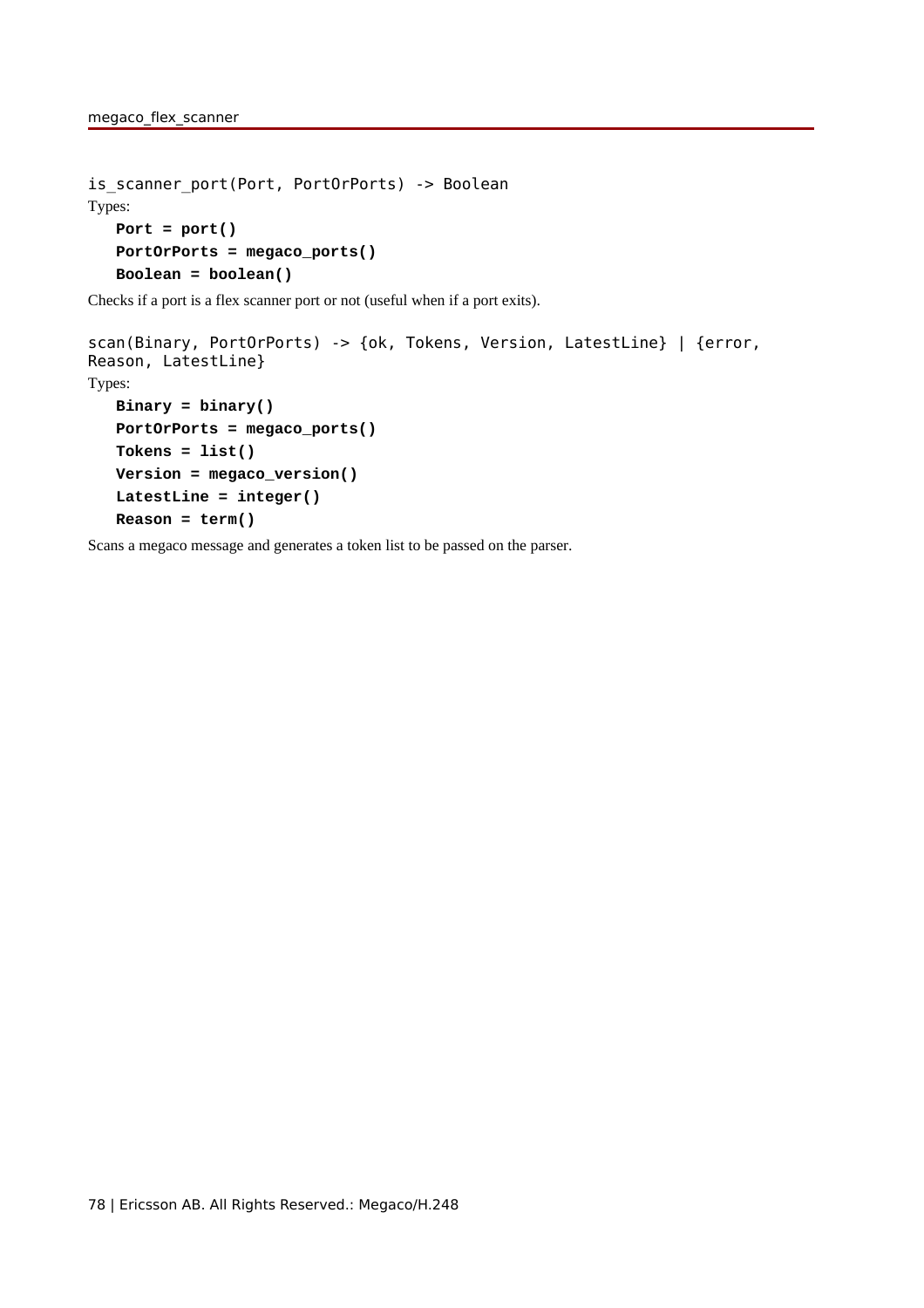```
is_scanner_port(Port, PortOrPorts) -> Boolean
```

Types:

**Port = port()**
**PortOrPorts = megaco_ports()**
**Boolean = boolean()**

Checks if a port is a flex scanner port or not (useful when if a port exits).

```
scan(Binary, PortOrPorts) -> {ok, Tokens, Version, LatestLine} | {error, Reason, LatestLine}
```

Types:

**Binary = binary()**
**PortOrPorts = megaco_ports()**
**Tokens = list()**
**Version = megaco_version()**
**LatestLine = integer()**
**Reason = term()**

Scans a megaco message and generates a token list to be passed on the parser.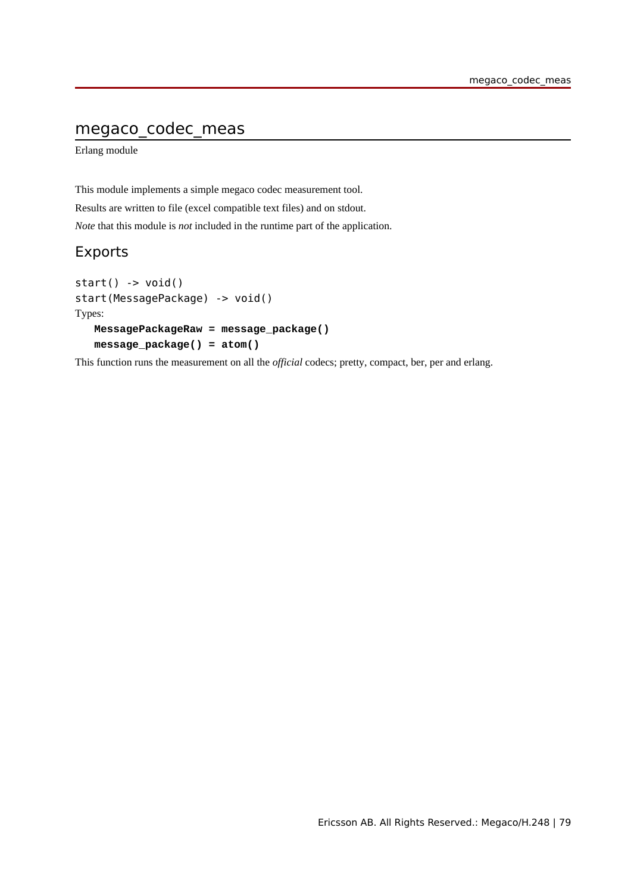# megaco_codec_meas

Erlang module

This module implements a simple megaco codec measurement tool.

Results are written to file (excel compatible text files) and on stdout.

*Note* that this module is *not* included in the runtime part of the application.

## Exports

```
start() -> void()
start(MessagePackage) -> void()
```

Types:

```
MessagePackageRaw = message_package()
message_package() = atom()
```

This function runs the measurement on all the *official* codecs; pretty, compact, ber, per and erlang.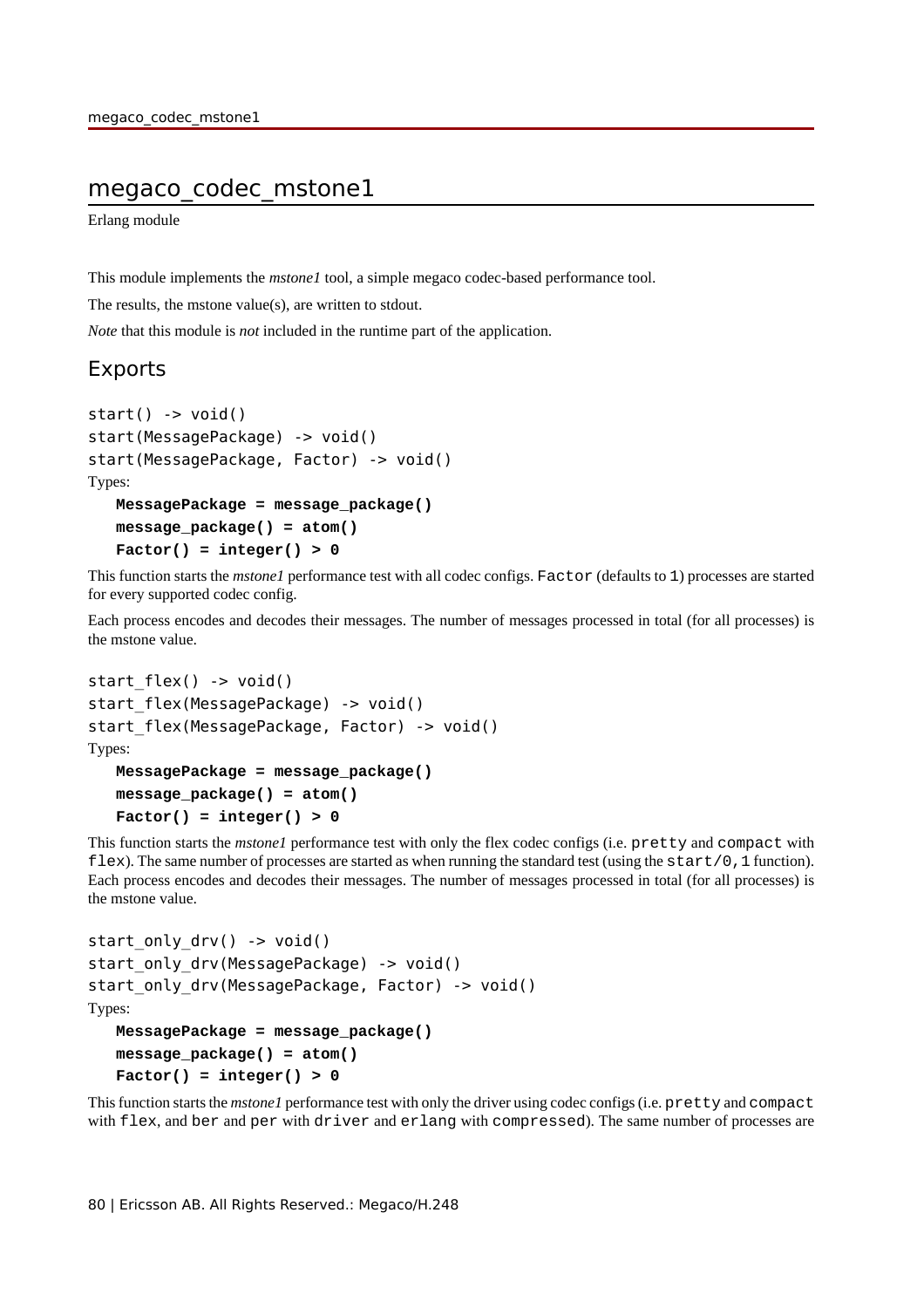# megaco_codec_mstone1

Erlang module

This module implements the *mstone1* tool, a simple megaco codec-based performance tool.

The results, the mstone value(s), are written to stdout.

*Note* that this module is *not* included in the runtime part of the application.

## Exports

```
start() -> void()
start(MessagePackage) -> void()
start(MessagePackage, Factor) -> void()
```

Types:

```
MessagePackage = message_package()
message_package() = atom()
Factor() = integer() > 0
```

This function starts the *mstone1* performance test with all codec configs. `Factor` (defaults to `1`) processes are started for every supported codec config.

Each process encodes and decodes their messages. The number of messages processed in total (for all processes) is the mstone value.

```
start_flex() -> void()
start_flex(MessagePackage) -> void()
start_flex(MessagePackage, Factor) -> void()
```

Types:

```
MessagePackage = message_package()
message_package() = atom()
Factor() = integer() > 0
```

This function starts the *mstone1* performance test with only the flex codec configs (i.e. `pretty` and `compact` with `flex`). The same number of processes are started as when running the standard test (using the `start/0,1` function). Each process encodes and decodes their messages. The number of messages processed in total (for all processes) is the mstone value.

```
start_only_drv() -> void()
start_only_drv(MessagePackage) -> void()
start_only_drv(MessagePackage, Factor) -> void()
```

Types:

```
MessagePackage = message_package()
message_package() = atom()
Factor() = integer() > 0
```

This function starts the *mstone1* performance test with only the driver using codec configs (i.e. `pretty` and `compact` with `flex`, and `ber` and `per` with `driver` and `erlang` with `compressed`). The same number of processes are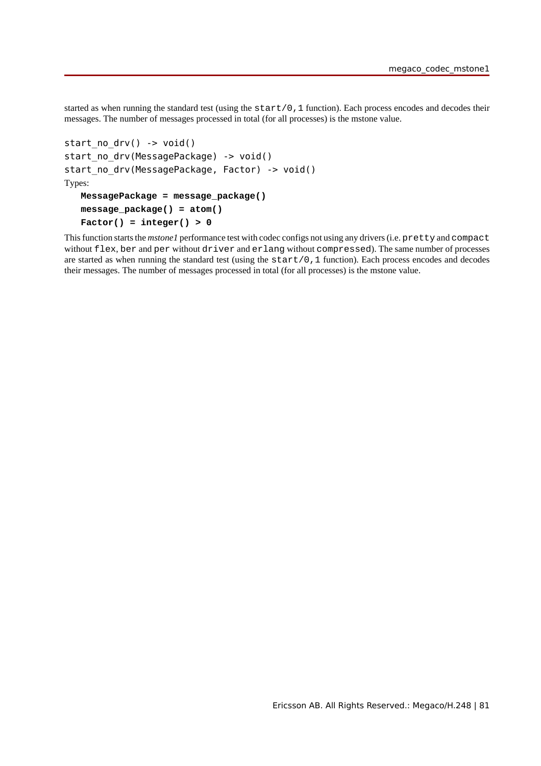started as when running the standard test (using the `start/0,1` function). Each process encodes and decodes their messages. The number of messages processed in total (for all processes) is the mstone value.

```
start_no_drv() -> void()
start_no_drv(MessagePackage) -> void()
start_no_drv(MessagePackage, Factor) -> void()
```

Types:

**`MessagePackage = message_package()`**

**`message_package() = atom()`**

**`Factor() = integer() > 0`**

This function starts the *mstone1* performance test with codec configs not using any drivers (i.e. `pretty` and `compact` without `flex`, `ber` and `per` without `driver` and `erlang` without `compressed`). The same number of processes are started as when running the standard test (using the `start/0,1` function). Each process encodes and decodes their messages. The number of messages processed in total (for all processes) is the mstone value.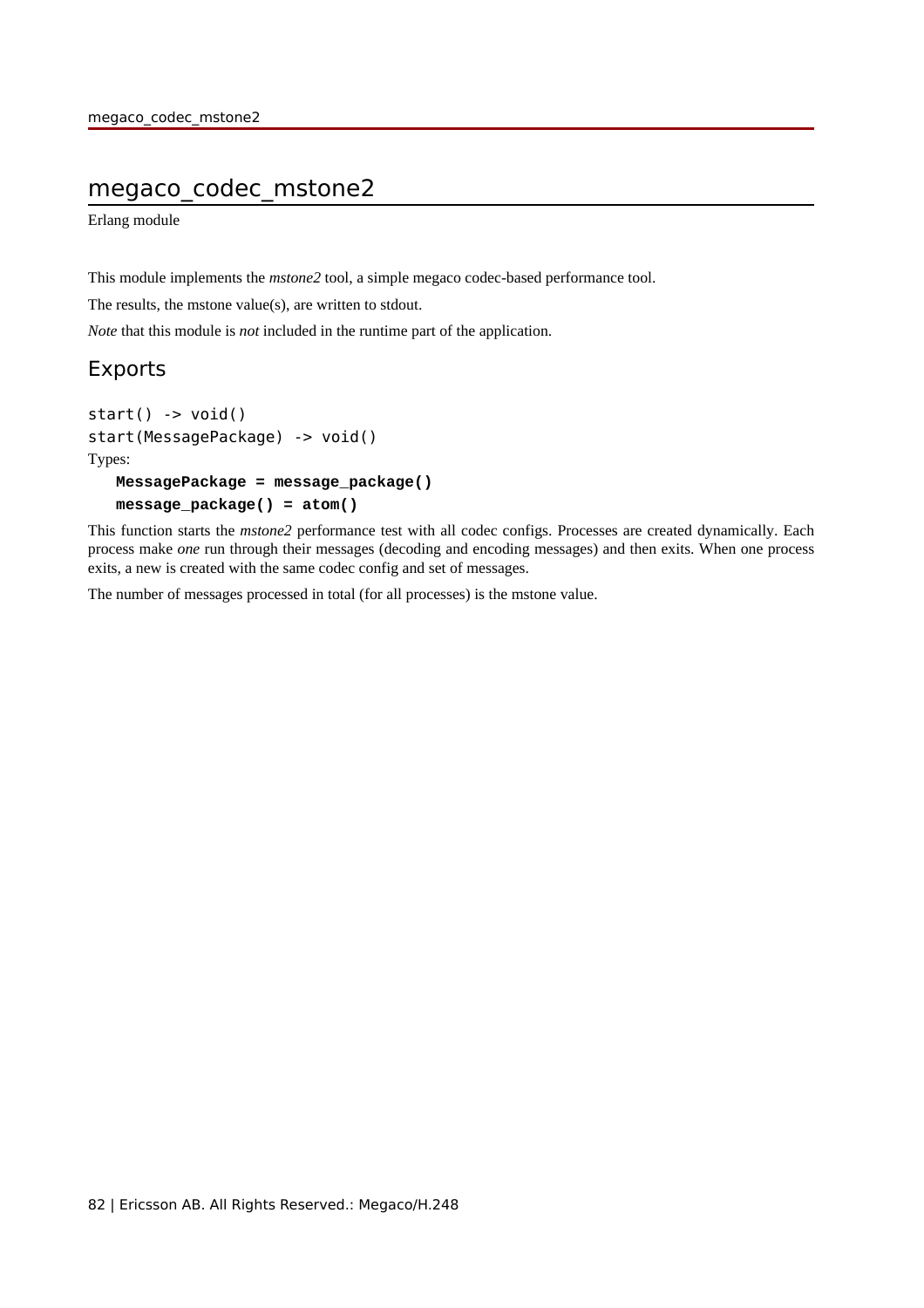# megaco_codec_mstone2

Erlang module

This module implements the *mstone2* tool, a simple megaco codec-based performance tool.

The results, the mstone value(s), are written to stdout.

*Note* that this module is *not* included in the runtime part of the application.

## Exports

```
start() -> void()
start(MessagePackage) -> void()
```

Types:

**`MessagePackage = message_package()`**

**`message_package() = atom()`**

This function starts the *mstone2* performance test with all codec configs. Processes are created dynamically. Each process make *one* run through their messages (decoding and encoding messages) and then exits. When one process exits, a new is created with the same codec config and set of messages.

The number of messages processed in total (for all processes) is the mstone value.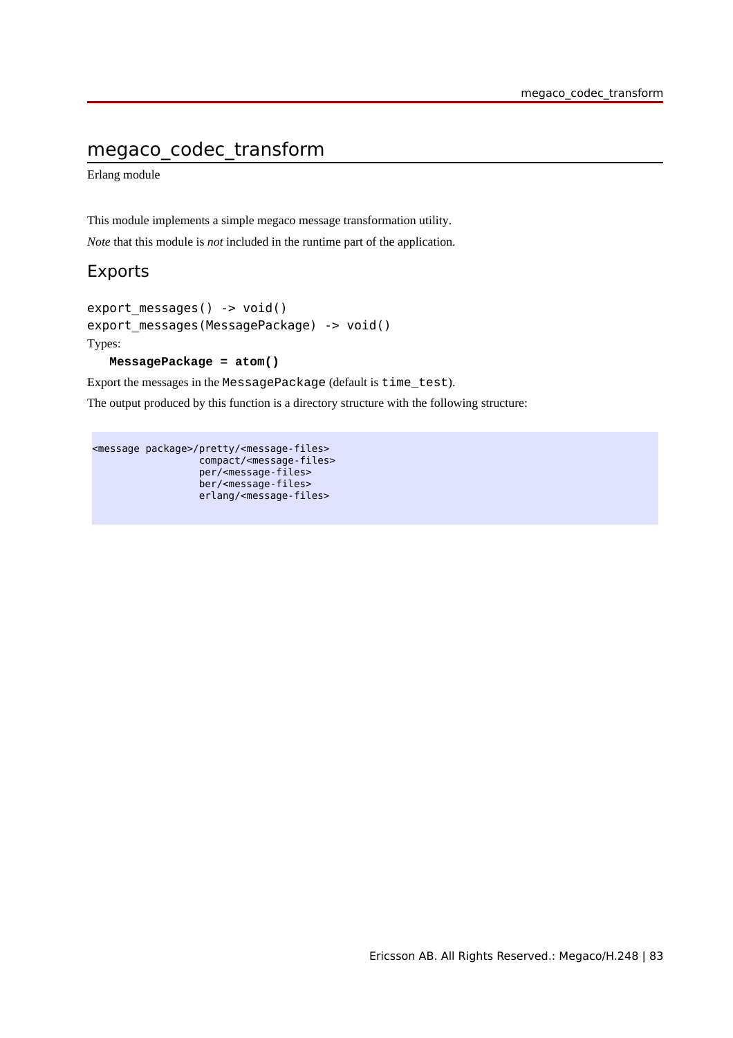# megaco_codec_transform

Erlang module

This module implements a simple megaco message transformation utility.

*Note* that this module is *not* included in the runtime part of the application.

## Exports

```
export_messages() -> void()
export_messages(MessagePackage) -> void()
```

Types:

**MessagePackage = atom()**

Export the messages in the `MessagePackage` (default is `time_test`).

The output produced by this function is a directory structure with the following structure:

```
<message package>/pretty/<message-files>
                  compact/<message-files>
                  per/<message-files>
                  ber/<message-files>
                  erlang/<message-files>
```